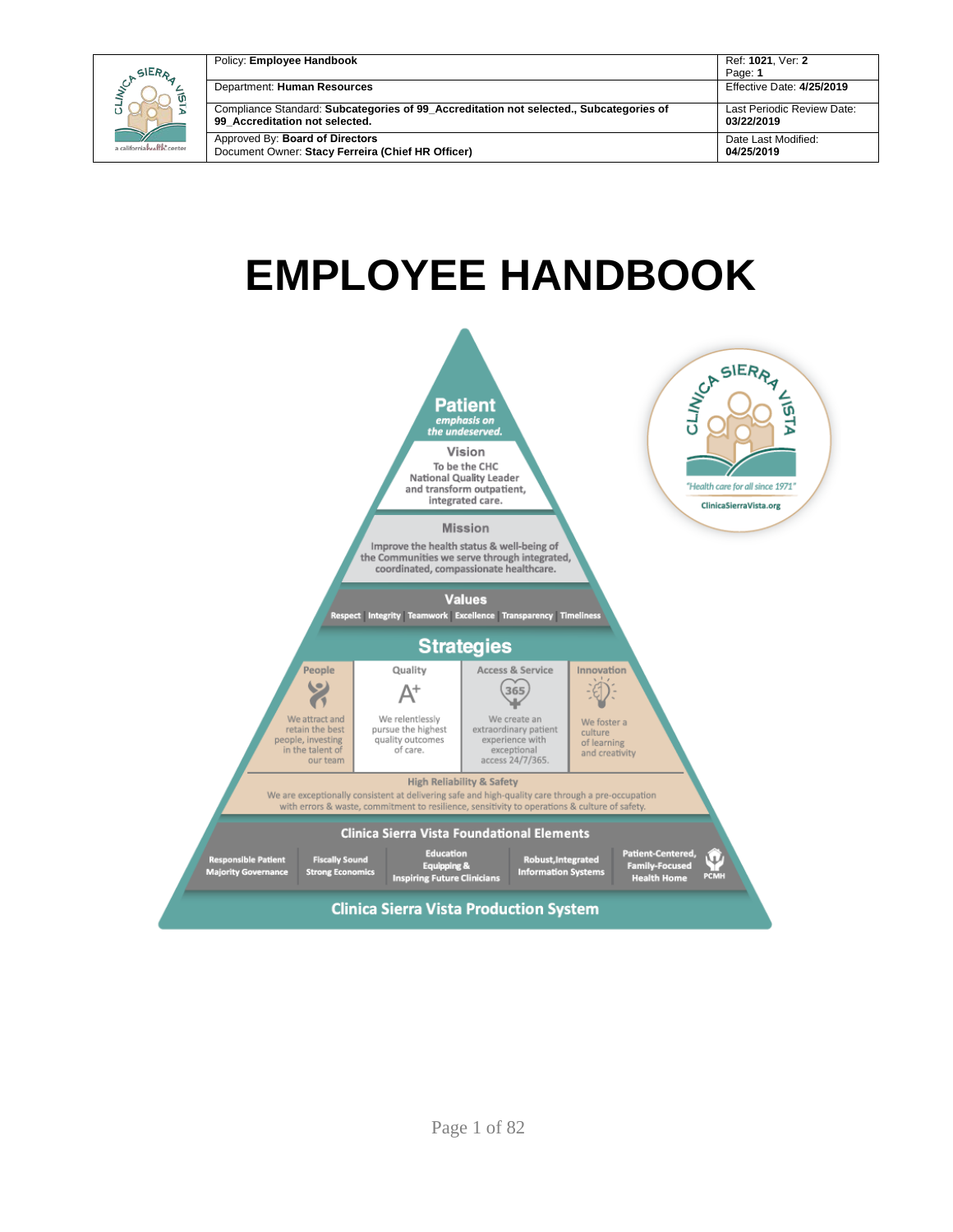| Policy: **Employee Handbook** | Ref: **1021**, Ver: **2** Page: **1** |
|---|---|
| Department: **Human Resources** | Effective Date: **4/25/2019** |
| Compliance Standard: **Subcategories of 99_Accreditation not selected., Subcategories of 99_Accreditation not selected.** | Last Periodic Review Date: **03/22/2019** |
| Approved By: **Board of Directors** Document Owner: **Stacy Ferreira (Chief HR Officer)** | Date Last Modified: **04/25/2019** |

# EMPLOYEE HANDBOOK

**Patient**
*emphasis on the undeserved.*

**Vision**
To be the CHC National Quality Leader and transform outpatient, integrated care.

**Mission**
Improve the health status & well-being of the Communities we serve through integrated, coordinated, compassionate healthcare.

**Values**
Respect | Integrity | Teamwork | Excellence | Transparency | Timeliness

**Strategies**

- **People** – We attract and retain the best people, investing in the talent of our team
- **Quality** – We relentlessly pursue the highest quality outcomes of care.
- **Access & Service** – We create an extraordinary patient experience with exceptional access 24/7/365.
- **Innovation** – We foster a culture of learning and creativity

**High Reliability & Safety**
We are exceptionally consistent at delivering safe and high-quality care through a pre-occupation with errors & waste, commitment to resilience, sensitivity to operations & culture of safety.

**Clinica Sierra Vista Foundational Elements**

- Responsible Patient Majority Governance
- Fiscally Sound Strong Economics
- Education Equipping & Inspiring Future Clinicians
- Robust,Integrated Information Systems
- Patient-Centered, Family-Focused Health Home (PCMH)

**Clinica Sierra Vista Production System**

CLINICA SIERRA VISTA
"Health care for all since 1971"
ClinicaSierraVista.org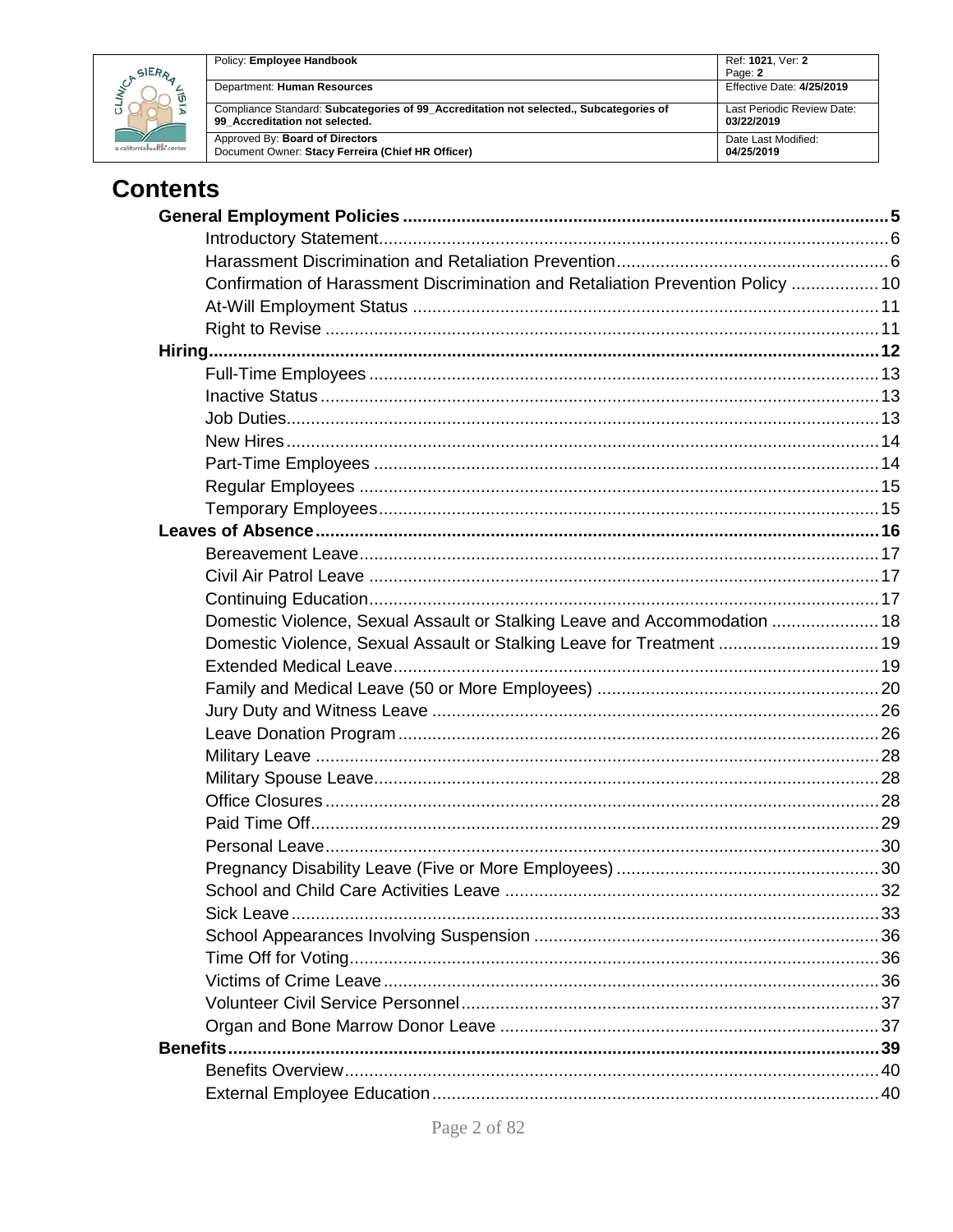# Contents

**General Employment Policies** ........ **5**

- Introductory Statement ........ 6
- Harassment Discrimination and Retaliation Prevention ........ 6
- Confirmation of Harassment Discrimination and Retaliation Prevention Policy ........ 10
- At-Will Employment Status ........ 11
- Right to Revise ........ 11

**Hiring** ........ **12**

- Full-Time Employees ........ 13
- Inactive Status ........ 13
- Job Duties ........ 13
- New Hires ........ 14
- Part-Time Employees ........ 14
- Regular Employees ........ 15
- Temporary Employees ........ 15

**Leaves of Absence** ........ **16**

- Bereavement Leave ........ 17
- Civil Air Patrol Leave ........ 17
- Continuing Education ........ 17
- Domestic Violence, Sexual Assault or Stalking Leave and Accommodation ........ 18
- Domestic Violence, Sexual Assault or Stalking Leave for Treatment ........ 19
- Extended Medical Leave ........ 19
- Family and Medical Leave (50 or More Employees) ........ 20
- Jury Duty and Witness Leave ........ 26
- Leave Donation Program ........ 26
- Military Leave ........ 28
- Military Spouse Leave ........ 28
- Office Closures ........ 28
- Paid Time Off ........ 29
- Personal Leave ........ 30
- Pregnancy Disability Leave (Five or More Employees) ........ 30
- School and Child Care Activities Leave ........ 32
- Sick Leave ........ 33
- School Appearances Involving Suspension ........ 36
- Time Off for Voting ........ 36
- Victims of Crime Leave ........ 36
- Volunteer Civil Service Personnel ........ 37
- Organ and Bone Marrow Donor Leave ........ 37

**Benefits** ........ **39**

- Benefits Overview ........ 40
- External Employee Education ........ 40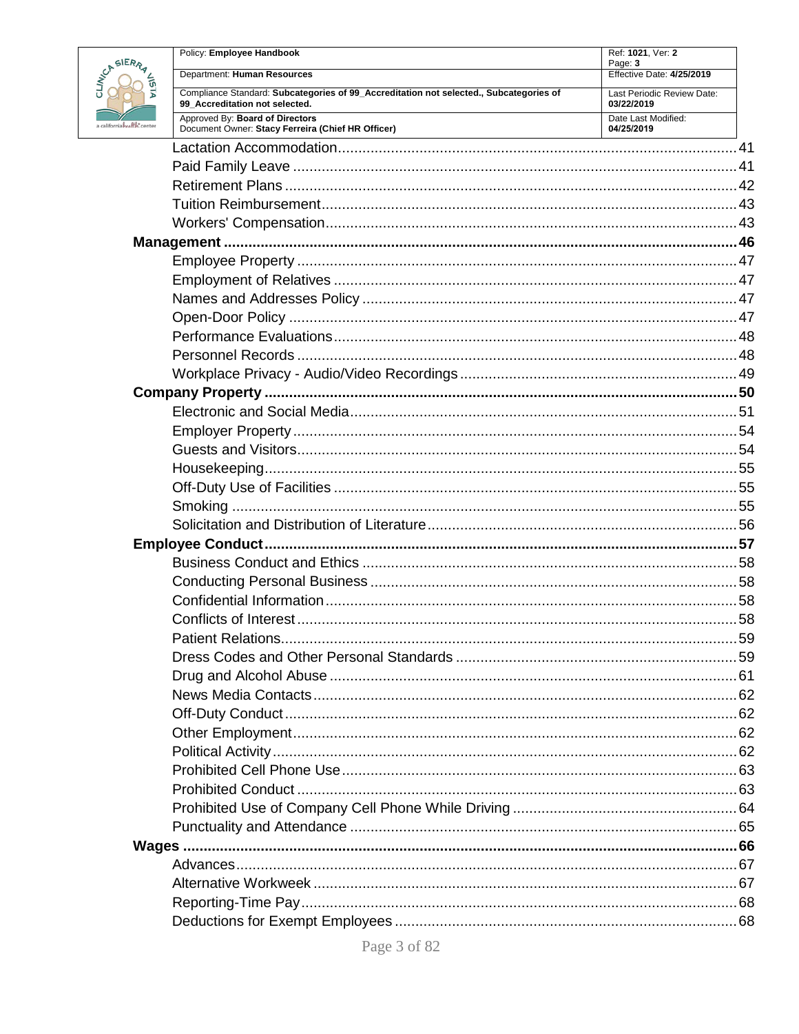- Lactation Accommodation ........ 41
- Paid Family Leave ........ 41
- Retirement Plans ........ 42
- Tuition Reimbursement ........ 43
- Workers' Compensation ........ 43

**Management ........ 46**

- Employee Property ........ 47
- Employment of Relatives ........ 47
- Names and Addresses Policy ........ 47
- Open-Door Policy ........ 47
- Performance Evaluations ........ 48
- Personnel Records ........ 48
- Workplace Privacy - Audio/Video Recordings ........ 49

**Company Property ........ 50**

- Electronic and Social Media ........ 51
- Employer Property ........ 54
- Guests and Visitors ........ 54
- Housekeeping ........ 55
- Off-Duty Use of Facilities ........ 55
- Smoking ........ 55
- Solicitation and Distribution of Literature ........ 56

**Employee Conduct ........ 57**

- Business Conduct and Ethics ........ 58
- Conducting Personal Business ........ 58
- Confidential Information ........ 58
- Conflicts of Interest ........ 58
- Patient Relations ........ 59
- Dress Codes and Other Personal Standards ........ 59
- Drug and Alcohol Abuse ........ 61
- News Media Contacts ........ 62
- Off-Duty Conduct ........ 62
- Other Employment ........ 62
- Political Activity ........ 62
- Prohibited Cell Phone Use ........ 63
- Prohibited Conduct ........ 63
- Prohibited Use of Company Cell Phone While Driving ........ 64
- Punctuality and Attendance ........ 65

**Wages ........ 66**

- Advances ........ 67
- Alternative Workweek ........ 67
- Reporting-Time Pay ........ 68
- Deductions for Exempt Employees ........ 68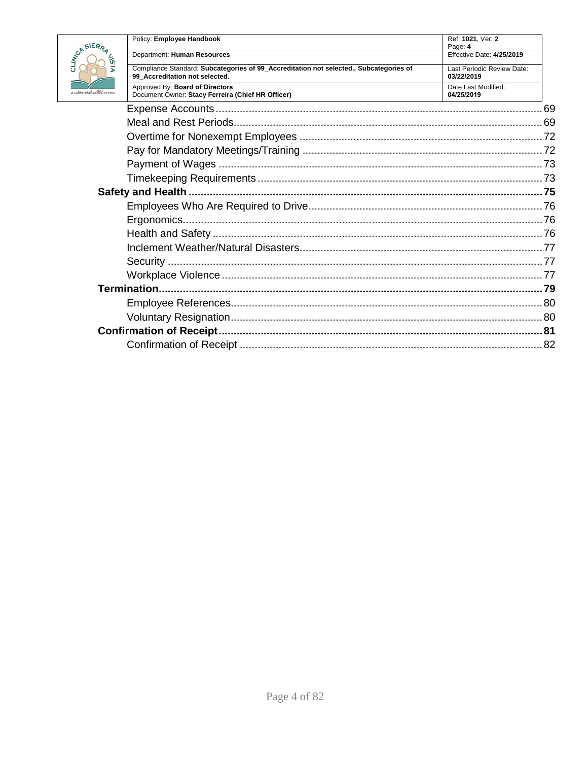- Expense Accounts ... 69
- Meal and Rest Periods ... 69
- Overtime for Nonexempt Employees ... 72
- Pay for Mandatory Meetings/Training ... 72
- Payment of Wages ... 73
- Timekeeping Requirements ... 73

**Safety and Health ... 75**

- Employees Who Are Required to Drive ... 76
- Ergonomics ... 76
- Health and Safety ... 76
- Inclement Weather/Natural Disasters ... 77
- Security ... 77
- Workplace Violence ... 77

**Termination ... 79**

- Employee References ... 80
- Voluntary Resignation ... 80

**Confirmation of Receipt ... 81**

- Confirmation of Receipt ... 82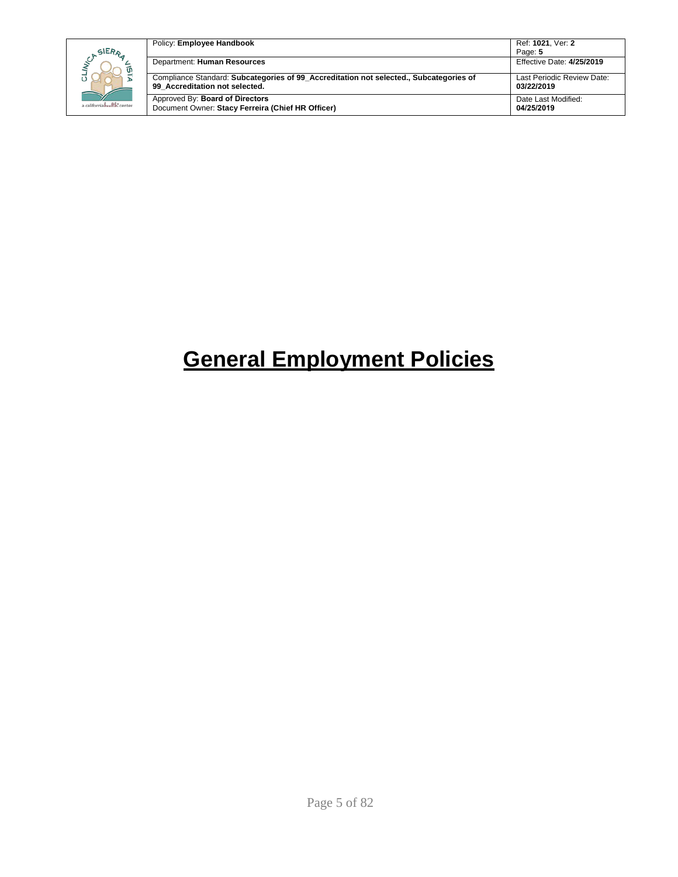# General Employment Policies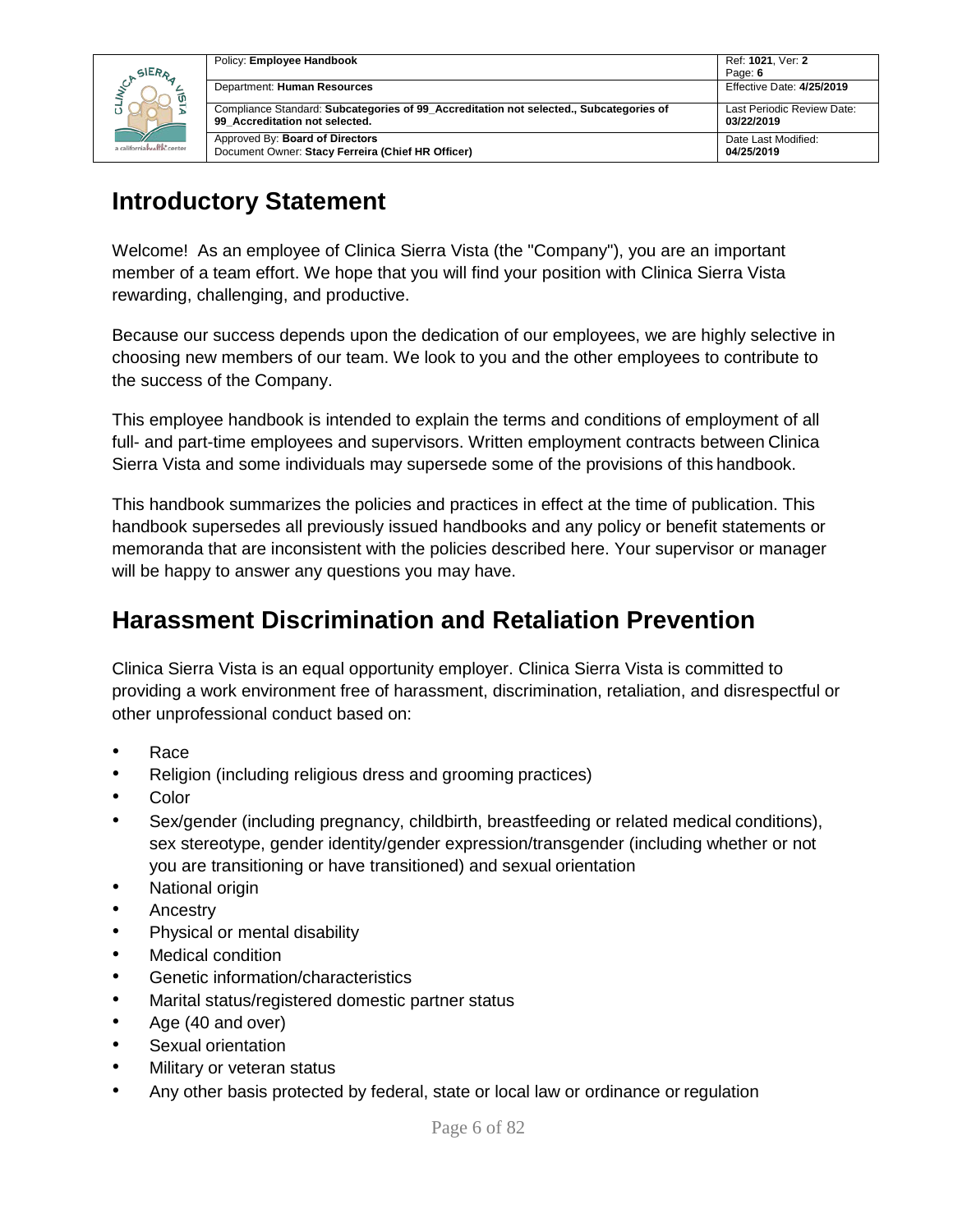## Introductory Statement

Welcome! As an employee of Clinica Sierra Vista (the "Company"), you are an important member of a team effort. We hope that you will find your position with Clinica Sierra Vista rewarding, challenging, and productive.

Because our success depends upon the dedication of our employees, we are highly selective in choosing new members of our team. We look to you and the other employees to contribute to the success of the Company.

This employee handbook is intended to explain the terms and conditions of employment of all full- and part-time employees and supervisors. Written employment contracts between Clinica Sierra Vista and some individuals may supersede some of the provisions of this handbook.

This handbook summarizes the policies and practices in effect at the time of publication. This handbook supersedes all previously issued handbooks and any policy or benefit statements or memoranda that are inconsistent with the policies described here. Your supervisor or manager will be happy to answer any questions you may have.

## Harassment Discrimination and Retaliation Prevention

Clinica Sierra Vista is an equal opportunity employer. Clinica Sierra Vista is committed to providing a work environment free of harassment, discrimination, retaliation, and disrespectful or other unprofessional conduct based on:

- Race
- Religion (including religious dress and grooming practices)
- Color
- Sex/gender (including pregnancy, childbirth, breastfeeding or related medical conditions), sex stereotype, gender identity/gender expression/transgender (including whether or not you are transitioning or have transitioned) and sexual orientation
- National origin
- Ancestry
- Physical or mental disability
- Medical condition
- Genetic information/characteristics
- Marital status/registered domestic partner status
- Age (40 and over)
- Sexual orientation
- Military or veteran status
- Any other basis protected by federal, state or local law or ordinance or regulation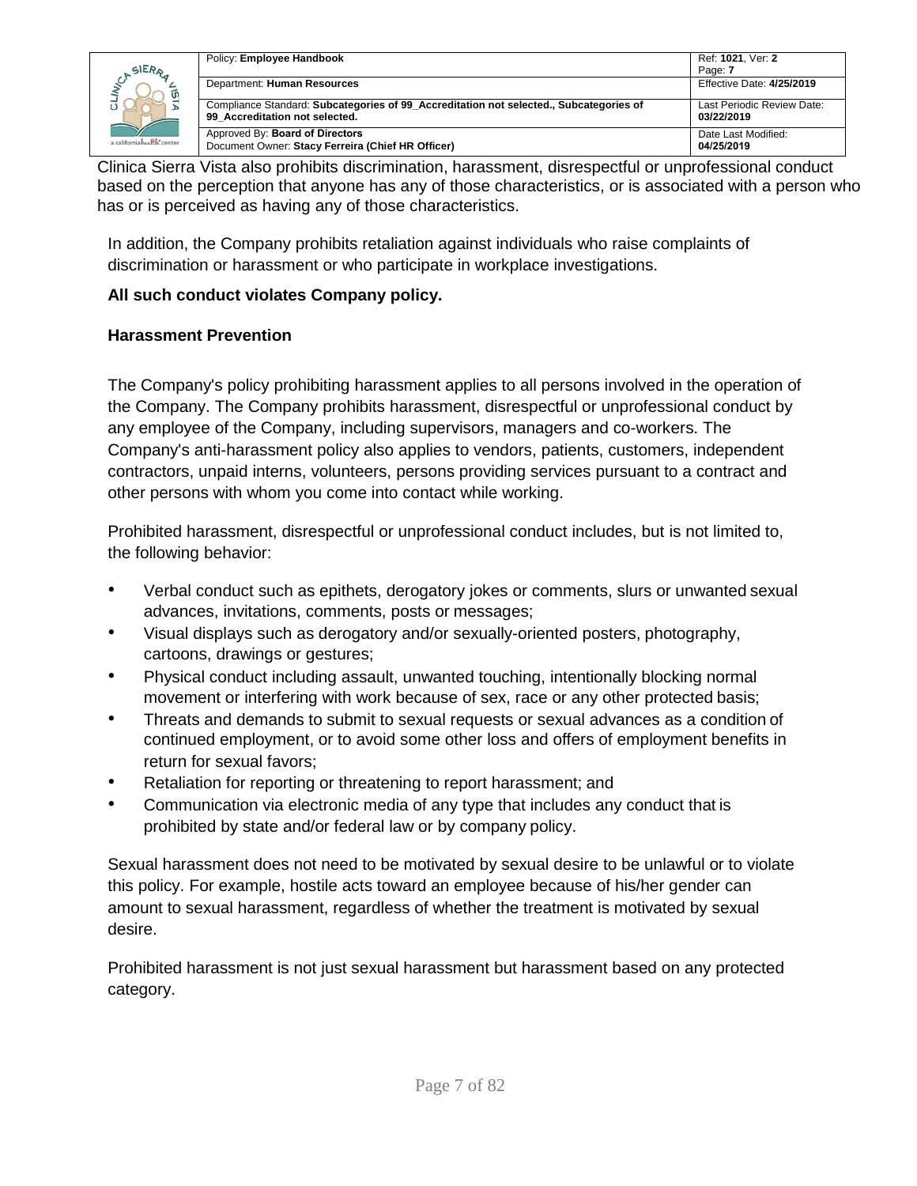Clinica Sierra Vista also prohibits discrimination, harassment, disrespectful or unprofessional conduct based on the perception that anyone has any of those characteristics, or is associated with a person who has or is perceived as having any of those characteristics.

In addition, the Company prohibits retaliation against individuals who raise complaints of discrimination or harassment or who participate in workplace investigations.

**All such conduct violates Company policy.**

**Harassment Prevention**

The Company's policy prohibiting harassment applies to all persons involved in the operation of the Company. The Company prohibits harassment, disrespectful or unprofessional conduct by any employee of the Company, including supervisors, managers and co-workers. The Company's anti-harassment policy also applies to vendors, patients, customers, independent contractors, unpaid interns, volunteers, persons providing services pursuant to a contract and other persons with whom you come into contact while working.

Prohibited harassment, disrespectful or unprofessional conduct includes, but is not limited to, the following behavior:

- Verbal conduct such as epithets, derogatory jokes or comments, slurs or unwanted sexual advances, invitations, comments, posts or messages;
- Visual displays such as derogatory and/or sexually-oriented posters, photography, cartoons, drawings or gestures;
- Physical conduct including assault, unwanted touching, intentionally blocking normal movement or interfering with work because of sex, race or any other protected basis;
- Threats and demands to submit to sexual requests or sexual advances as a condition of continued employment, or to avoid some other loss and offers of employment benefits in return for sexual favors;
- Retaliation for reporting or threatening to report harassment; and
- Communication via electronic media of any type that includes any conduct that is prohibited by state and/or federal law or by company policy.

Sexual harassment does not need to be motivated by sexual desire to be unlawful or to violate this policy. For example, hostile acts toward an employee because of his/her gender can amount to sexual harassment, regardless of whether the treatment is motivated by sexual desire.

Prohibited harassment is not just sexual harassment but harassment based on any protected category.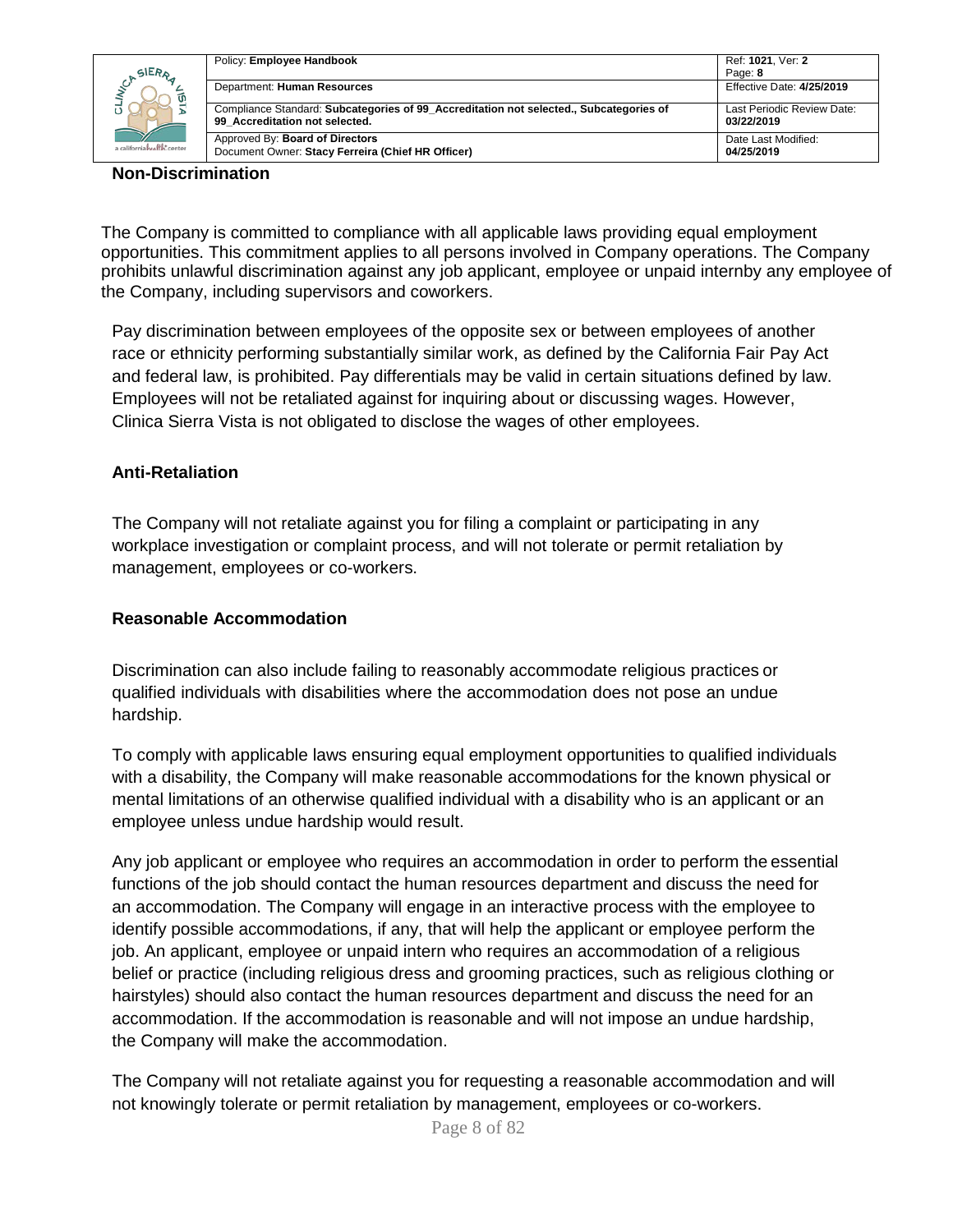## Non-Discrimination

The Company is committed to compliance with all applicable laws providing equal employment opportunities. This commitment applies to all persons involved in Company operations. The Company prohibits unlawful discrimination against any job applicant, employee or unpaid internby any employee of the Company, including supervisors and coworkers.

Pay discrimination between employees of the opposite sex or between employees of another race or ethnicity performing substantially similar work, as defined by the California Fair Pay Act and federal law, is prohibited. Pay differentials may be valid in certain situations defined by law. Employees will not be retaliated against for inquiring about or discussing wages. However, Clinica Sierra Vista is not obligated to disclose the wages of other employees.

## Anti-Retaliation

The Company will not retaliate against you for filing a complaint or participating in any workplace investigation or complaint process, and will not tolerate or permit retaliation by management, employees or co-workers.

## Reasonable Accommodation

Discrimination can also include failing to reasonably accommodate religious practices or qualified individuals with disabilities where the accommodation does not pose an undue hardship.

To comply with applicable laws ensuring equal employment opportunities to qualified individuals with a disability, the Company will make reasonable accommodations for the known physical or mental limitations of an otherwise qualified individual with a disability who is an applicant or an employee unless undue hardship would result.

Any job applicant or employee who requires an accommodation in order to perform the essential functions of the job should contact the human resources department and discuss the need for an accommodation. The Company will engage in an interactive process with the employee to identify possible accommodations, if any, that will help the applicant or employee perform the job. An applicant, employee or unpaid intern who requires an accommodation of a religious belief or practice (including religious dress and grooming practices, such as religious clothing or hairstyles) should also contact the human resources department and discuss the need for an accommodation. If the accommodation is reasonable and will not impose an undue hardship, the Company will make the accommodation.

The Company will not retaliate against you for requesting a reasonable accommodation and will not knowingly tolerate or permit retaliation by management, employees or co-workers.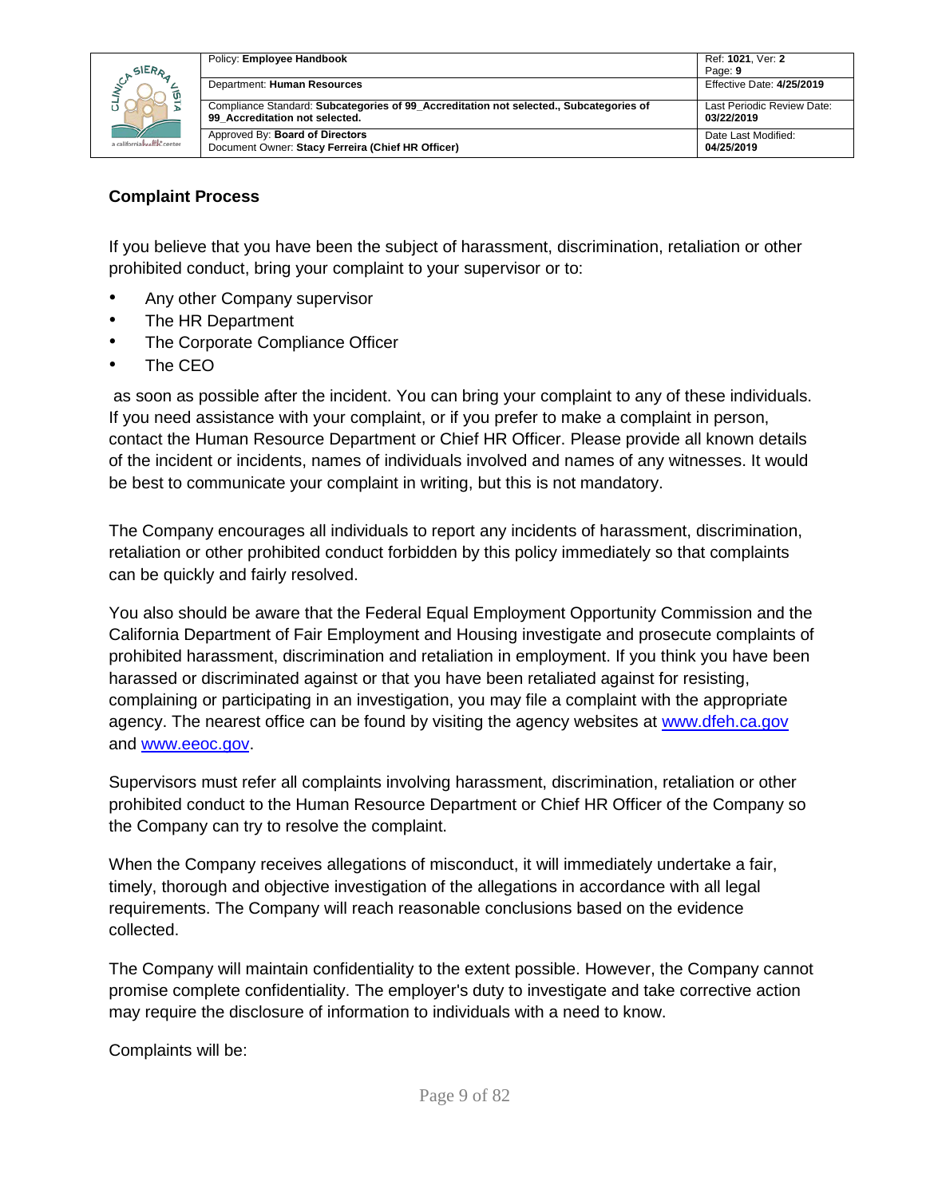## Complaint Process

If you believe that you have been the subject of harassment, discrimination, retaliation or other prohibited conduct, bring your complaint to your supervisor or to:

- Any other Company supervisor
- The HR Department
- The Corporate Compliance Officer
- The CEO

as soon as possible after the incident. You can bring your complaint to any of these individuals. If you need assistance with your complaint, or if you prefer to make a complaint in person, contact the Human Resource Department or Chief HR Officer. Please provide all known details of the incident or incidents, names of individuals involved and names of any witnesses. It would be best to communicate your complaint in writing, but this is not mandatory.

The Company encourages all individuals to report any incidents of harassment, discrimination, retaliation or other prohibited conduct forbidden by this policy immediately so that complaints can be quickly and fairly resolved.

You also should be aware that the Federal Equal Employment Opportunity Commission and the California Department of Fair Employment and Housing investigate and prosecute complaints of prohibited harassment, discrimination and retaliation in employment. If you think you have been harassed or discriminated against or that you have been retaliated against for resisting, complaining or participating in an investigation, you may file a complaint with the appropriate agency. The nearest office can be found by visiting the agency websites at [www.dfeh.ca.gov](http://www.dfeh.ca.gov) and [www.eeoc.gov](http://www.eeoc.gov).

Supervisors must refer all complaints involving harassment, discrimination, retaliation or other prohibited conduct to the Human Resource Department or Chief HR Officer of the Company so the Company can try to resolve the complaint.

When the Company receives allegations of misconduct, it will immediately undertake a fair, timely, thorough and objective investigation of the allegations in accordance with all legal requirements. The Company will reach reasonable conclusions based on the evidence collected.

The Company will maintain confidentiality to the extent possible. However, the Company cannot promise complete confidentiality. The employer's duty to investigate and take corrective action may require the disclosure of information to individuals with a need to know.

Complaints will be: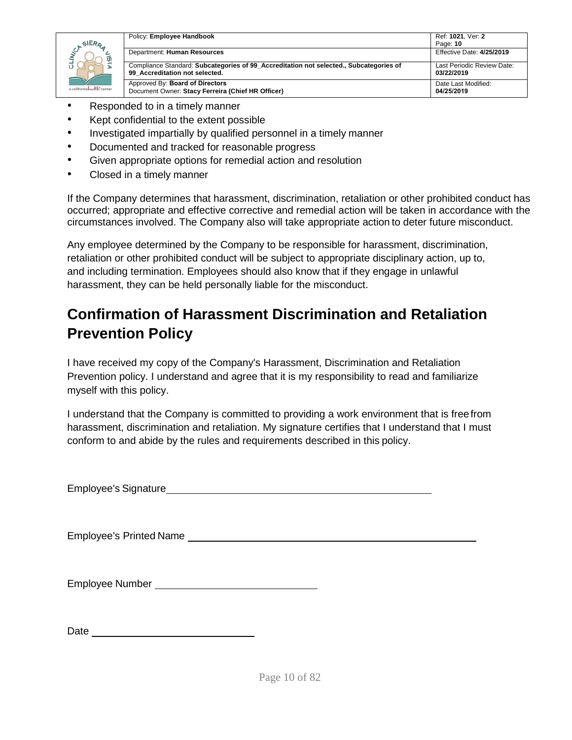- Responded to in a timely manner
- Kept confidential to the extent possible
- Investigated impartially by qualified personnel in a timely manner
- Documented and tracked for reasonable progress
- Given appropriate options for remedial action and resolution
- Closed in a timely manner

If the Company determines that harassment, discrimination, retaliation or other prohibited conduct has occurred; appropriate and effective corrective and remedial action will be taken in accordance with the circumstances involved. The Company also will take appropriate action to deter future misconduct.

Any employee determined by the Company to be responsible for harassment, discrimination, retaliation or other prohibited conduct will be subject to appropriate disciplinary action, up to, and including termination. Employees should also know that if they engage in unlawful harassment, they can be held personally liable for the misconduct.

## Confirmation of Harassment Discrimination and Retaliation Prevention Policy

I have received my copy of the Company's Harassment, Discrimination and Retaliation Prevention policy. I understand and agree that it is my responsibility to read and familiarize myself with this policy.

I understand that the Company is committed to providing a work environment that is free from harassment, discrimination and retaliation. My signature certifies that I understand that I must conform to and abide by the rules and requirements described in this policy.

Employee's Signature ______________________________________________

Employee's Printed Name ______________________________________________

Employee Number ____________________________

Date ____________________________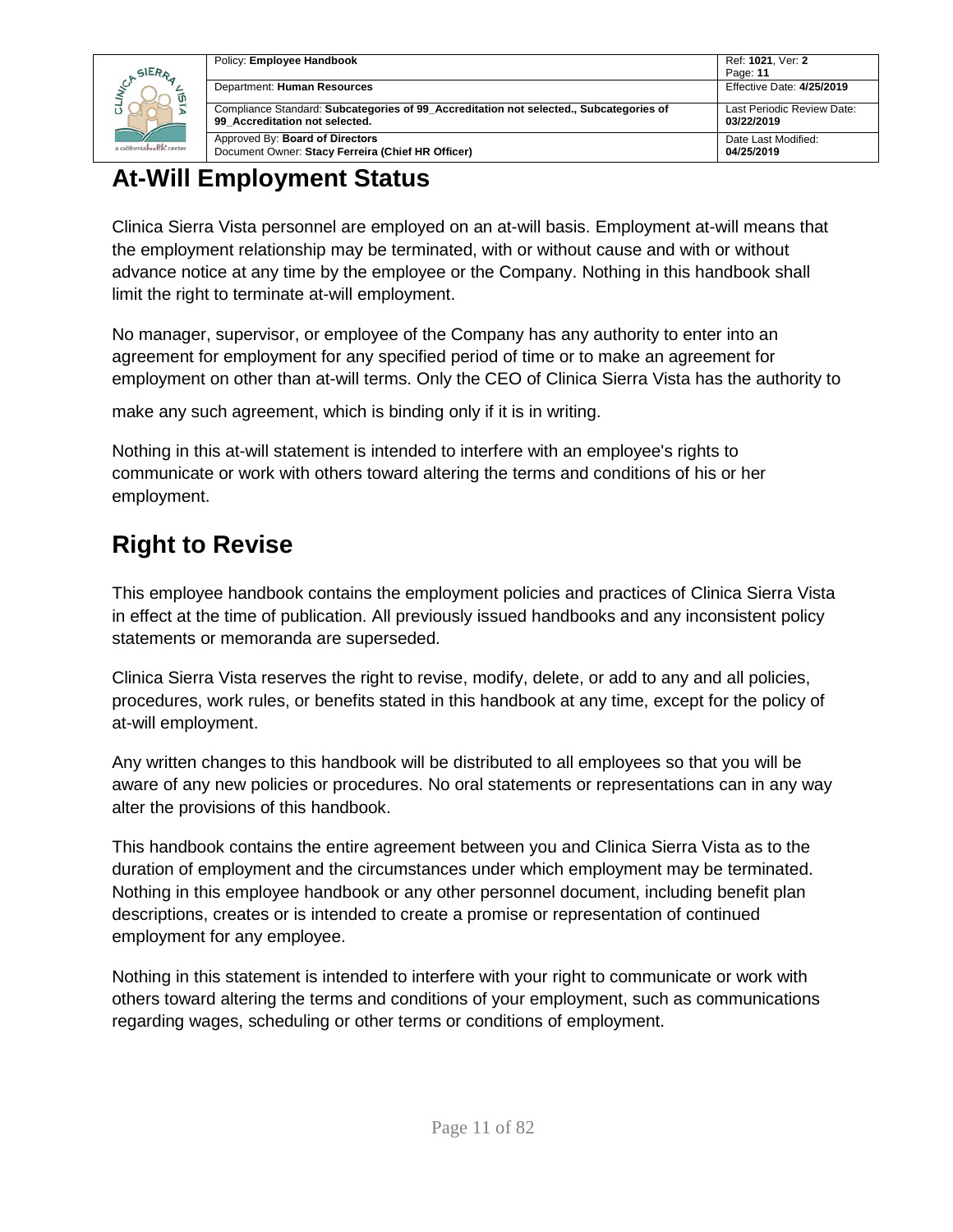## At-Will Employment Status

Clinica Sierra Vista personnel are employed on an at-will basis. Employment at-will means that the employment relationship may be terminated, with or without cause and with or without advance notice at any time by the employee or the Company. Nothing in this handbook shall limit the right to terminate at-will employment.

No manager, supervisor, or employee of the Company has any authority to enter into an agreement for employment for any specified period of time or to make an agreement for employment on other than at-will terms. Only the CEO of Clinica Sierra Vista has the authority to make any such agreement, which is binding only if it is in writing.

Nothing in this at-will statement is intended to interfere with an employee's rights to communicate or work with others toward altering the terms and conditions of his or her employment.

## Right to Revise

This employee handbook contains the employment policies and practices of Clinica Sierra Vista in effect at the time of publication. All previously issued handbooks and any inconsistent policy statements or memoranda are superseded.

Clinica Sierra Vista reserves the right to revise, modify, delete, or add to any and all policies, procedures, work rules, or benefits stated in this handbook at any time, except for the policy of at-will employment.

Any written changes to this handbook will be distributed to all employees so that you will be aware of any new policies or procedures. No oral statements or representations can in any way alter the provisions of this handbook.

This handbook contains the entire agreement between you and Clinica Sierra Vista as to the duration of employment and the circumstances under which employment may be terminated. Nothing in this employee handbook or any other personnel document, including benefit plan descriptions, creates or is intended to create a promise or representation of continued employment for any employee.

Nothing in this statement is intended to interfere with your right to communicate or work with others toward altering the terms and conditions of your employment, such as communications regarding wages, scheduling or other terms or conditions of employment.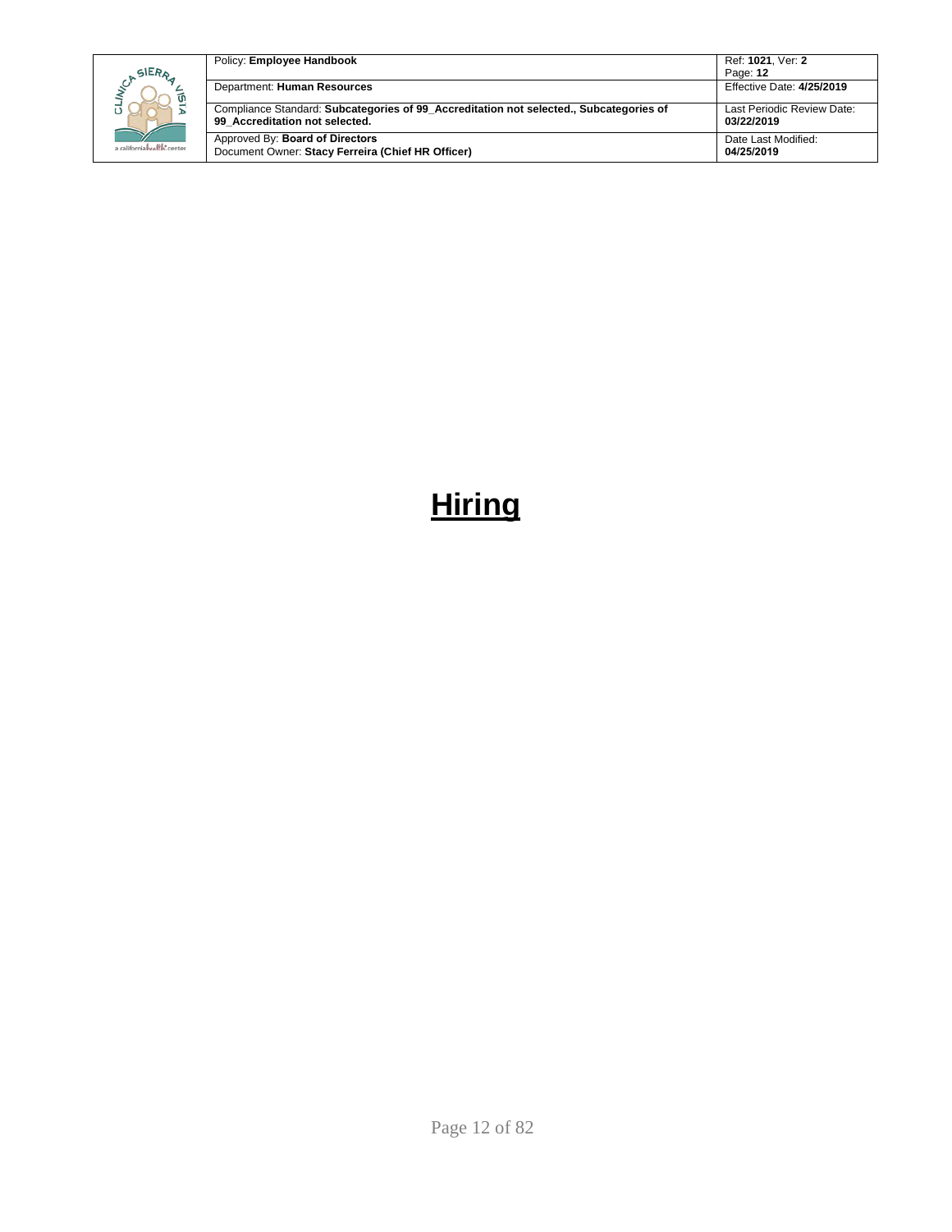# Hiring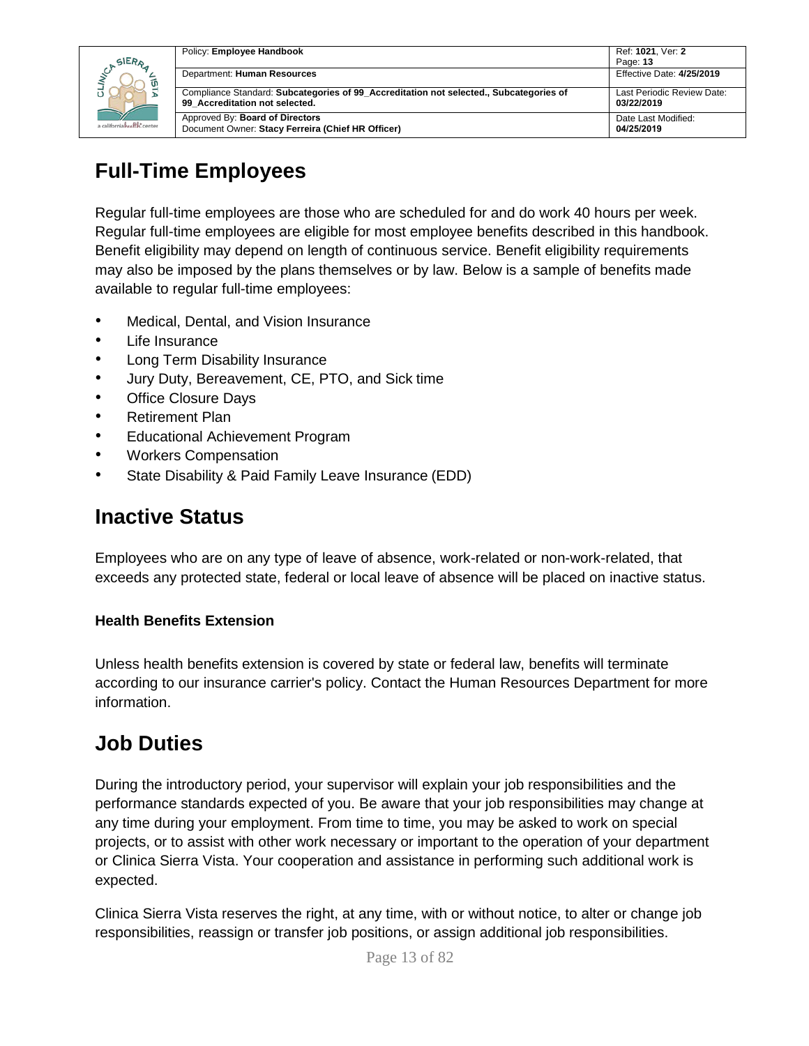# Full-Time Employees

Regular full-time employees are those who are scheduled for and do work 40 hours per week. Regular full-time employees are eligible for most employee benefits described in this handbook. Benefit eligibility may depend on length of continuous service. Benefit eligibility requirements may also be imposed by the plans themselves or by law. Below is a sample of benefits made available to regular full-time employees:

- Medical, Dental, and Vision Insurance
- Life Insurance
- Long Term Disability Insurance
- Jury Duty, Bereavement, CE, PTO, and Sick time
- Office Closure Days
- Retirement Plan
- Educational Achievement Program
- Workers Compensation
- State Disability & Paid Family Leave Insurance (EDD)

# Inactive Status

Employees who are on any type of leave of absence, work-related or non-work-related, that exceeds any protected state, federal or local leave of absence will be placed on inactive status.

### Health Benefits Extension

Unless health benefits extension is covered by state or federal law, benefits will terminate according to our insurance carrier's policy. Contact the Human Resources Department for more information.

# Job Duties

During the introductory period, your supervisor will explain your job responsibilities and the performance standards expected of you. Be aware that your job responsibilities may change at any time during your employment. From time to time, you may be asked to work on special projects, or to assist with other work necessary or important to the operation of your department or Clinica Sierra Vista. Your cooperation and assistance in performing such additional work is expected.

Clinica Sierra Vista reserves the right, at any time, with or without notice, to alter or change job responsibilities, reassign or transfer job positions, or assign additional job responsibilities.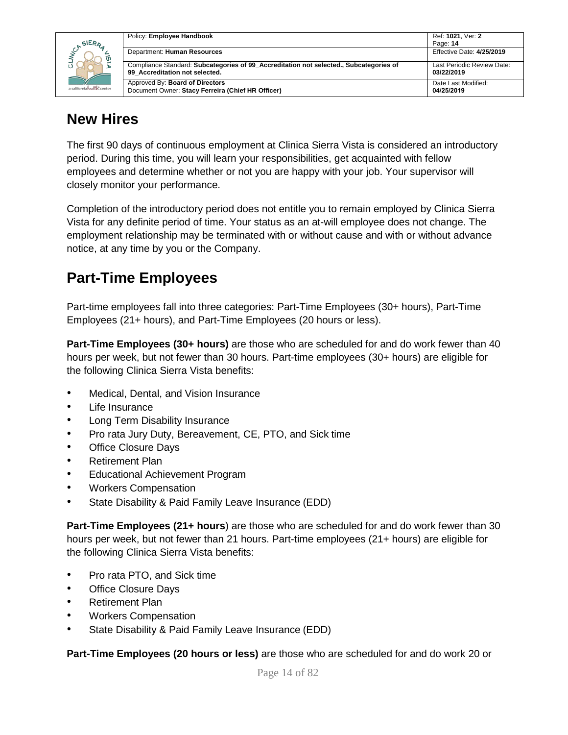## New Hires

The first 90 days of continuous employment at Clinica Sierra Vista is considered an introductory period. During this time, you will learn your responsibilities, get acquainted with fellow employees and determine whether or not you are happy with your job. Your supervisor will closely monitor your performance.

Completion of the introductory period does not entitle you to remain employed by Clinica Sierra Vista for any definite period of time. Your status as an at-will employee does not change. The employment relationship may be terminated with or without cause and with or without advance notice, at any time by you or the Company.

## Part-Time Employees

Part-time employees fall into three categories: Part-Time Employees (30+ hours), Part-Time Employees (21+ hours), and Part-Time Employees (20 hours or less).

**Part-Time Employees (30+ hours)** are those who are scheduled for and do work fewer than 40 hours per week, but not fewer than 30 hours. Part-time employees (30+ hours) are eligible for the following Clinica Sierra Vista benefits:

- Medical, Dental, and Vision Insurance
- Life Insurance
- Long Term Disability Insurance
- Pro rata Jury Duty, Bereavement, CE, PTO, and Sick time
- Office Closure Days
- Retirement Plan
- Educational Achievement Program
- Workers Compensation
- State Disability & Paid Family Leave Insurance (EDD)

**Part-Time Employees (21+ hours**) are those who are scheduled for and do work fewer than 30 hours per week, but not fewer than 21 hours. Part-time employees (21+ hours) are eligible for the following Clinica Sierra Vista benefits:

- Pro rata PTO, and Sick time
- Office Closure Days
- Retirement Plan
- Workers Compensation
- State Disability & Paid Family Leave Insurance (EDD)

**Part-Time Employees (20 hours or less)** are those who are scheduled for and do work 20 or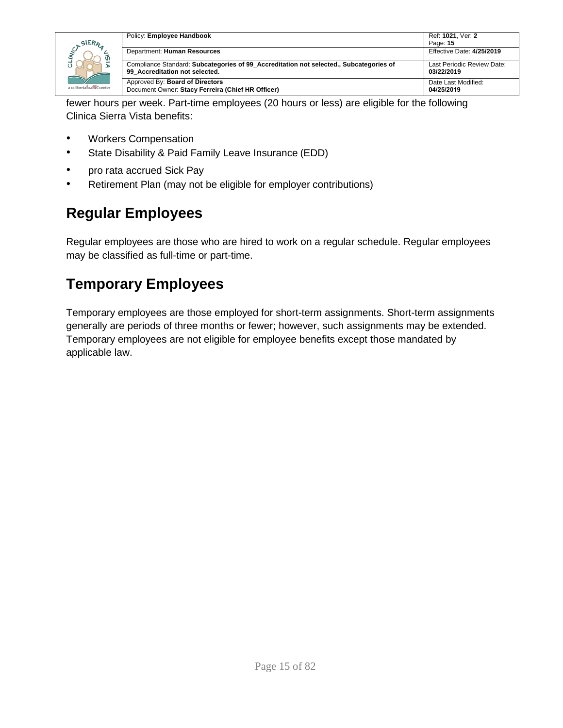fewer hours per week. Part-time employees (20 hours or less) are eligible for the following Clinica Sierra Vista benefits:

- Workers Compensation
- State Disability & Paid Family Leave Insurance (EDD)
- pro rata accrued Sick Pay
- Retirement Plan (may not be eligible for employer contributions)

## Regular Employees

Regular employees are those who are hired to work on a regular schedule. Regular employees may be classified as full-time or part-time.

## Temporary Employees

Temporary employees are those employed for short-term assignments. Short-term assignments generally are periods of three months or fewer; however, such assignments may be extended. Temporary employees are not eligible for employee benefits except those mandated by applicable law.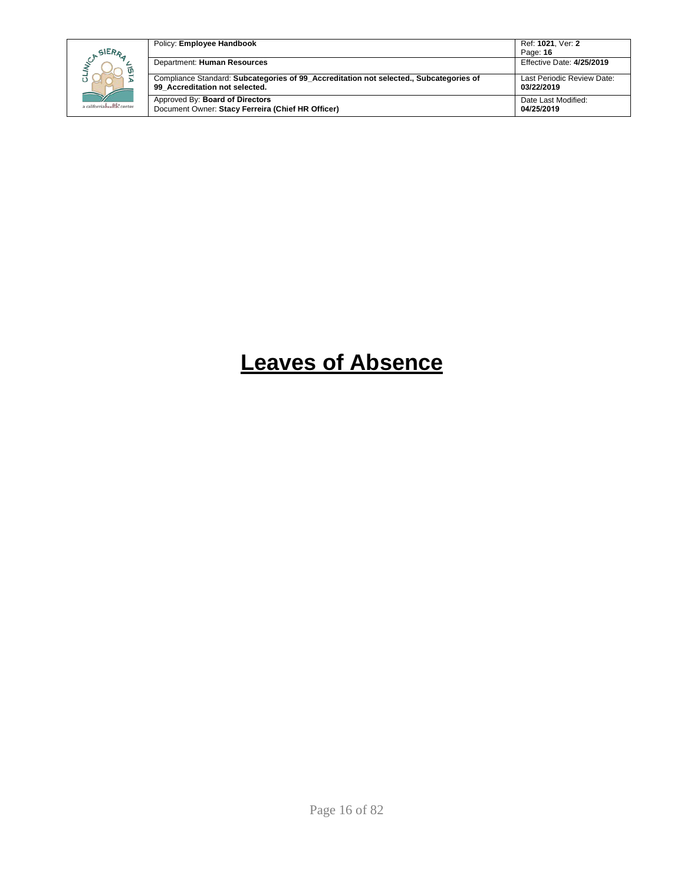# Leaves of Absence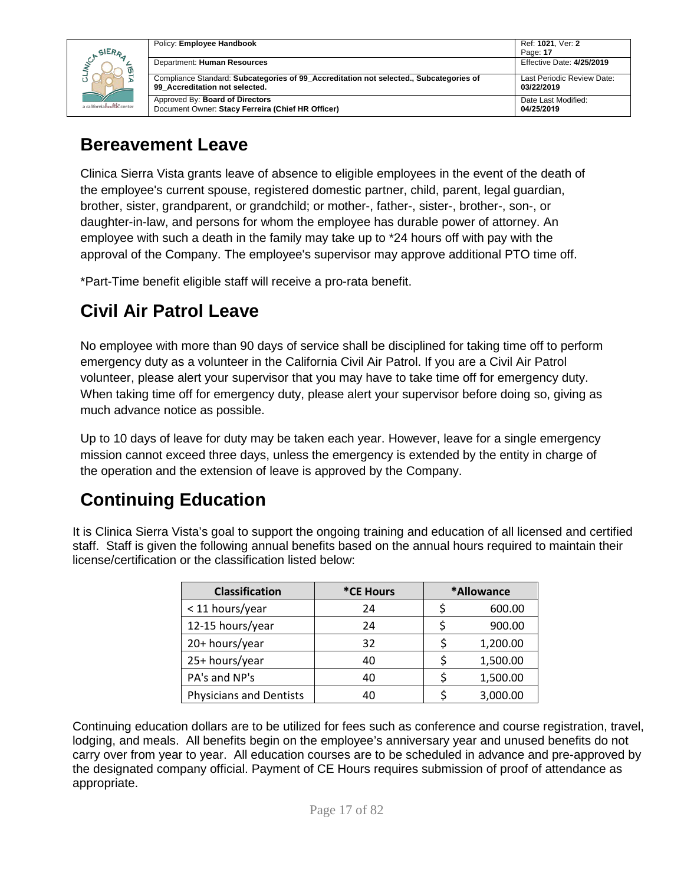## Bereavement Leave

Clinica Sierra Vista grants leave of absence to eligible employees in the event of the death of the employee's current spouse, registered domestic partner, child, parent, legal guardian, brother, sister, grandparent, or grandchild; or mother-, father-, sister-, brother-, son-, or daughter-in-law, and persons for whom the employee has durable power of attorney. An employee with such a death in the family may take up to *24 hours off with pay with the approval of the Company. The employee's supervisor may approve additional PTO time off.

*Part-Time benefit eligible staff will receive a pro-rata benefit.

## Civil Air Patrol Leave

No employee with more than 90 days of service shall be disciplined for taking time off to perform emergency duty as a volunteer in the California Civil Air Patrol. If you are a Civil Air Patrol volunteer, please alert your supervisor that you may have to take time off for emergency duty. When taking time off for emergency duty, please alert your supervisor before doing so, giving as much advance notice as possible.

Up to 10 days of leave for duty may be taken each year. However, leave for a single emergency mission cannot exceed three days, unless the emergency is extended by the entity in charge of the operation and the extension of leave is approved by the Company.

## Continuing Education

It is Clinica Sierra Vista's goal to support the ongoing training and education of all licensed and certified staff. Staff is given the following annual benefits based on the annual hours required to maintain their license/certification or the classification listed below:

| Classification | *CE Hours | *Allowance |
|---|---|---|
| < 11 hours/year | 24 | $ 600.00 |
| 12-15 hours/year | 24 | $ 900.00 |
| 20+ hours/year | 32 | $ 1,200.00 |
| 25+ hours/year | 40 | $ 1,500.00 |
| PA's and NP's | 40 | $ 1,500.00 |
| Physicians and Dentists | 40 | $ 3,000.00 |

Continuing education dollars are to be utilized for fees such as conference and course registration, travel, lodging, and meals. All benefits begin on the employee's anniversary year and unused benefits do not carry over from year to year. All education courses are to be scheduled in advance and pre-approved by the designated company official. Payment of CE Hours requires submission of proof of attendance as appropriate.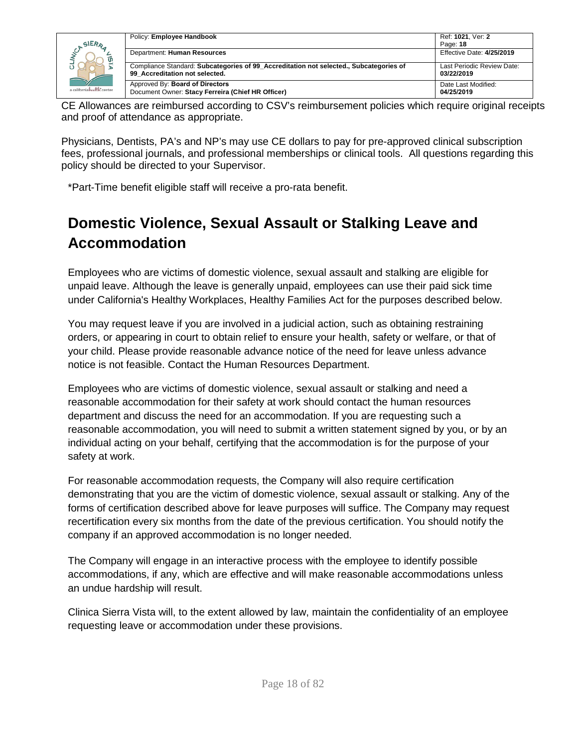CE Allowances are reimbursed according to CSV's reimbursement policies which require original receipts and proof of attendance as appropriate.

Physicians, Dentists, PA's and NP's may use CE dollars to pay for pre-approved clinical subscription fees, professional journals, and professional memberships or clinical tools. All questions regarding this policy should be directed to your Supervisor.

*Part-Time benefit eligible staff will receive a pro-rata benefit.

## Domestic Violence, Sexual Assault or Stalking Leave and Accommodation

Employees who are victims of domestic violence, sexual assault and stalking are eligible for unpaid leave. Although the leave is generally unpaid, employees can use their paid sick time under California's Healthy Workplaces, Healthy Families Act for the purposes described below.

You may request leave if you are involved in a judicial action, such as obtaining restraining orders, or appearing in court to obtain relief to ensure your health, safety or welfare, or that of your child. Please provide reasonable advance notice of the need for leave unless advance notice is not feasible. Contact the Human Resources Department.

Employees who are victims of domestic violence, sexual assault or stalking and need a reasonable accommodation for their safety at work should contact the human resources department and discuss the need for an accommodation. If you are requesting such a reasonable accommodation, you will need to submit a written statement signed by you, or by an individual acting on your behalf, certifying that the accommodation is for the purpose of your safety at work.

For reasonable accommodation requests, the Company will also require certification demonstrating that you are the victim of domestic violence, sexual assault or stalking. Any of the forms of certification described above for leave purposes will suffice. The Company may request recertification every six months from the date of the previous certification. You should notify the company if an approved accommodation is no longer needed.

The Company will engage in an interactive process with the employee to identify possible accommodations, if any, which are effective and will make reasonable accommodations unless an undue hardship will result.

Clinica Sierra Vista will, to the extent allowed by law, maintain the confidentiality of an employee requesting leave or accommodation under these provisions.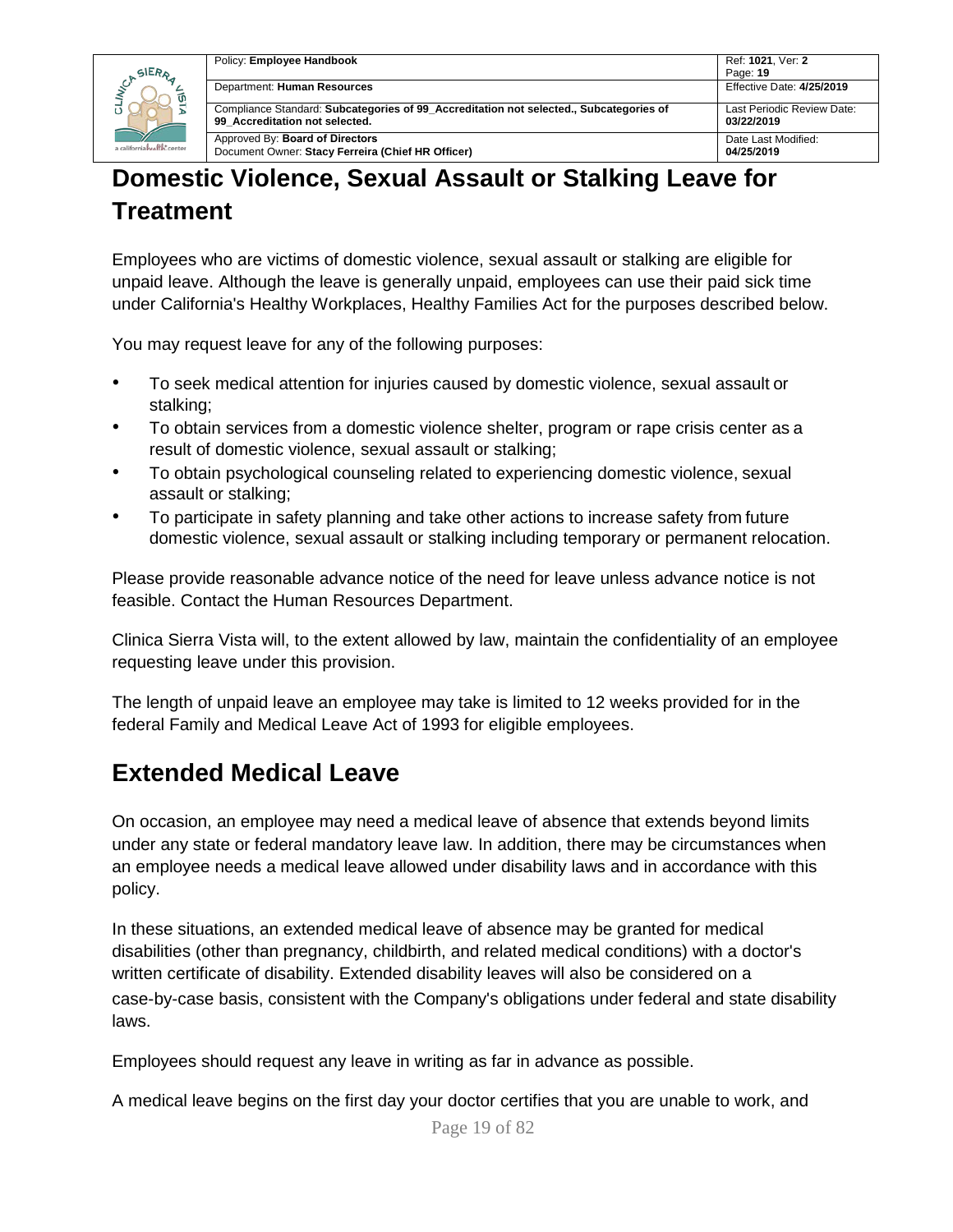## Domestic Violence, Sexual Assault or Stalking Leave for Treatment

Employees who are victims of domestic violence, sexual assault or stalking are eligible for unpaid leave. Although the leave is generally unpaid, employees can use their paid sick time under California's Healthy Workplaces, Healthy Families Act for the purposes described below.

You may request leave for any of the following purposes:

- To seek medical attention for injuries caused by domestic violence, sexual assault or stalking;
- To obtain services from a domestic violence shelter, program or rape crisis center as a result of domestic violence, sexual assault or stalking;
- To obtain psychological counseling related to experiencing domestic violence, sexual assault or stalking;
- To participate in safety planning and take other actions to increase safety from future domestic violence, sexual assault or stalking including temporary or permanent relocation.

Please provide reasonable advance notice of the need for leave unless advance notice is not feasible. Contact the Human Resources Department.

Clinica Sierra Vista will, to the extent allowed by law, maintain the confidentiality of an employee requesting leave under this provision.

The length of unpaid leave an employee may take is limited to 12 weeks provided for in the federal Family and Medical Leave Act of 1993 for eligible employees.

## Extended Medical Leave

On occasion, an employee may need a medical leave of absence that extends beyond limits under any state or federal mandatory leave law. In addition, there may be circumstances when an employee needs a medical leave allowed under disability laws and in accordance with this policy.

In these situations, an extended medical leave of absence may be granted for medical disabilities (other than pregnancy, childbirth, and related medical conditions) with a doctor's written certificate of disability. Extended disability leaves will also be considered on a case-by-case basis, consistent with the Company's obligations under federal and state disability laws.

Employees should request any leave in writing as far in advance as possible.

A medical leave begins on the first day your doctor certifies that you are unable to work, and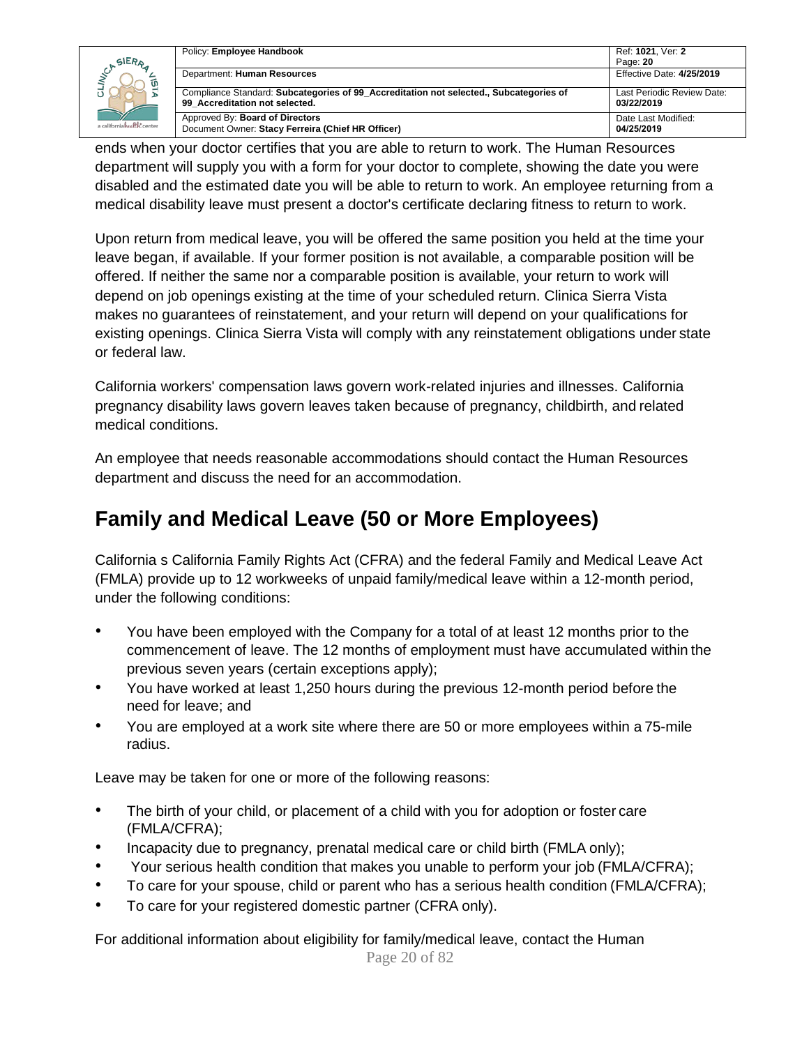ends when your doctor certifies that you are able to return to work. The Human Resources department will supply you with a form for your doctor to complete, showing the date you were disabled and the estimated date you will be able to return to work. An employee returning from a medical disability leave must present a doctor's certificate declaring fitness to return to work.

Upon return from medical leave, you will be offered the same position you held at the time your leave began, if available. If your former position is not available, a comparable position will be offered. If neither the same nor a comparable position is available, your return to work will depend on job openings existing at the time of your scheduled return. Clinica Sierra Vista makes no guarantees of reinstatement, and your return will depend on your qualifications for existing openings. Clinica Sierra Vista will comply with any reinstatement obligations under state or federal law.

California workers' compensation laws govern work-related injuries and illnesses. California pregnancy disability laws govern leaves taken because of pregnancy, childbirth, and related medical conditions.

An employee that needs reasonable accommodations should contact the Human Resources department and discuss the need for an accommodation.

## Family and Medical Leave (50 or More Employees)

California s California Family Rights Act (CFRA) and the federal Family and Medical Leave Act (FMLA) provide up to 12 workweeks of unpaid family/medical leave within a 12-month period, under the following conditions:

- You have been employed with the Company for a total of at least 12 months prior to the commencement of leave. The 12 months of employment must have accumulated within the previous seven years (certain exceptions apply);
- You have worked at least 1,250 hours during the previous 12-month period before the need for leave; and
- You are employed at a work site where there are 50 or more employees within a 75-mile radius.

Leave may be taken for one or more of the following reasons:

- The birth of your child, or placement of a child with you for adoption or foster care (FMLA/CFRA);
- Incapacity due to pregnancy, prenatal medical care or child birth (FMLA only);
- Your serious health condition that makes you unable to perform your job (FMLA/CFRA);
- To care for your spouse, child or parent who has a serious health condition (FMLA/CFRA);
- To care for your registered domestic partner (CFRA only).

For additional information about eligibility for family/medical leave, contact the Human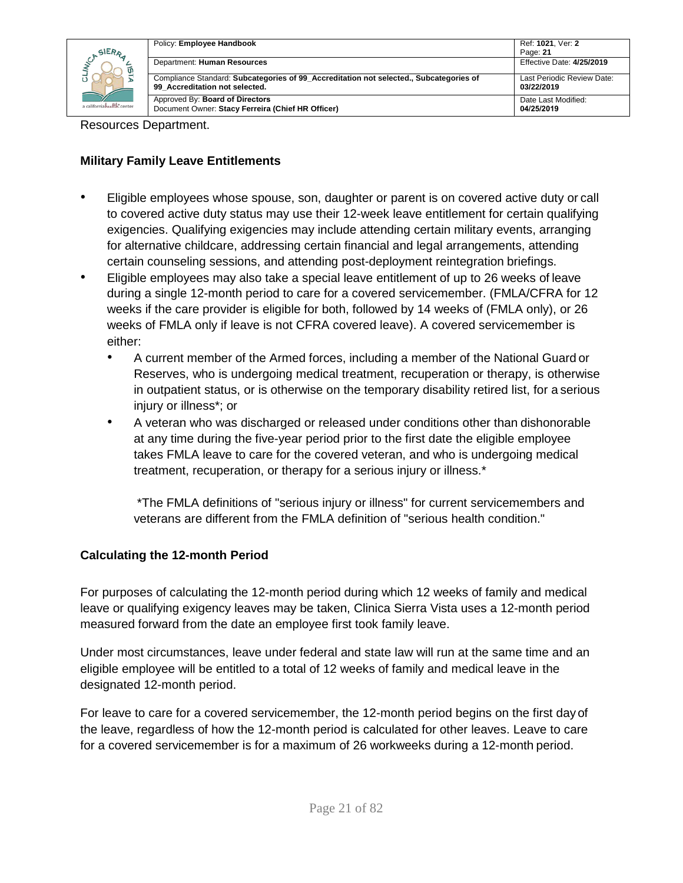Resources Department.

**Military Family Leave Entitlements**

- Eligible employees whose spouse, son, daughter or parent is on covered active duty or call to covered active duty status may use their 12-week leave entitlement for certain qualifying exigencies. Qualifying exigencies may include attending certain military events, arranging for alternative childcare, addressing certain financial and legal arrangements, attending certain counseling sessions, and attending post-deployment reintegration briefings.
- Eligible employees may also take a special leave entitlement of up to 26 weeks of leave during a single 12-month period to care for a covered servicemember. (FMLA/CFRA for 12 weeks if the care provider is eligible for both, followed by 14 weeks of (FMLA only), or 26 weeks of FMLA only if leave is not CFRA covered leave). A covered servicemember is either:
    - A current member of the Armed forces, including a member of the National Guard or Reserves, who is undergoing medical treatment, recuperation or therapy, is otherwise in outpatient status, or is otherwise on the temporary disability retired list, for a serious injury or illness*; or
    - A veteran who was discharged or released under conditions other than dishonorable at any time during the five-year period prior to the first date the eligible employee takes FMLA leave to care for the covered veteran, and who is undergoing medical treatment, recuperation, or therapy for a serious injury or illness.*

    *The FMLA definitions of "serious injury or illness" for current servicemembers and veterans are different from the FMLA definition of "serious health condition."

**Calculating the 12-month Period**

For purposes of calculating the 12-month period during which 12 weeks of family and medical leave or qualifying exigency leaves may be taken, Clinica Sierra Vista uses a 12-month period measured forward from the date an employee first took family leave.

Under most circumstances, leave under federal and state law will run at the same time and an eligible employee will be entitled to a total of 12 weeks of family and medical leave in the designated 12-month period.

For leave to care for a covered servicemember, the 12-month period begins on the first day of the leave, regardless of how the 12-month period is calculated for other leaves. Leave to care for a covered servicemember is for a maximum of 26 workweeks during a 12-month period.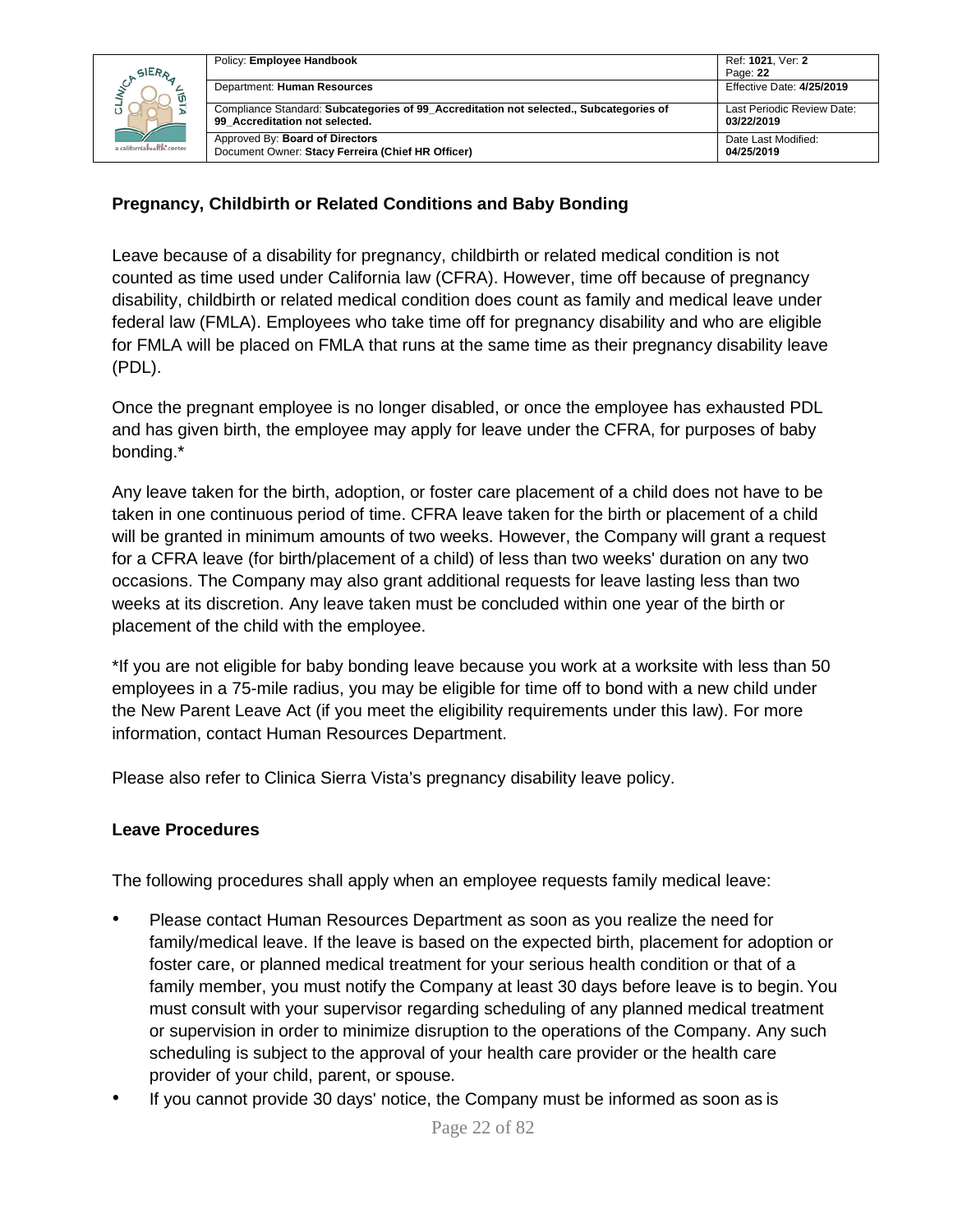### Pregnancy, Childbirth or Related Conditions and Baby Bonding

Leave because of a disability for pregnancy, childbirth or related medical condition is not counted as time used under California law (CFRA). However, time off because of pregnancy disability, childbirth or related medical condition does count as family and medical leave under federal law (FMLA). Employees who take time off for pregnancy disability and who are eligible for FMLA will be placed on FMLA that runs at the same time as their pregnancy disability leave (PDL).

Once the pregnant employee is no longer disabled, or once the employee has exhausted PDL and has given birth, the employee may apply for leave under the CFRA, for purposes of baby bonding.*

Any leave taken for the birth, adoption, or foster care placement of a child does not have to be taken in one continuous period of time. CFRA leave taken for the birth or placement of a child will be granted in minimum amounts of two weeks. However, the Company will grant a request for a CFRA leave (for birth/placement of a child) of less than two weeks' duration on any two occasions. The Company may also grant additional requests for leave lasting less than two weeks at its discretion. Any leave taken must be concluded within one year of the birth or placement of the child with the employee.

*If you are not eligible for baby bonding leave because you work at a worksite with less than 50 employees in a 75-mile radius, you may be eligible for time off to bond with a new child under the New Parent Leave Act (if you meet the eligibility requirements under this law). For more information, contact Human Resources Department.

Please also refer to Clinica Sierra Vista's pregnancy disability leave policy.

### Leave Procedures

The following procedures shall apply when an employee requests family medical leave:

- Please contact Human Resources Department as soon as you realize the need for family/medical leave. If the leave is based on the expected birth, placement for adoption or foster care, or planned medical treatment for your serious health condition or that of a family member, you must notify the Company at least 30 days before leave is to begin. You must consult with your supervisor regarding scheduling of any planned medical treatment or supervision in order to minimize disruption to the operations of the Company. Any such scheduling is subject to the approval of your health care provider or the health care provider of your child, parent, or spouse.
- If you cannot provide 30 days' notice, the Company must be informed as soon as is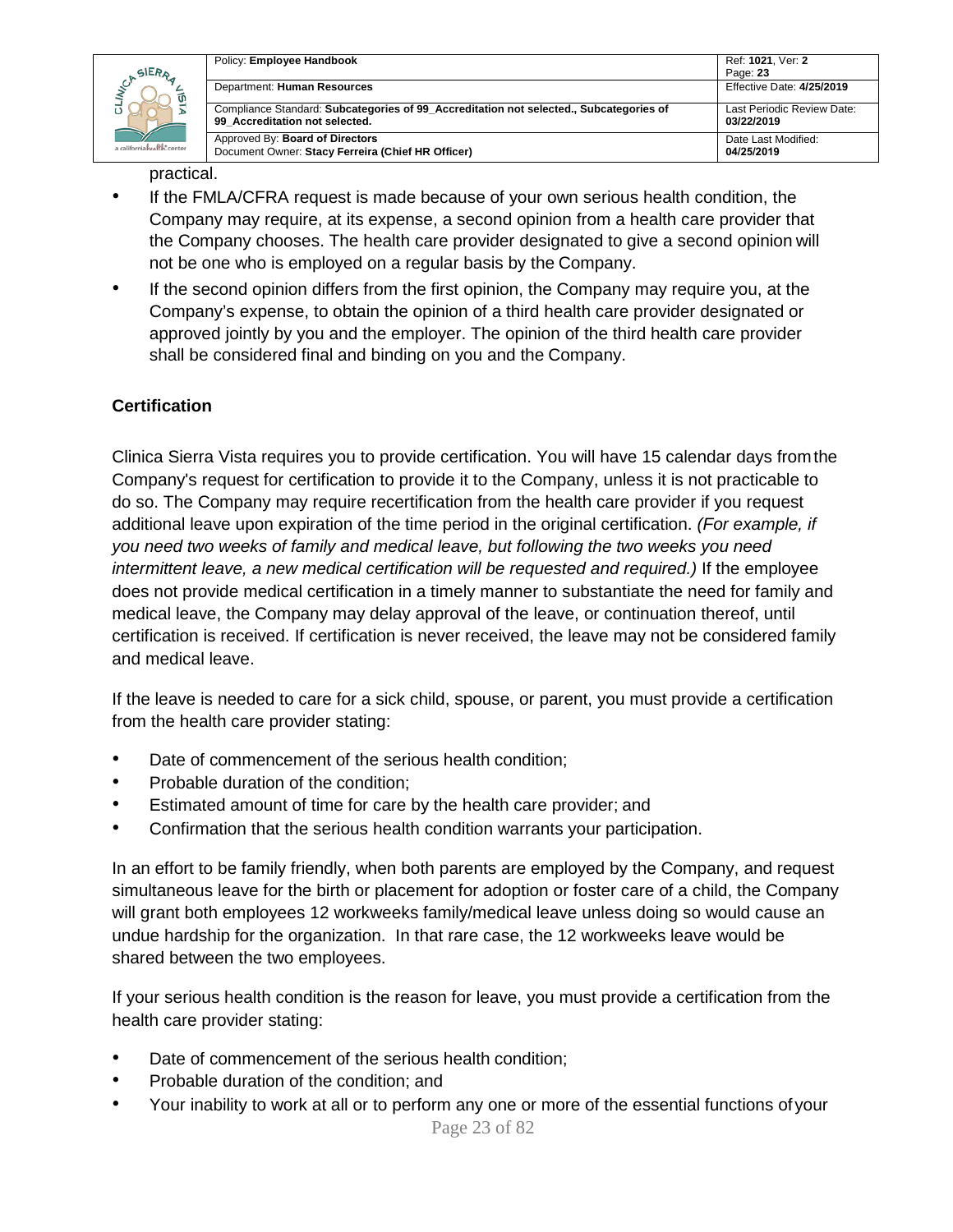practical.

- If the FMLA/CFRA request is made because of your own serious health condition, the Company may require, at its expense, a second opinion from a health care provider that the Company chooses. The health care provider designated to give a second opinion will not be one who is employed on a regular basis by the Company.
- If the second opinion differs from the first opinion, the Company may require you, at the Company's expense, to obtain the opinion of a third health care provider designated or approved jointly by you and the employer. The opinion of the third health care provider shall be considered final and binding on you and the Company.

**Certification**

Clinica Sierra Vista requires you to provide certification. You will have 15 calendar days from the Company's request for certification to provide it to the Company, unless it is not practicable to do so. The Company may require recertification from the health care provider if you request additional leave upon expiration of the time period in the original certification. *(For example, if you need two weeks of family and medical leave, but following the two weeks you need intermittent leave, a new medical certification will be requested and required.)* If the employee does not provide medical certification in a timely manner to substantiate the need for family and medical leave, the Company may delay approval of the leave, or continuation thereof, until certification is received. If certification is never received, the leave may not be considered family and medical leave.

If the leave is needed to care for a sick child, spouse, or parent, you must provide a certification from the health care provider stating:

- Date of commencement of the serious health condition;
- Probable duration of the condition;
- Estimated amount of time for care by the health care provider; and
- Confirmation that the serious health condition warrants your participation.

In an effort to be family friendly, when both parents are employed by the Company, and request simultaneous leave for the birth or placement for adoption or foster care of a child, the Company will grant both employees 12 workweeks family/medical leave unless doing so would cause an undue hardship for the organization. In that rare case, the 12 workweeks leave would be shared between the two employees.

If your serious health condition is the reason for leave, you must provide a certification from the health care provider stating:

- Date of commencement of the serious health condition;
- Probable duration of the condition; and
- Your inability to work at all or to perform any one or more of the essential functions of your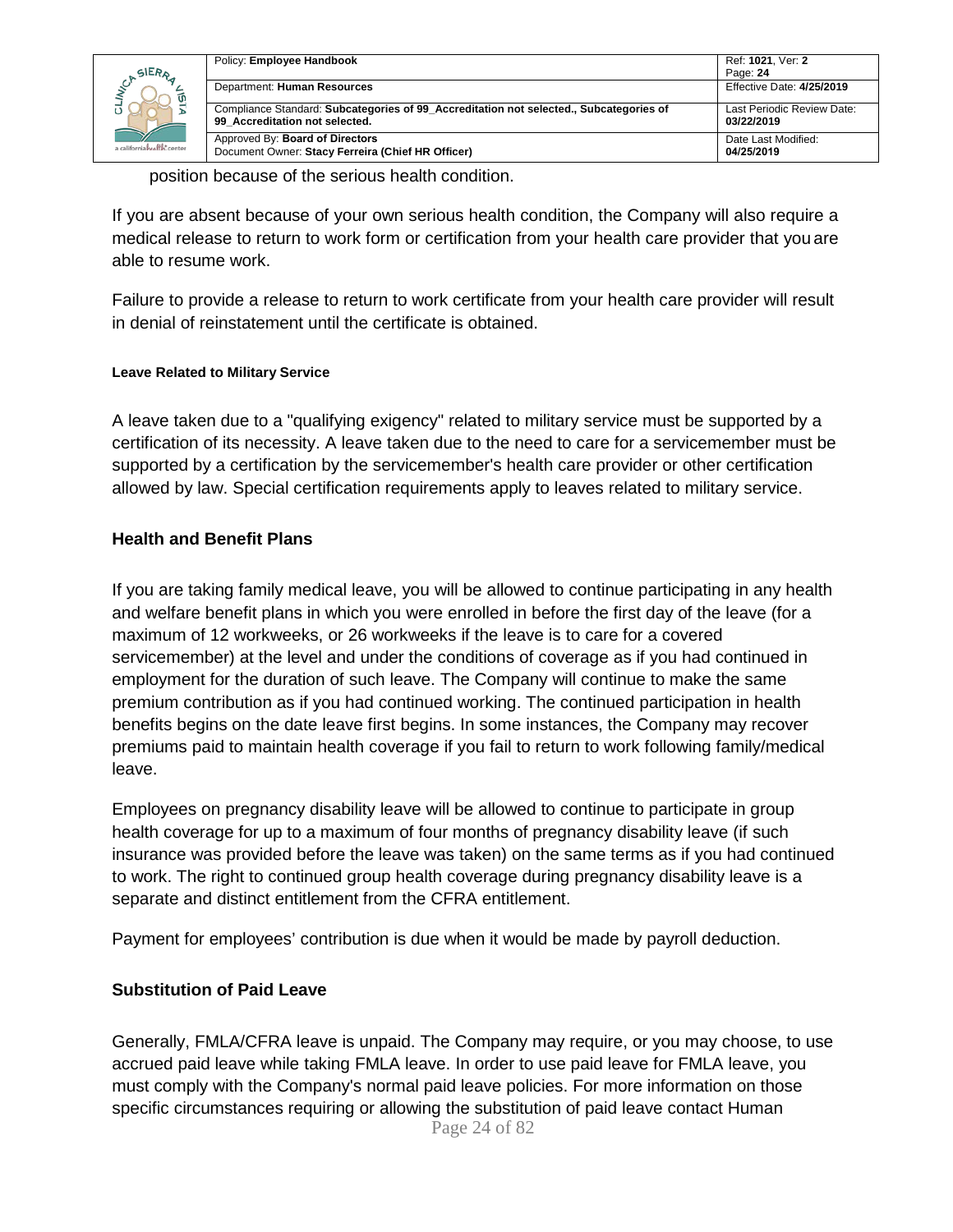position because of the serious health condition.

If you are absent because of your own serious health condition, the Company will also require a medical release to return to work form or certification from your health care provider that you are able to resume work.

Failure to provide a release to return to work certificate from your health care provider will result in denial of reinstatement until the certificate is obtained.

#### Leave Related to Military Service

A leave taken due to a "qualifying exigency" related to military service must be supported by a certification of its necessity. A leave taken due to the need to care for a servicemember must be supported by a certification by the servicemember's health care provider or other certification allowed by law. Special certification requirements apply to leaves related to military service.

### Health and Benefit Plans

If you are taking family medical leave, you will be allowed to continue participating in any health and welfare benefit plans in which you were enrolled in before the first day of the leave (for a maximum of 12 workweeks, or 26 workweeks if the leave is to care for a covered servicemember) at the level and under the conditions of coverage as if you had continued in employment for the duration of such leave. The Company will continue to make the same premium contribution as if you had continued working. The continued participation in health benefits begins on the date leave first begins. In some instances, the Company may recover premiums paid to maintain health coverage if you fail to return to work following family/medical leave.

Employees on pregnancy disability leave will be allowed to continue to participate in group health coverage for up to a maximum of four months of pregnancy disability leave (if such insurance was provided before the leave was taken) on the same terms as if you had continued to work. The right to continued group health coverage during pregnancy disability leave is a separate and distinct entitlement from the CFRA entitlement.

Payment for employees' contribution is due when it would be made by payroll deduction.

### Substitution of Paid Leave

Generally, FMLA/CFRA leave is unpaid. The Company may require, or you may choose, to use accrued paid leave while taking FMLA leave. In order to use paid leave for FMLA leave, you must comply with the Company's normal paid leave policies. For more information on those specific circumstances requiring or allowing the substitution of paid leave contact Human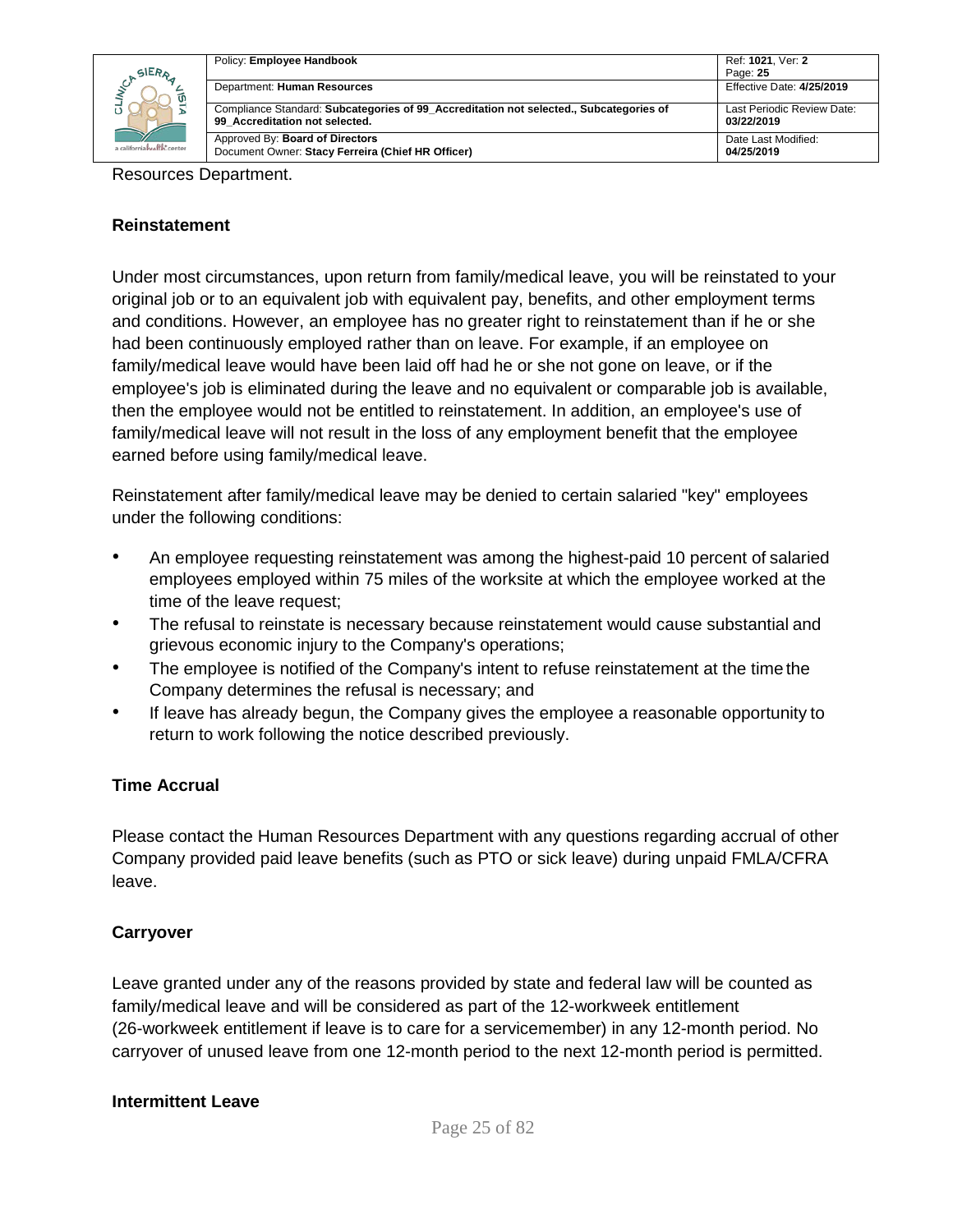Resources Department.

### Reinstatement

Under most circumstances, upon return from family/medical leave, you will be reinstated to your original job or to an equivalent job with equivalent pay, benefits, and other employment terms and conditions. However, an employee has no greater right to reinstatement than if he or she had been continuously employed rather than on leave. For example, if an employee on family/medical leave would have been laid off had he or she not gone on leave, or if the employee's job is eliminated during the leave and no equivalent or comparable job is available, then the employee would not be entitled to reinstatement. In addition, an employee's use of family/medical leave will not result in the loss of any employment benefit that the employee earned before using family/medical leave.

Reinstatement after family/medical leave may be denied to certain salaried "key" employees under the following conditions:

- An employee requesting reinstatement was among the highest-paid 10 percent of salaried employees employed within 75 miles of the worksite at which the employee worked at the time of the leave request;
- The refusal to reinstate is necessary because reinstatement would cause substantial and grievous economic injury to the Company's operations;
- The employee is notified of the Company's intent to refuse reinstatement at the time the Company determines the refusal is necessary; and
- If leave has already begun, the Company gives the employee a reasonable opportunity to return to work following the notice described previously.

### Time Accrual

Please contact the Human Resources Department with any questions regarding accrual of other Company provided paid leave benefits (such as PTO or sick leave) during unpaid FMLA/CFRA leave.

### Carryover

Leave granted under any of the reasons provided by state and federal law will be counted as family/medical leave and will be considered as part of the 12-workweek entitlement (26-workweek entitlement if leave is to care for a servicemember) in any 12-month period. No carryover of unused leave from one 12-month period to the next 12-month period is permitted.

### Intermittent Leave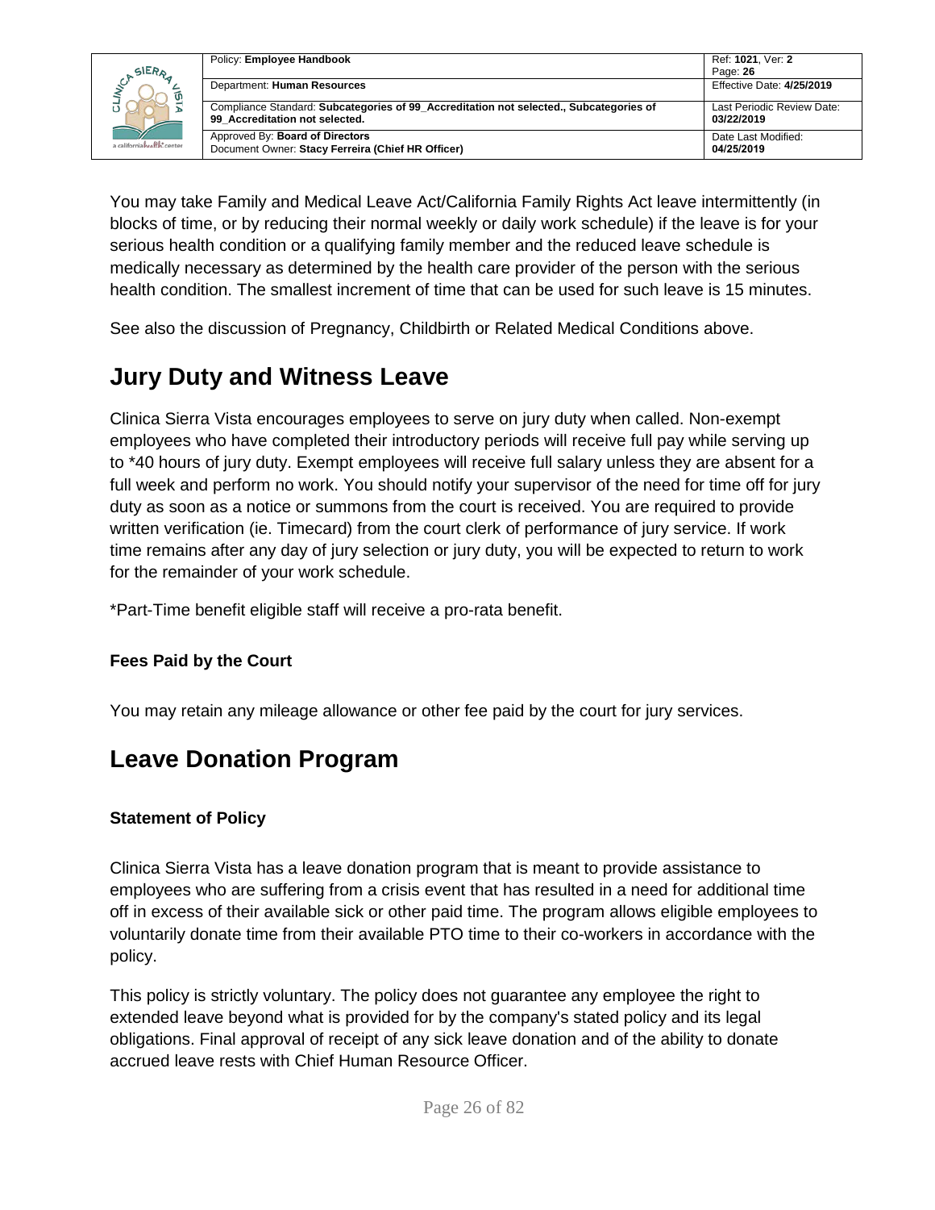You may take Family and Medical Leave Act/California Family Rights Act leave intermittently (in blocks of time, or by reducing their normal weekly or daily work schedule) if the leave is for your serious health condition or a qualifying family member and the reduced leave schedule is medically necessary as determined by the health care provider of the person with the serious health condition. The smallest increment of time that can be used for such leave is 15 minutes.

See also the discussion of Pregnancy, Childbirth or Related Medical Conditions above.

# Jury Duty and Witness Leave

Clinica Sierra Vista encourages employees to serve on jury duty when called. Non-exempt employees who have completed their introductory periods will receive full pay while serving up to *40 hours of jury duty. Exempt employees will receive full salary unless they are absent for a full week and perform no work. You should notify your supervisor of the need for time off for jury duty as soon as a notice or summons from the court is received. You are required to provide written verification (ie. Timecard) from the court clerk of performance of jury service. If work time remains after any day of jury selection or jury duty, you will be expected to return to work for the remainder of your work schedule.

*Part-Time benefit eligible staff will receive a pro-rata benefit.

### Fees Paid by the Court

You may retain any mileage allowance or other fee paid by the court for jury services.

# Leave Donation Program

### Statement of Policy

Clinica Sierra Vista has a leave donation program that is meant to provide assistance to employees who are suffering from a crisis event that has resulted in a need for additional time off in excess of their available sick or other paid time. The program allows eligible employees to voluntarily donate time from their available PTO time to their co-workers in accordance with the policy.

This policy is strictly voluntary. The policy does not guarantee any employee the right to extended leave beyond what is provided for by the company's stated policy and its legal obligations. Final approval of receipt of any sick leave donation and of the ability to donate accrued leave rests with Chief Human Resource Officer.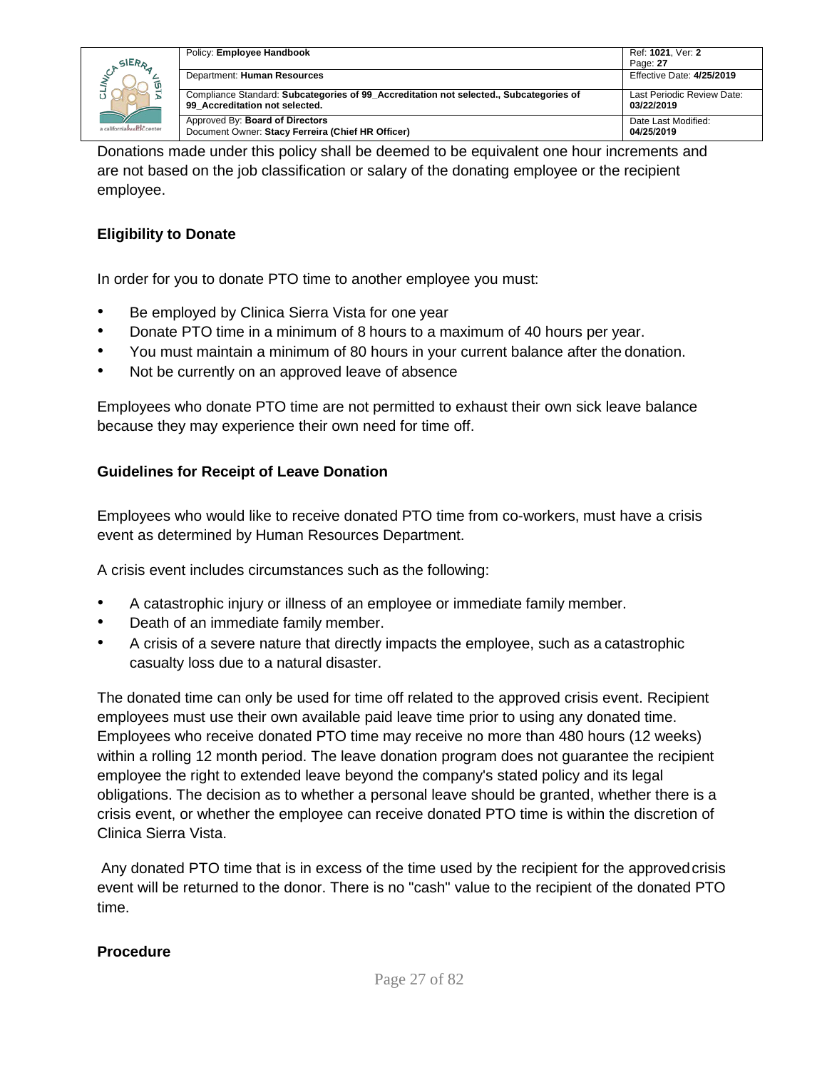Donations made under this policy shall be deemed to be equivalent one hour increments and are not based on the job classification or salary of the donating employee or the recipient employee.

**Eligibility to Donate**

In order for you to donate PTO time to another employee you must:

- Be employed by Clinica Sierra Vista for one year
- Donate PTO time in a minimum of 8 hours to a maximum of 40 hours per year.
- You must maintain a minimum of 80 hours in your current balance after the donation.
- Not be currently on an approved leave of absence

Employees who donate PTO time are not permitted to exhaust their own sick leave balance because they may experience their own need for time off.

**Guidelines for Receipt of Leave Donation**

Employees who would like to receive donated PTO time from co-workers, must have a crisis event as determined by Human Resources Department.

A crisis event includes circumstances such as the following:

- A catastrophic injury or illness of an employee or immediate family member.
- Death of an immediate family member.
- A crisis of a severe nature that directly impacts the employee, such as a catastrophic casualty loss due to a natural disaster.

The donated time can only be used for time off related to the approved crisis event. Recipient employees must use their own available paid leave time prior to using any donated time. Employees who receive donated PTO time may receive no more than 480 hours (12 weeks) within a rolling 12 month period. The leave donation program does not guarantee the recipient employee the right to extended leave beyond the company's stated policy and its legal obligations. The decision as to whether a personal leave should be granted, whether there is a crisis event, or whether the employee can receive donated PTO time is within the discretion of Clinica Sierra Vista.

Any donated PTO time that is in excess of the time used by the recipient for the approved crisis event will be returned to the donor. There is no "cash" value to the recipient of the donated PTO time.

**Procedure**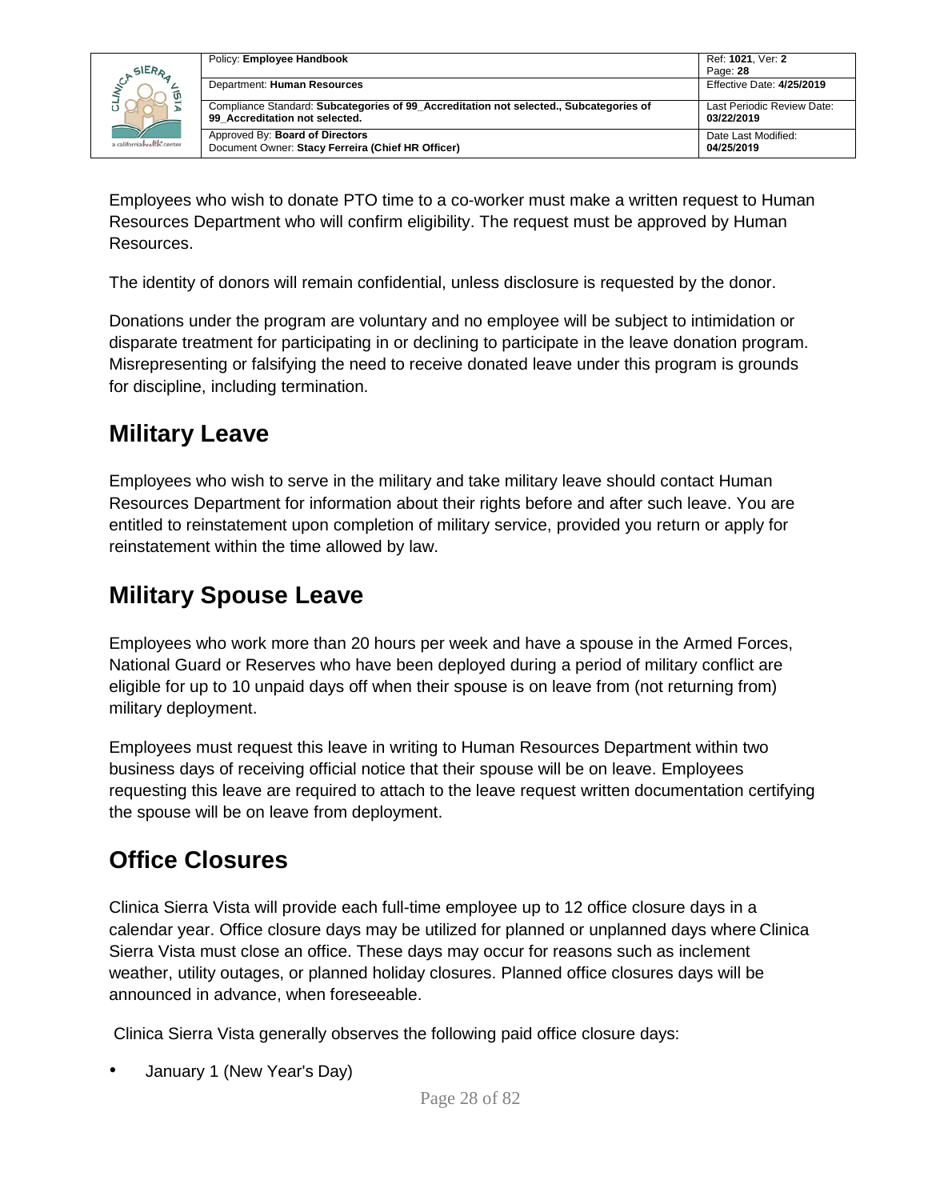Employees who wish to donate PTO time to a co-worker must make a written request to Human Resources Department who will confirm eligibility. The request must be approved by Human Resources.

The identity of donors will remain confidential, unless disclosure is requested by the donor.

Donations under the program are voluntary and no employee will be subject to intimidation or disparate treatment for participating in or declining to participate in the leave donation program. Misrepresenting or falsifying the need to receive donated leave under this program is grounds for discipline, including termination.

## Military Leave

Employees who wish to serve in the military and take military leave should contact Human Resources Department for information about their rights before and after such leave. You are entitled to reinstatement upon completion of military service, provided you return or apply for reinstatement within the time allowed by law.

## Military Spouse Leave

Employees who work more than 20 hours per week and have a spouse in the Armed Forces, National Guard or Reserves who have been deployed during a period of military conflict are eligible for up to 10 unpaid days off when their spouse is on leave from (not returning from) military deployment.

Employees must request this leave in writing to Human Resources Department within two business days of receiving official notice that their spouse will be on leave. Employees requesting this leave are required to attach to the leave request written documentation certifying the spouse will be on leave from deployment.

## Office Closures

Clinica Sierra Vista will provide each full-time employee up to 12 office closure days in a calendar year. Office closure days may be utilized for planned or unplanned days where Clinica Sierra Vista must close an office. These days may occur for reasons such as inclement weather, utility outages, or planned holiday closures. Planned office closures days will be announced in advance, when foreseeable.

Clinica Sierra Vista generally observes the following paid office closure days:

- January 1 (New Year's Day)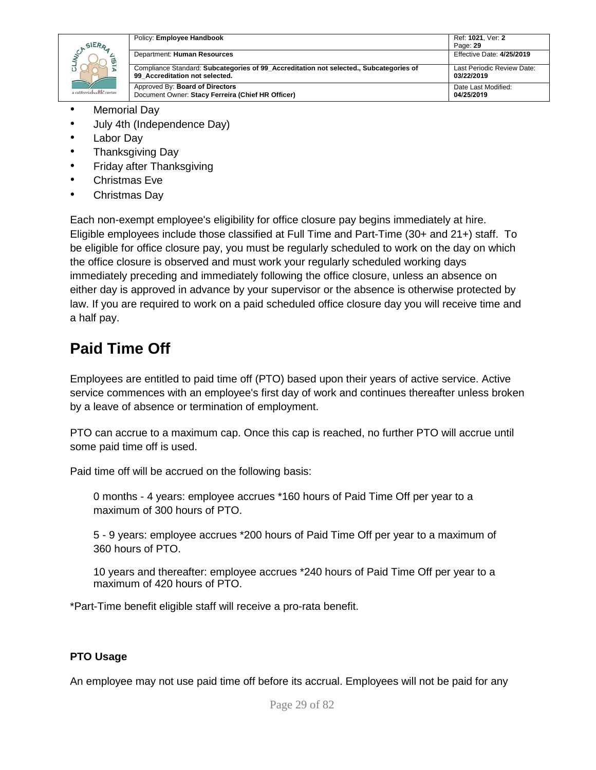- Memorial Day
- July 4th (Independence Day)
- Labor Day
- Thanksgiving Day
- Friday after Thanksgiving
- Christmas Eve
- Christmas Day

Each non-exempt employee's eligibility for office closure pay begins immediately at hire. Eligible employees include those classified at Full Time and Part-Time (30+ and 21+) staff. To be eligible for office closure pay, you must be regularly scheduled to work on the day on which the office closure is observed and must work your regularly scheduled working days immediately preceding and immediately following the office closure, unless an absence on either day is approved in advance by your supervisor or the absence is otherwise protected by law. If you are required to work on a paid scheduled office closure day you will receive time and a half pay.

## Paid Time Off

Employees are entitled to paid time off (PTO) based upon their years of active service. Active service commences with an employee's first day of work and continues thereafter unless broken by a leave of absence or termination of employment.

PTO can accrue to a maximum cap. Once this cap is reached, no further PTO will accrue until some paid time off is used.

Paid time off will be accrued on the following basis:

> 0 months - 4 years: employee accrues *160 hours of Paid Time Off per year to a maximum of 300 hours of PTO.
>
> 5 - 9 years: employee accrues *200 hours of Paid Time Off per year to a maximum of 360 hours of PTO.
>
> 10 years and thereafter: employee accrues *240 hours of Paid Time Off per year to a maximum of 420 hours of PTO.

*Part-Time benefit eligible staff will receive a pro-rata benefit.

#### PTO Usage

An employee may not use paid time off before its accrual. Employees will not be paid for any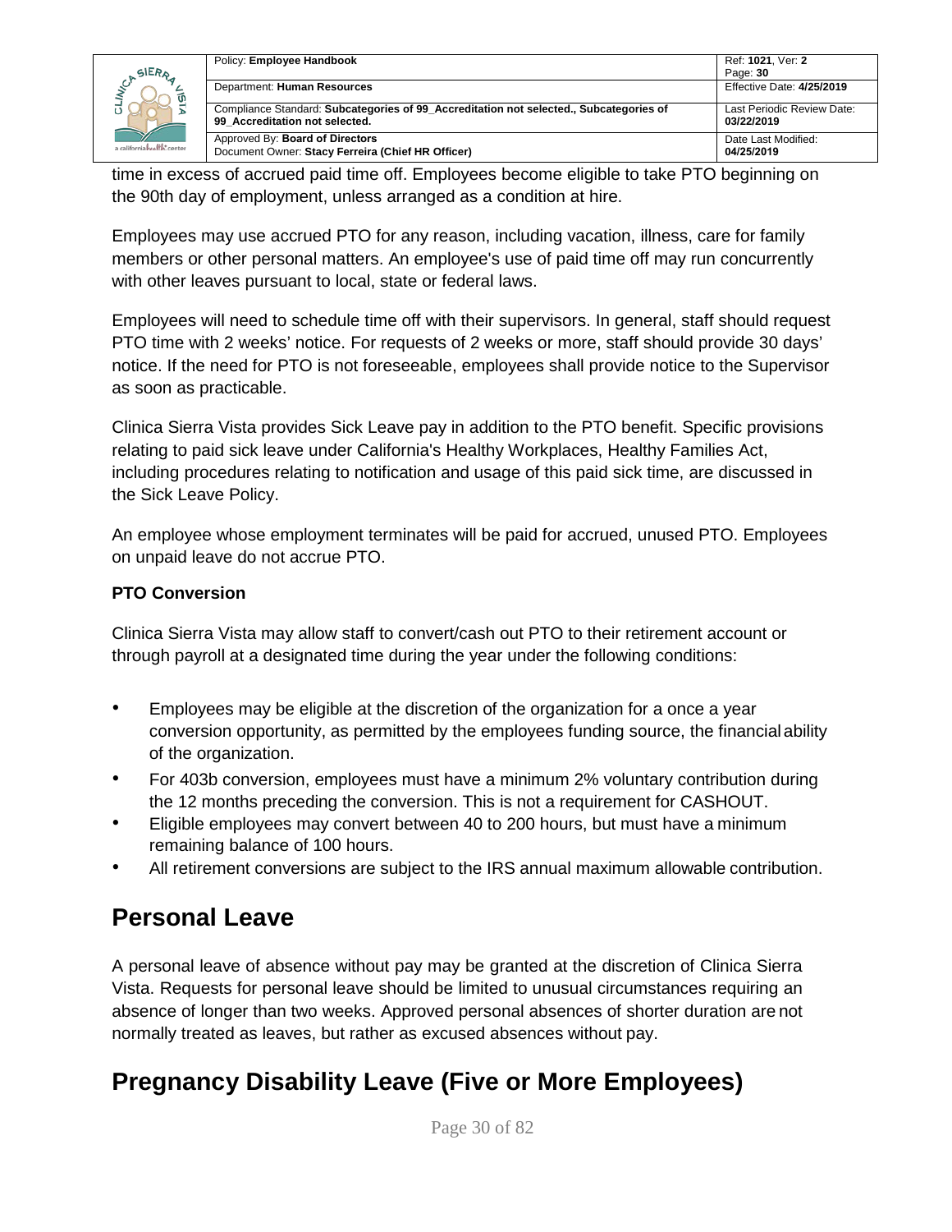time in excess of accrued paid time off. Employees become eligible to take PTO beginning on the 90th day of employment, unless arranged as a condition at hire.

Employees may use accrued PTO for any reason, including vacation, illness, care for family members or other personal matters. An employee's use of paid time off may run concurrently with other leaves pursuant to local, state or federal laws.

Employees will need to schedule time off with their supervisors. In general, staff should request PTO time with 2 weeks' notice. For requests of 2 weeks or more, staff should provide 30 days' notice. If the need for PTO is not foreseeable, employees shall provide notice to the Supervisor as soon as practicable.

Clinica Sierra Vista provides Sick Leave pay in addition to the PTO benefit. Specific provisions relating to paid sick leave under California's Healthy Workplaces, Healthy Families Act, including procedures relating to notification and usage of this paid sick time, are discussed in the Sick Leave Policy.

An employee whose employment terminates will be paid for accrued, unused PTO. Employees on unpaid leave do not accrue PTO.

**PTO Conversion**

Clinica Sierra Vista may allow staff to convert/cash out PTO to their retirement account or through payroll at a designated time during the year under the following conditions:

- Employees may be eligible at the discretion of the organization for a once a year conversion opportunity, as permitted by the employees funding source, the financial ability of the organization.
- For 403b conversion, employees must have a minimum 2% voluntary contribution during the 12 months preceding the conversion. This is not a requirement for CASHOUT.
- Eligible employees may convert between 40 to 200 hours, but must have a minimum remaining balance of 100 hours.
- All retirement conversions are subject to the IRS annual maximum allowable contribution.

## Personal Leave

A personal leave of absence without pay may be granted at the discretion of Clinica Sierra Vista. Requests for personal leave should be limited to unusual circumstances requiring an absence of longer than two weeks. Approved personal absences of shorter duration are not normally treated as leaves, but rather as excused absences without pay.

## Pregnancy Disability Leave (Five or More Employees)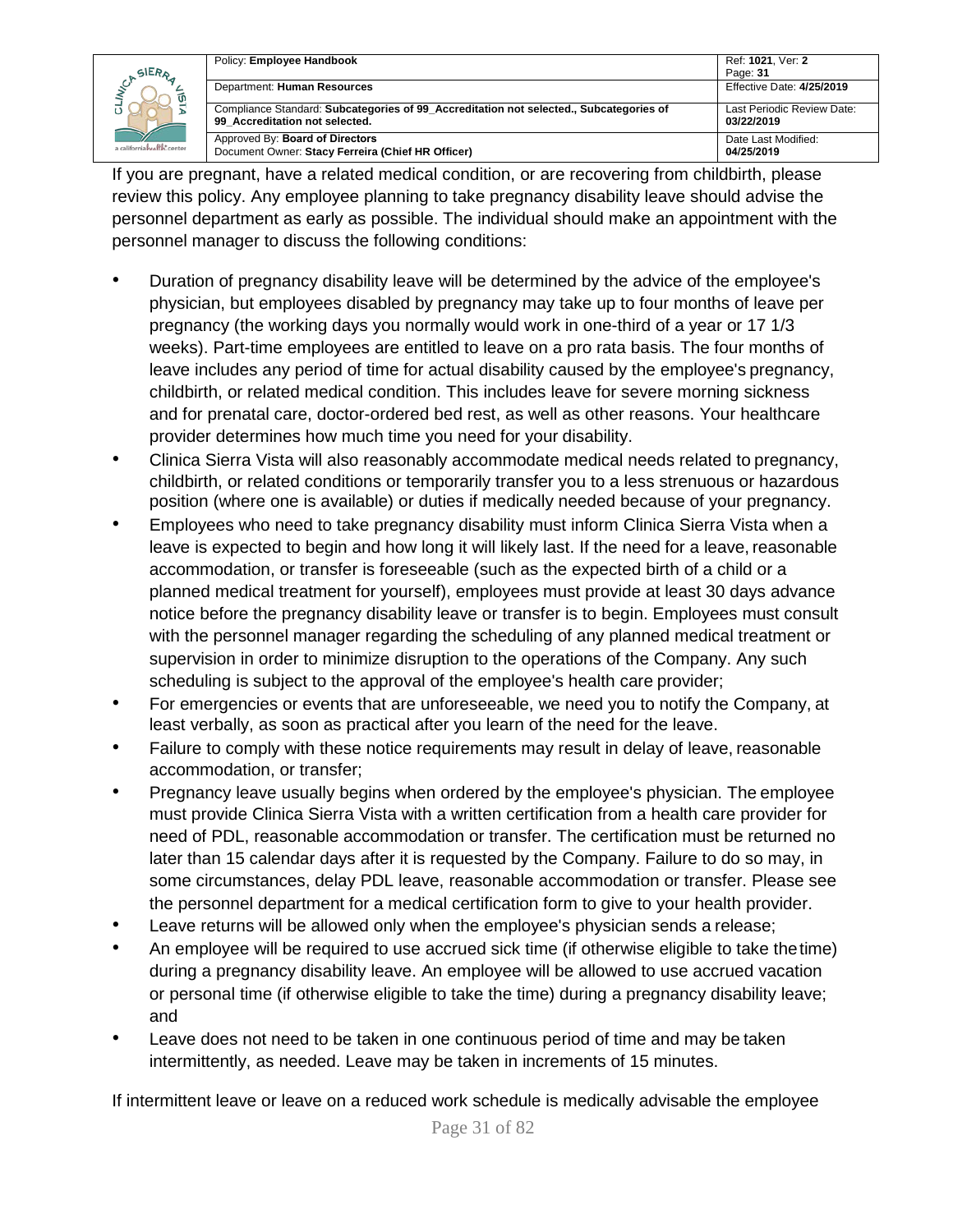If you are pregnant, have a related medical condition, or are recovering from childbirth, please review this policy. Any employee planning to take pregnancy disability leave should advise the personnel department as early as possible. The individual should make an appointment with the personnel manager to discuss the following conditions:

- Duration of pregnancy disability leave will be determined by the advice of the employee's physician, but employees disabled by pregnancy may take up to four months of leave per pregnancy (the working days you normally would work in one-third of a year or 17 1/3 weeks). Part-time employees are entitled to leave on a pro rata basis. The four months of leave includes any period of time for actual disability caused by the employee's pregnancy, childbirth, or related medical condition. This includes leave for severe morning sickness and for prenatal care, doctor-ordered bed rest, as well as other reasons. Your healthcare provider determines how much time you need for your disability.
- Clinica Sierra Vista will also reasonably accommodate medical needs related to pregnancy, childbirth, or related conditions or temporarily transfer you to a less strenuous or hazardous position (where one is available) or duties if medically needed because of your pregnancy.
- Employees who need to take pregnancy disability must inform Clinica Sierra Vista when a leave is expected to begin and how long it will likely last. If the need for a leave, reasonable accommodation, or transfer is foreseeable (such as the expected birth of a child or a planned medical treatment for yourself), employees must provide at least 30 days advance notice before the pregnancy disability leave or transfer is to begin. Employees must consult with the personnel manager regarding the scheduling of any planned medical treatment or supervision in order to minimize disruption to the operations of the Company. Any such scheduling is subject to the approval of the employee's health care provider;
- For emergencies or events that are unforeseeable, we need you to notify the Company, at least verbally, as soon as practical after you learn of the need for the leave.
- Failure to comply with these notice requirements may result in delay of leave, reasonable accommodation, or transfer;
- Pregnancy leave usually begins when ordered by the employee's physician. The employee must provide Clinica Sierra Vista with a written certification from a health care provider for need of PDL, reasonable accommodation or transfer. The certification must be returned no later than 15 calendar days after it is requested by the Company. Failure to do so may, in some circumstances, delay PDL leave, reasonable accommodation or transfer. Please see the personnel department for a medical certification form to give to your health provider.
- Leave returns will be allowed only when the employee's physician sends a release;
- An employee will be required to use accrued sick time (if otherwise eligible to take the time) during a pregnancy disability leave. An employee will be allowed to use accrued vacation or personal time (if otherwise eligible to take the time) during a pregnancy disability leave; and
- Leave does not need to be taken in one continuous period of time and may be taken intermittently, as needed. Leave may be taken in increments of 15 minutes.

If intermittent leave or leave on a reduced work schedule is medically advisable the employee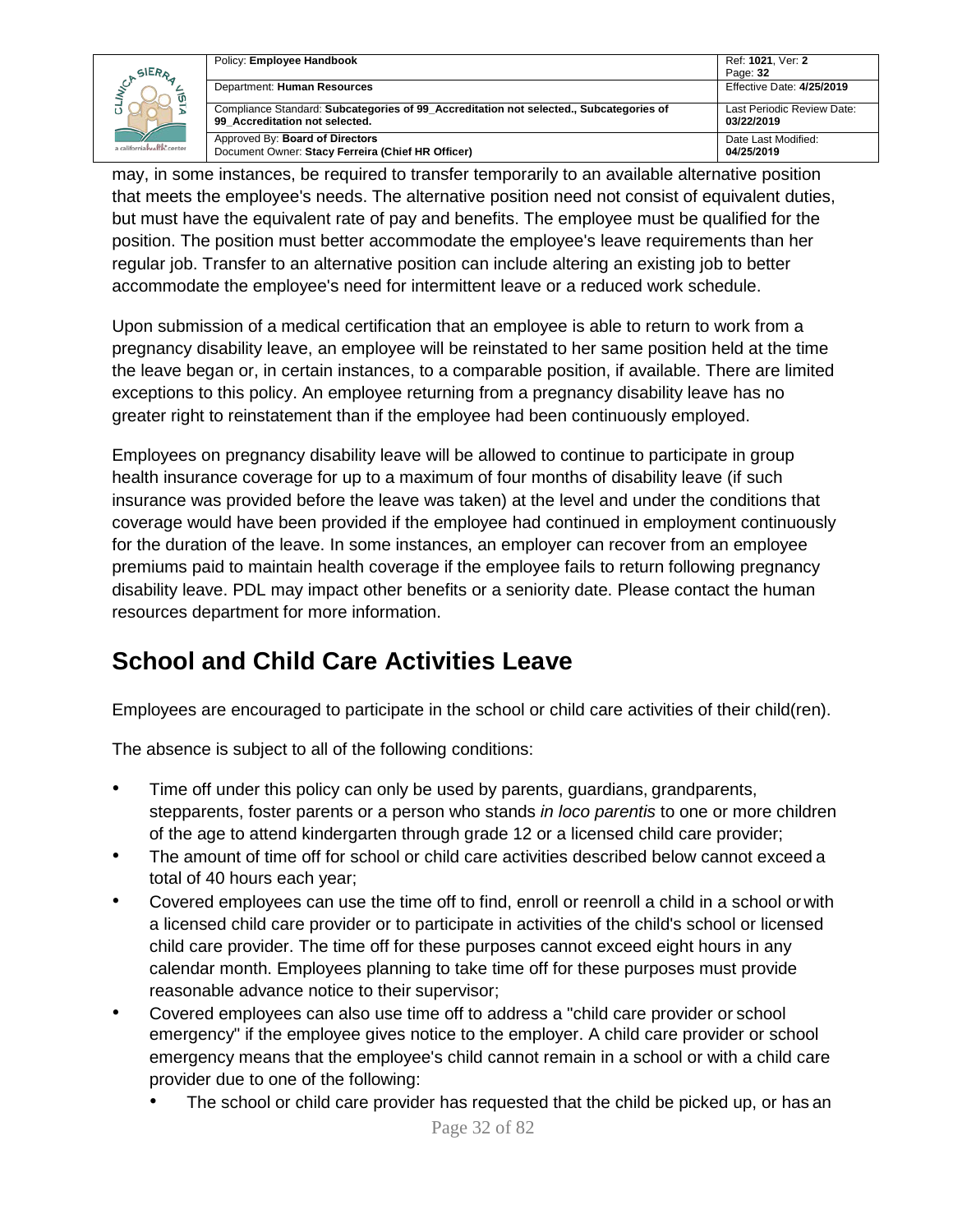may, in some instances, be required to transfer temporarily to an available alternative position that meets the employee's needs. The alternative position need not consist of equivalent duties, but must have the equivalent rate of pay and benefits. The employee must be qualified for the position. The position must better accommodate the employee's leave requirements than her regular job. Transfer to an alternative position can include altering an existing job to better accommodate the employee's need for intermittent leave or a reduced work schedule.

Upon submission of a medical certification that an employee is able to return to work from a pregnancy disability leave, an employee will be reinstated to her same position held at the time the leave began or, in certain instances, to a comparable position, if available. There are limited exceptions to this policy. An employee returning from a pregnancy disability leave has no greater right to reinstatement than if the employee had been continuously employed.

Employees on pregnancy disability leave will be allowed to continue to participate in group health insurance coverage for up to a maximum of four months of disability leave (if such insurance was provided before the leave was taken) at the level and under the conditions that coverage would have been provided if the employee had continued in employment continuously for the duration of the leave. In some instances, an employer can recover from an employee premiums paid to maintain health coverage if the employee fails to return following pregnancy disability leave. PDL may impact other benefits or a seniority date. Please contact the human resources department for more information.

# School and Child Care Activities Leave

Employees are encouraged to participate in the school or child care activities of their child(ren).

The absence is subject to all of the following conditions:

- Time off under this policy can only be used by parents, guardians, grandparents, stepparents, foster parents or a person who stands *in loco parentis* to one or more children of the age to attend kindergarten through grade 12 or a licensed child care provider;
- The amount of time off for school or child care activities described below cannot exceed a total of 40 hours each year;
- Covered employees can use the time off to find, enroll or reenroll a child in a school or with a licensed child care provider or to participate in activities of the child's school or licensed child care provider. The time off for these purposes cannot exceed eight hours in any calendar month. Employees planning to take time off for these purposes must provide reasonable advance notice to their supervisor;
- Covered employees can also use time off to address a "child care provider or school emergency" if the employee gives notice to the employer. A child care provider or school emergency means that the employee's child cannot remain in a school or with a child care provider due to one of the following:
  - The school or child care provider has requested that the child be picked up, or has an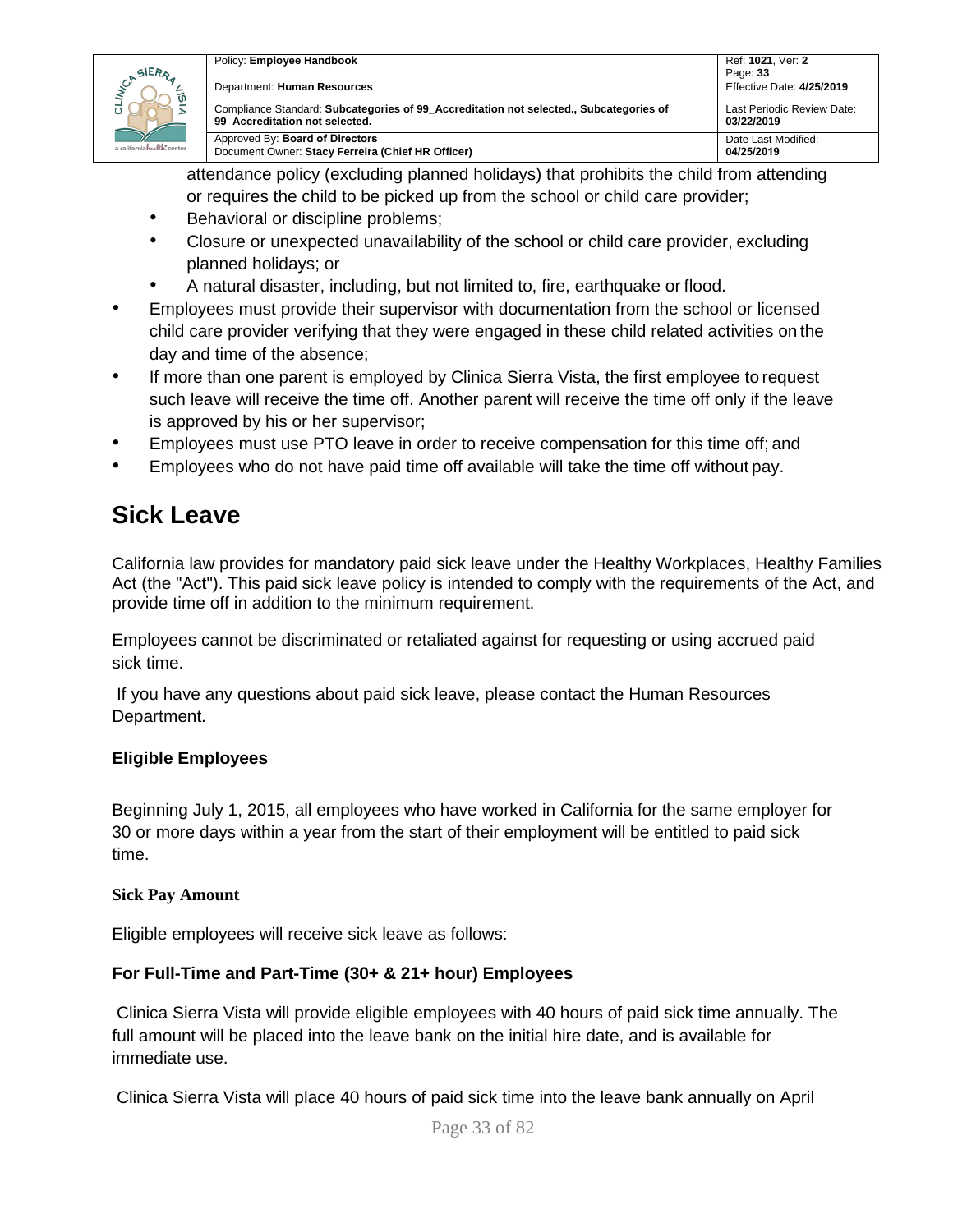- attendance policy (excluding planned holidays) that prohibits the child from attending or requires the child to be picked up from the school or child care provider;
  - Behavioral or discipline problems;
  - Closure or unexpected unavailability of the school or child care provider, excluding planned holidays; or
  - A natural disaster, including, but not limited to, fire, earthquake or flood.
- Employees must provide their supervisor with documentation from the school or licensed child care provider verifying that they were engaged in these child related activities on the day and time of the absence;
- If more than one parent is employed by Clinica Sierra Vista, the first employee to request such leave will receive the time off. Another parent will receive the time off only if the leave is approved by his or her supervisor;
- Employees must use PTO leave in order to receive compensation for this time off; and
- Employees who do not have paid time off available will take the time off without pay.

# Sick Leave

California law provides for mandatory paid sick leave under the Healthy Workplaces, Healthy Families Act (the "Act"). This paid sick leave policy is intended to comply with the requirements of the Act, and provide time off in addition to the minimum requirement.

Employees cannot be discriminated or retaliated against for requesting or using accrued paid sick time.

If you have any questions about paid sick leave, please contact the Human Resources Department.

**Eligible Employees**

Beginning July 1, 2015, all employees who have worked in California for the same employer for 30 or more days within a year from the start of their employment will be entitled to paid sick time.

**Sick Pay Amount**

Eligible employees will receive sick leave as follows:

**For Full-Time and Part-Time (30+ & 21+ hour) Employees**

Clinica Sierra Vista will provide eligible employees with 40 hours of paid sick time annually. The full amount will be placed into the leave bank on the initial hire date, and is available for immediate use.

Clinica Sierra Vista will place 40 hours of paid sick time into the leave bank annually on April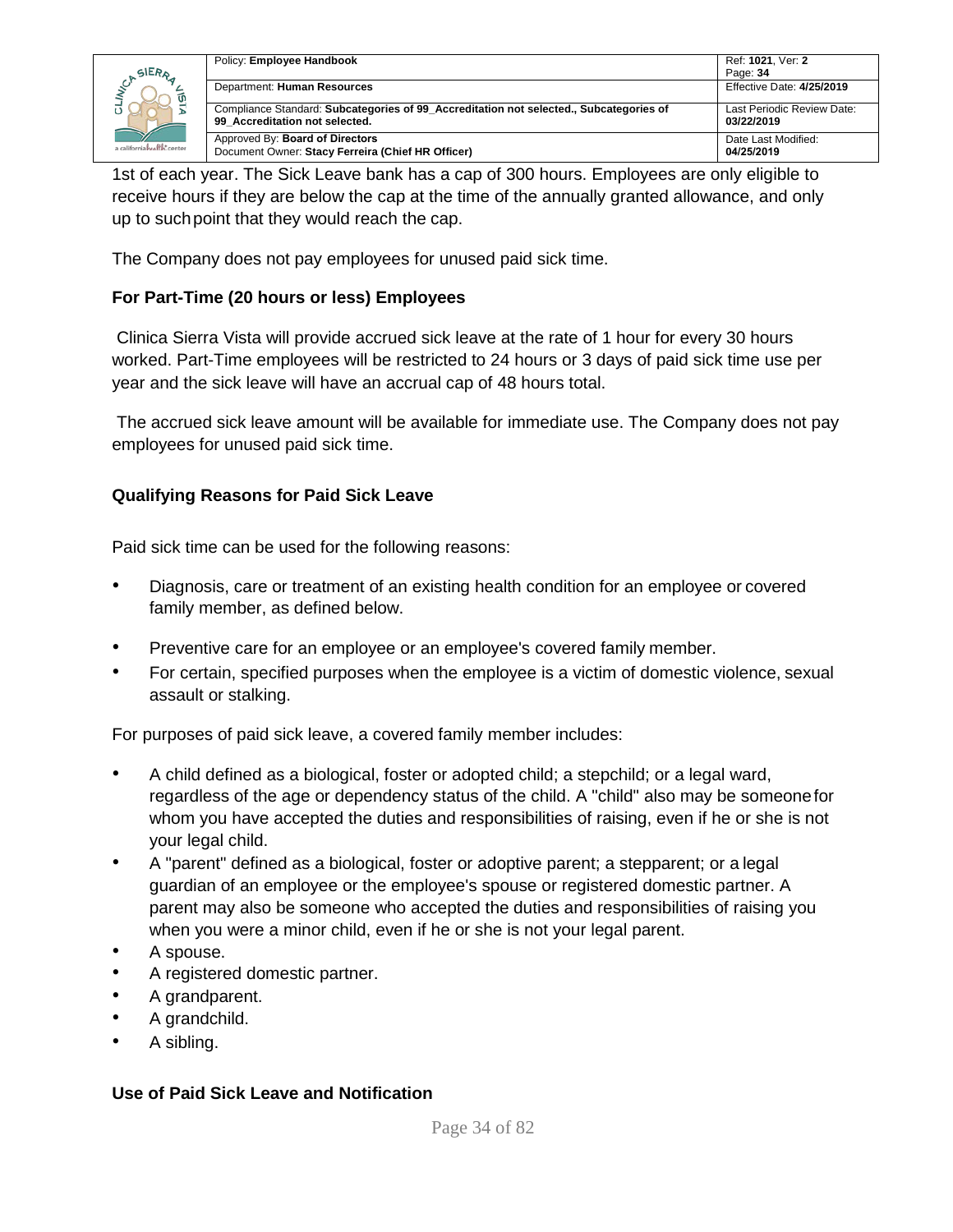1st of each year. The Sick Leave bank has a cap of 300 hours. Employees are only eligible to receive hours if they are below the cap at the time of the annually granted allowance, and only up to such point that they would reach the cap.

The Company does not pay employees for unused paid sick time.

**For Part-Time (20 hours or less) Employees**

Clinica Sierra Vista will provide accrued sick leave at the rate of 1 hour for every 30 hours worked. Part-Time employees will be restricted to 24 hours or 3 days of paid sick time use per year and the sick leave will have an accrual cap of 48 hours total.

The accrued sick leave amount will be available for immediate use. The Company does not pay employees for unused paid sick time.

**Qualifying Reasons for Paid Sick Leave**

Paid sick time can be used for the following reasons:

- Diagnosis, care or treatment of an existing health condition for an employee or covered family member, as defined below.
- Preventive care for an employee or an employee's covered family member.
- For certain, specified purposes when the employee is a victim of domestic violence, sexual assault or stalking.

For purposes of paid sick leave, a covered family member includes:

- A child defined as a biological, foster or adopted child; a stepchild; or a legal ward, regardless of the age or dependency status of the child. A "child" also may be someone for whom you have accepted the duties and responsibilities of raising, even if he or she is not your legal child.
- A "parent" defined as a biological, foster or adoptive parent; a stepparent; or a legal guardian of an employee or the employee's spouse or registered domestic partner. A parent may also be someone who accepted the duties and responsibilities of raising you when you were a minor child, even if he or she is not your legal parent.
- A spouse.
- A registered domestic partner.
- A grandparent.
- A grandchild.
- A sibling.

**Use of Paid Sick Leave and Notification**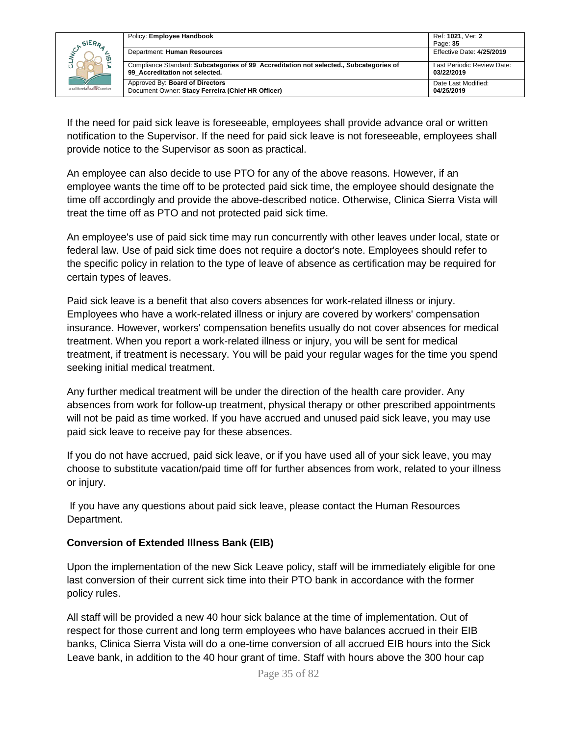If the need for paid sick leave is foreseeable, employees shall provide advance oral or written notification to the Supervisor. If the need for paid sick leave is not foreseeable, employees shall provide notice to the Supervisor as soon as practical.

An employee can also decide to use PTO for any of the above reasons. However, if an employee wants the time off to be protected paid sick time, the employee should designate the time off accordingly and provide the above-described notice. Otherwise, Clinica Sierra Vista will treat the time off as PTO and not protected paid sick time.

An employee's use of paid sick time may run concurrently with other leaves under local, state or federal law. Use of paid sick time does not require a doctor's note. Employees should refer to the specific policy in relation to the type of leave of absence as certification may be required for certain types of leaves.

Paid sick leave is a benefit that also covers absences for work-related illness or injury. Employees who have a work-related illness or injury are covered by workers' compensation insurance. However, workers' compensation benefits usually do not cover absences for medical treatment. When you report a work-related illness or injury, you will be sent for medical treatment, if treatment is necessary. You will be paid your regular wages for the time you spend seeking initial medical treatment.

Any further medical treatment will be under the direction of the health care provider. Any absences from work for follow-up treatment, physical therapy or other prescribed appointments will not be paid as time worked. If you have accrued and unused paid sick leave, you may use paid sick leave to receive pay for these absences.

If you do not have accrued, paid sick leave, or if you have used all of your sick leave, you may choose to substitute vacation/paid time off for further absences from work, related to your illness or injury.

If you have any questions about paid sick leave, please contact the Human Resources Department.

**Conversion of Extended Illness Bank (EIB)**

Upon the implementation of the new Sick Leave policy, staff will be immediately eligible for one last conversion of their current sick time into their PTO bank in accordance with the former policy rules.

All staff will be provided a new 40 hour sick balance at the time of implementation. Out of respect for those current and long term employees who have balances accrued in their EIB banks, Clinica Sierra Vista will do a one-time conversion of all accrued EIB hours into the Sick Leave bank, in addition to the 40 hour grant of time. Staff with hours above the 300 hour cap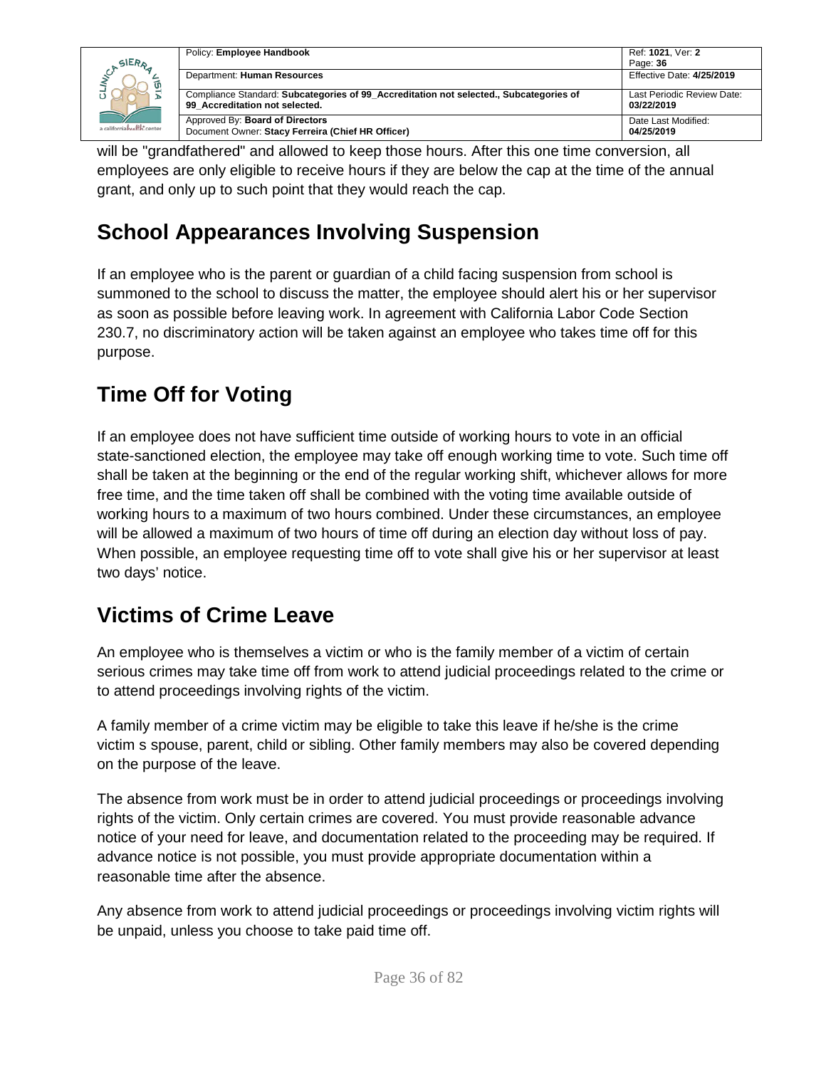will be "grandfathered" and allowed to keep those hours. After this one time conversion, all employees are only eligible to receive hours if they are below the cap at the time of the annual grant, and only up to such point that they would reach the cap.

## School Appearances Involving Suspension

If an employee who is the parent or guardian of a child facing suspension from school is summoned to the school to discuss the matter, the employee should alert his or her supervisor as soon as possible before leaving work. In agreement with California Labor Code Section 230.7, no discriminatory action will be taken against an employee who takes time off for this purpose.

## Time Off for Voting

If an employee does not have sufficient time outside of working hours to vote in an official state-sanctioned election, the employee may take off enough working time to vote. Such time off shall be taken at the beginning or the end of the regular working shift, whichever allows for more free time, and the time taken off shall be combined with the voting time available outside of working hours to a maximum of two hours combined. Under these circumstances, an employee will be allowed a maximum of two hours of time off during an election day without loss of pay. When possible, an employee requesting time off to vote shall give his or her supervisor at least two days' notice.

## Victims of Crime Leave

An employee who is themselves a victim or who is the family member of a victim of certain serious crimes may take time off from work to attend judicial proceedings related to the crime or to attend proceedings involving rights of the victim.

A family member of a crime victim may be eligible to take this leave if he/she is the crime victim s spouse, parent, child or sibling. Other family members may also be covered depending on the purpose of the leave.

The absence from work must be in order to attend judicial proceedings or proceedings involving rights of the victim. Only certain crimes are covered. You must provide reasonable advance notice of your need for leave, and documentation related to the proceeding may be required. If advance notice is not possible, you must provide appropriate documentation within a reasonable time after the absence.

Any absence from work to attend judicial proceedings or proceedings involving victim rights will be unpaid, unless you choose to take paid time off.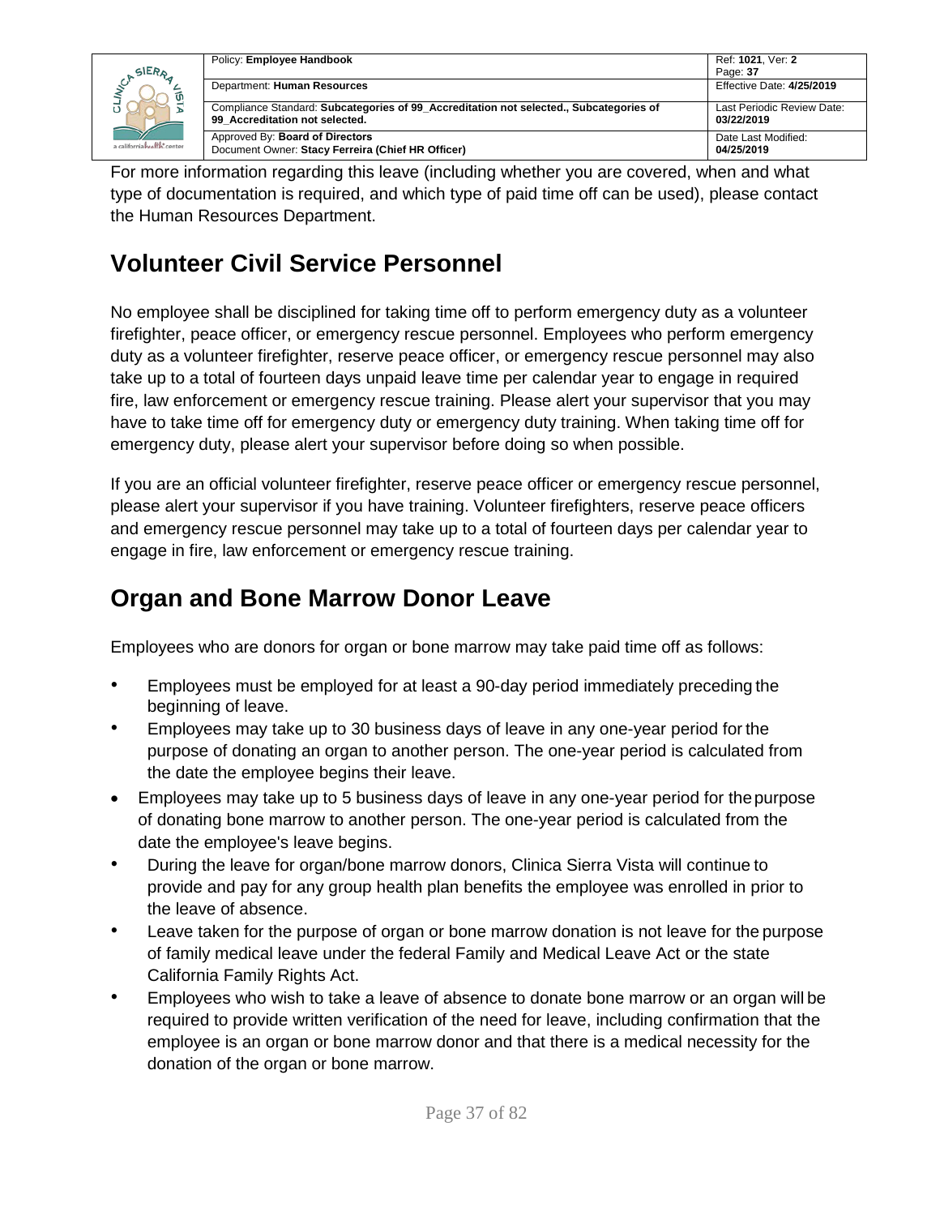For more information regarding this leave (including whether you are covered, when and what type of documentation is required, and which type of paid time off can be used), please contact the Human Resources Department.

## Volunteer Civil Service Personnel

No employee shall be disciplined for taking time off to perform emergency duty as a volunteer firefighter, peace officer, or emergency rescue personnel. Employees who perform emergency duty as a volunteer firefighter, reserve peace officer, or emergency rescue personnel may also take up to a total of fourteen days unpaid leave time per calendar year to engage in required fire, law enforcement or emergency rescue training. Please alert your supervisor that you may have to take time off for emergency duty or emergency duty training. When taking time off for emergency duty, please alert your supervisor before doing so when possible.

If you are an official volunteer firefighter, reserve peace officer or emergency rescue personnel, please alert your supervisor if you have training. Volunteer firefighters, reserve peace officers and emergency rescue personnel may take up to a total of fourteen days per calendar year to engage in fire, law enforcement or emergency rescue training.

## Organ and Bone Marrow Donor Leave

Employees who are donors for organ or bone marrow may take paid time off as follows:

- Employees must be employed for at least a 90-day period immediately preceding the beginning of leave.
- Employees may take up to 30 business days of leave in any one-year period for the purpose of donating an organ to another person. The one-year period is calculated from the date the employee begins their leave.
- Employees may take up to 5 business days of leave in any one-year period for the purpose of donating bone marrow to another person. The one-year period is calculated from the date the employee's leave begins.
- During the leave for organ/bone marrow donors, Clinica Sierra Vista will continue to provide and pay for any group health plan benefits the employee was enrolled in prior to the leave of absence.
- Leave taken for the purpose of organ or bone marrow donation is not leave for the purpose of family medical leave under the federal Family and Medical Leave Act or the state California Family Rights Act.
- Employees who wish to take a leave of absence to donate bone marrow or an organ will be required to provide written verification of the need for leave, including confirmation that the employee is an organ or bone marrow donor and that there is a medical necessity for the donation of the organ or bone marrow.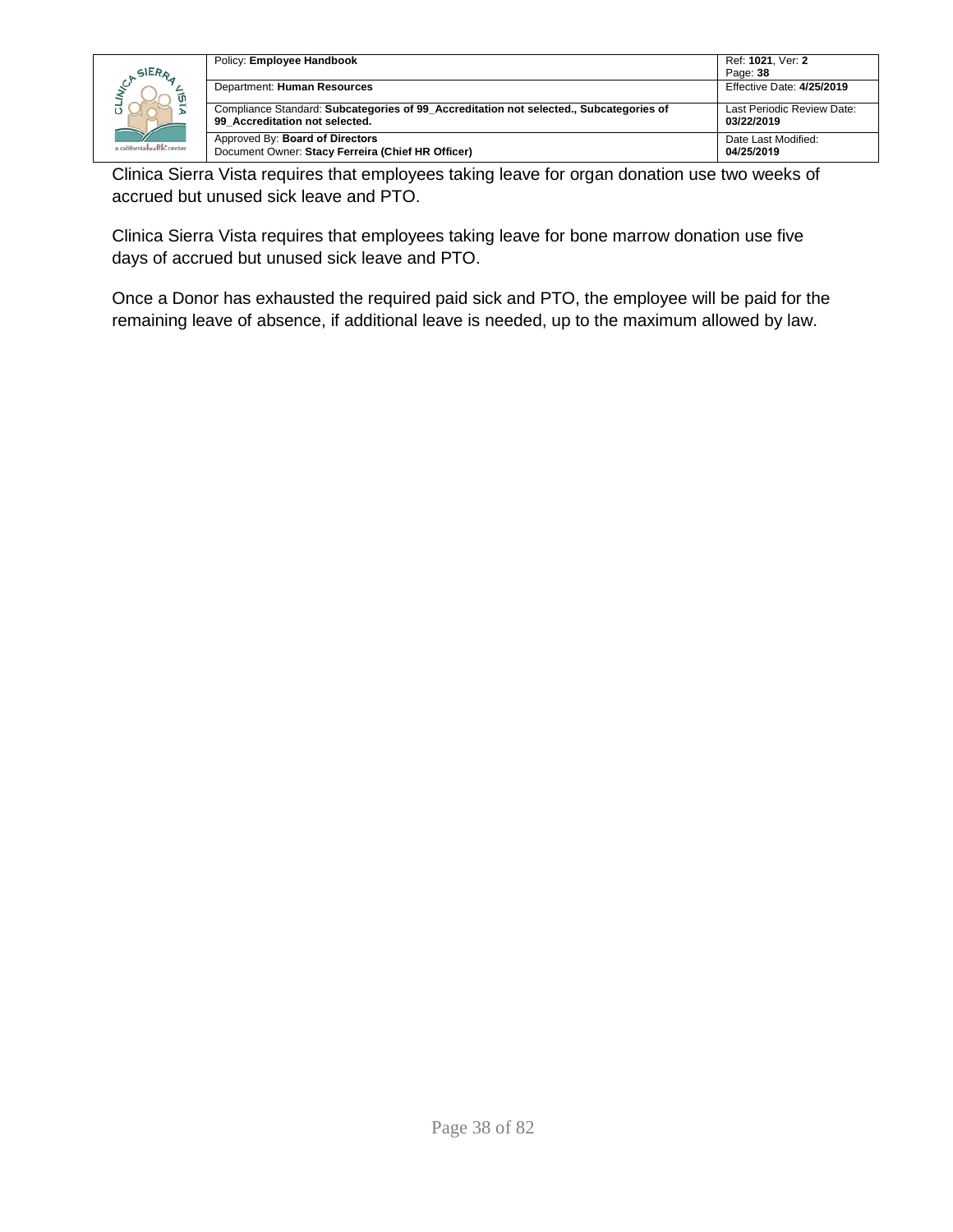Clinica Sierra Vista requires that employees taking leave for organ donation use two weeks of accrued but unused sick leave and PTO.

Clinica Sierra Vista requires that employees taking leave for bone marrow donation use five days of accrued but unused sick leave and PTO.

Once a Donor has exhausted the required paid sick and PTO, the employee will be paid for the remaining leave of absence, if additional leave is needed, up to the maximum allowed by law.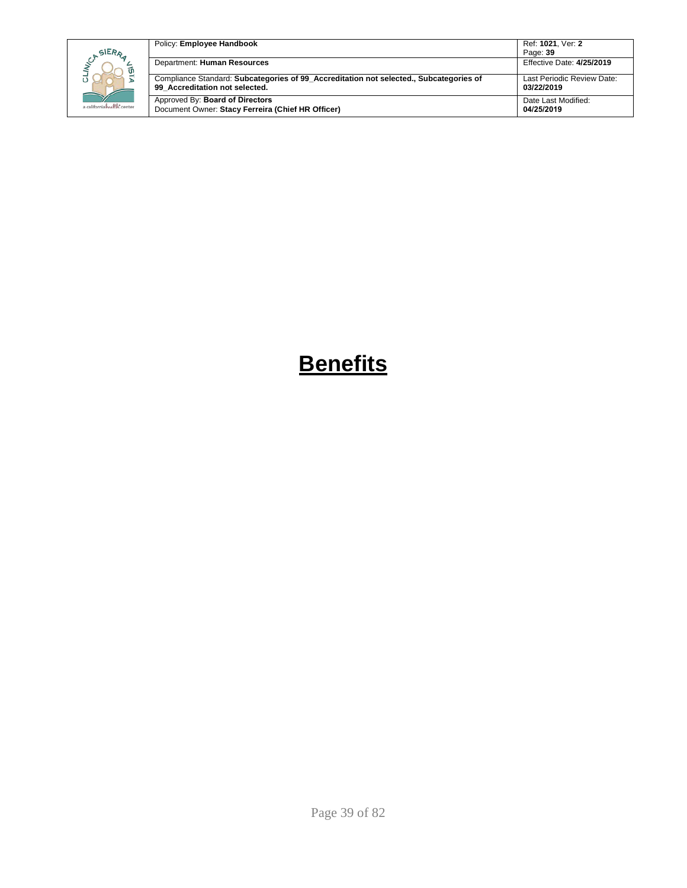# Benefits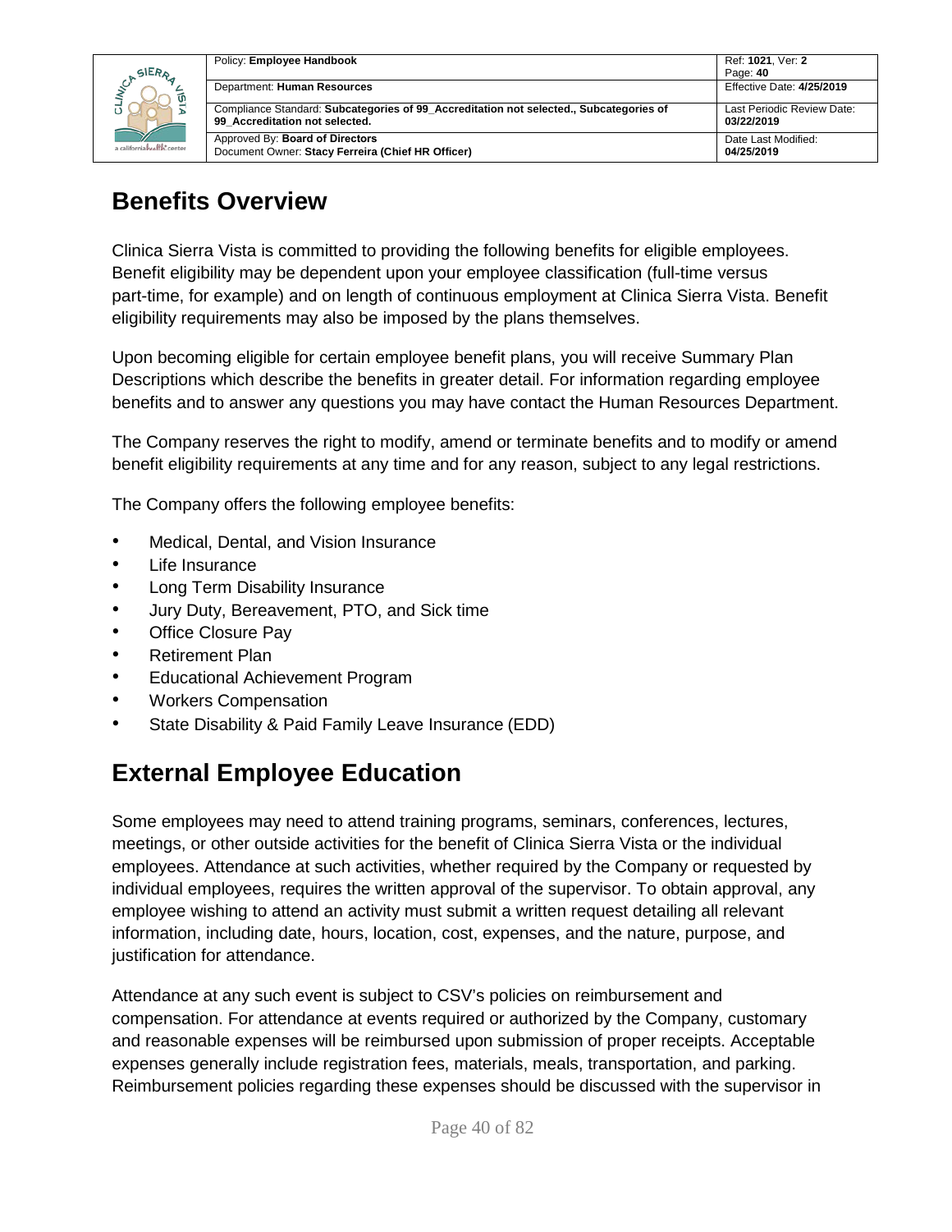## Benefits Overview

Clinica Sierra Vista is committed to providing the following benefits for eligible employees. Benefit eligibility may be dependent upon your employee classification (full-time versus part-time, for example) and on length of continuous employment at Clinica Sierra Vista. Benefit eligibility requirements may also be imposed by the plans themselves.

Upon becoming eligible for certain employee benefit plans, you will receive Summary Plan Descriptions which describe the benefits in greater detail. For information regarding employee benefits and to answer any questions you may have contact the Human Resources Department.

The Company reserves the right to modify, amend or terminate benefits and to modify or amend benefit eligibility requirements at any time and for any reason, subject to any legal restrictions.

The Company offers the following employee benefits:

- Medical, Dental, and Vision Insurance
- Life Insurance
- Long Term Disability Insurance
- Jury Duty, Bereavement, PTO, and Sick time
- Office Closure Pay
- Retirement Plan
- Educational Achievement Program
- Workers Compensation
- State Disability & Paid Family Leave Insurance (EDD)

## External Employee Education

Some employees may need to attend training programs, seminars, conferences, lectures, meetings, or other outside activities for the benefit of Clinica Sierra Vista or the individual employees. Attendance at such activities, whether required by the Company or requested by individual employees, requires the written approval of the supervisor. To obtain approval, any employee wishing to attend an activity must submit a written request detailing all relevant information, including date, hours, location, cost, expenses, and the nature, purpose, and justification for attendance.

Attendance at any such event is subject to CSV's policies on reimbursement and compensation. For attendance at events required or authorized by the Company, customary and reasonable expenses will be reimbursed upon submission of proper receipts. Acceptable expenses generally include registration fees, materials, meals, transportation, and parking. Reimbursement policies regarding these expenses should be discussed with the supervisor in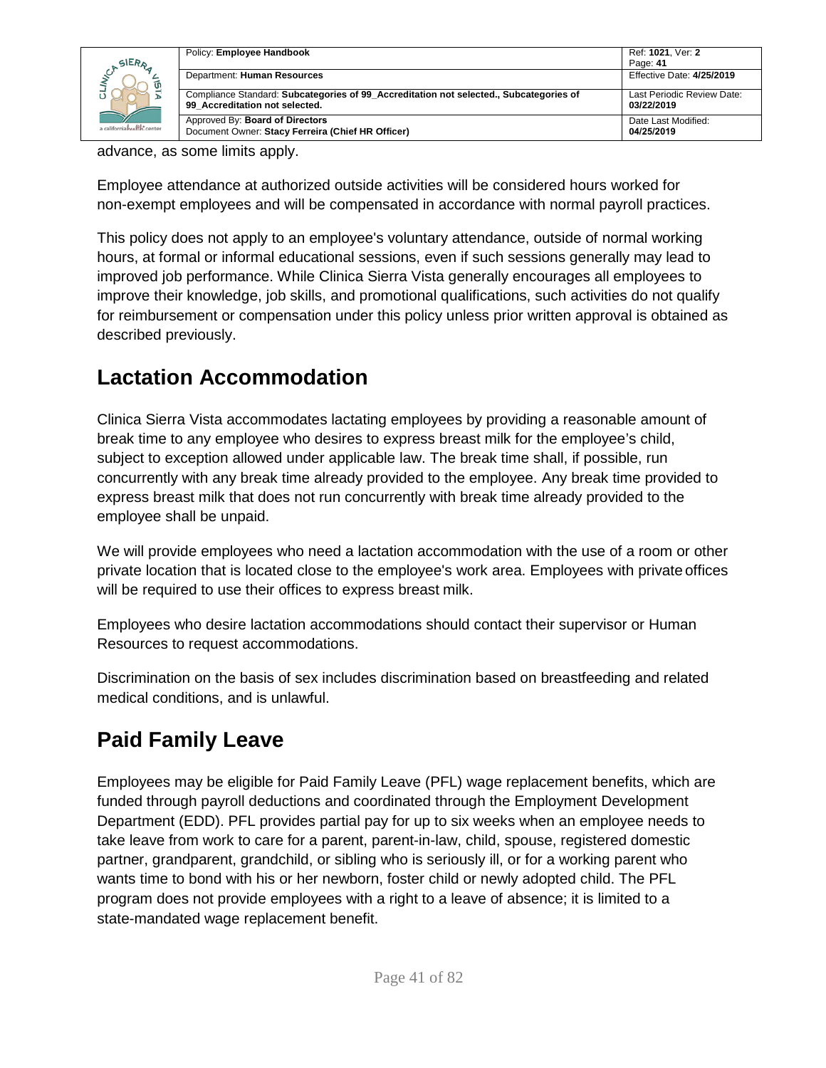advance, as some limits apply.

Employee attendance at authorized outside activities will be considered hours worked for non-exempt employees and will be compensated in accordance with normal payroll practices.

This policy does not apply to an employee's voluntary attendance, outside of normal working hours, at formal or informal educational sessions, even if such sessions generally may lead to improved job performance. While Clinica Sierra Vista generally encourages all employees to improve their knowledge, job skills, and promotional qualifications, such activities do not qualify for reimbursement or compensation under this policy unless prior written approval is obtained as described previously.

## Lactation Accommodation

Clinica Sierra Vista accommodates lactating employees by providing a reasonable amount of break time to any employee who desires to express breast milk for the employee's child, subject to exception allowed under applicable law. The break time shall, if possible, run concurrently with any break time already provided to the employee. Any break time provided to express breast milk that does not run concurrently with break time already provided to the employee shall be unpaid.

We will provide employees who need a lactation accommodation with the use of a room or other private location that is located close to the employee's work area. Employees with private offices will be required to use their offices to express breast milk.

Employees who desire lactation accommodations should contact their supervisor or Human Resources to request accommodations.

Discrimination on the basis of sex includes discrimination based on breastfeeding and related medical conditions, and is unlawful.

## Paid Family Leave

Employees may be eligible for Paid Family Leave (PFL) wage replacement benefits, which are funded through payroll deductions and coordinated through the Employment Development Department (EDD). PFL provides partial pay for up to six weeks when an employee needs to take leave from work to care for a parent, parent-in-law, child, spouse, registered domestic partner, grandparent, grandchild, or sibling who is seriously ill, or for a working parent who wants time to bond with his or her newborn, foster child or newly adopted child. The PFL program does not provide employees with a right to a leave of absence; it is limited to a state-mandated wage replacement benefit.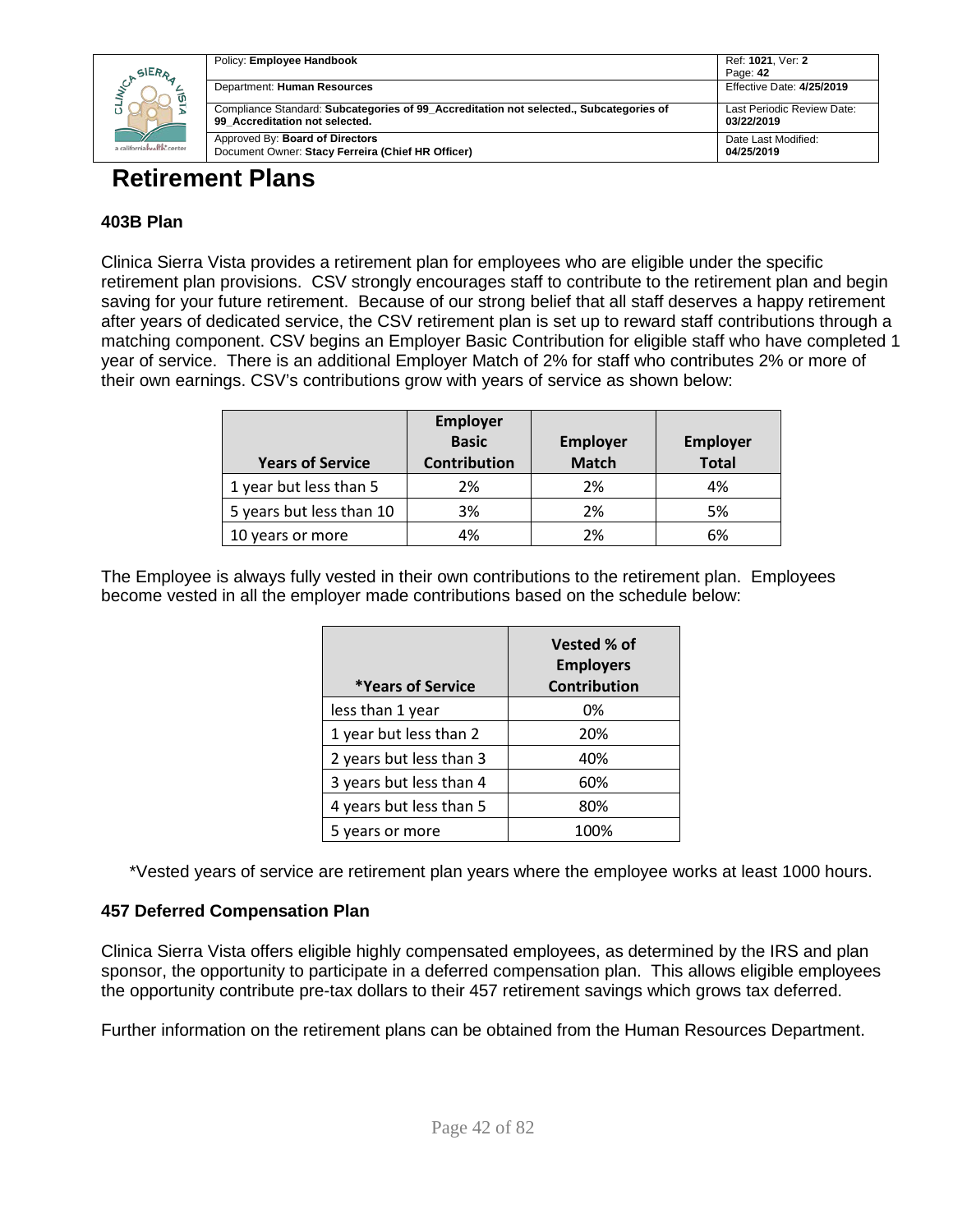# Retirement Plans

### 403B Plan

Clinica Sierra Vista provides a retirement plan for employees who are eligible under the specific retirement plan provisions. CSV strongly encourages staff to contribute to the retirement plan and begin saving for your future retirement. Because of our strong belief that all staff deserves a happy retirement after years of dedicated service, the CSV retirement plan is set up to reward staff contributions through a matching component. CSV begins an Employer Basic Contribution for eligible staff who have completed 1 year of service. There is an additional Employer Match of 2% for staff who contributes 2% or more of their own earnings. CSV's contributions grow with years of service as shown below:

| Years of Service | Employer Basic Contribution | Employer Match | Employer Total |
|---|---|---|---|
| 1 year but less than 5 | 2% | 2% | 4% |
| 5 years but less than 10 | 3% | 2% | 5% |
| 10 years or more | 4% | 2% | 6% |

The Employee is always fully vested in their own contributions to the retirement plan. Employees become vested in all the employer made contributions based on the schedule below:

| *Years of Service | Vested % of Employers Contribution |
|---|---|
| less than 1 year | 0% |
| 1 year but less than 2 | 20% |
| 2 years but less than 3 | 40% |
| 3 years but less than 4 | 60% |
| 4 years but less than 5 | 80% |
| 5 years or more | 100% |

*Vested years of service are retirement plan years where the employee works at least 1000 hours.

### 457 Deferred Compensation Plan

Clinica Sierra Vista offers eligible highly compensated employees, as determined by the IRS and plan sponsor, the opportunity to participate in a deferred compensation plan. This allows eligible employees the opportunity contribute pre-tax dollars to their 457 retirement savings which grows tax deferred.

Further information on the retirement plans can be obtained from the Human Resources Department.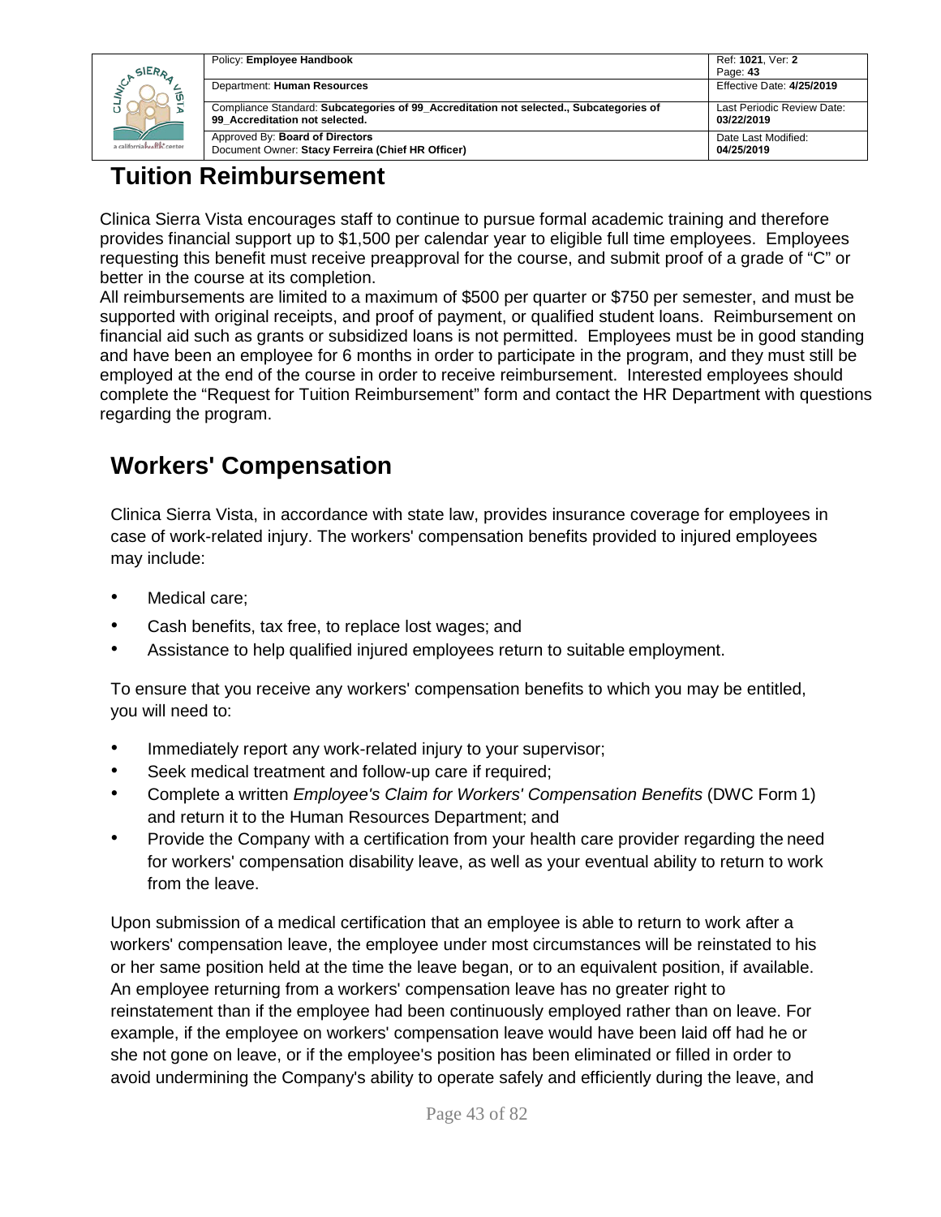## Tuition Reimbursement

Clinica Sierra Vista encourages staff to continue to pursue formal academic training and therefore provides financial support up to $1,500 per calendar year to eligible full time employees. Employees requesting this benefit must receive preapproval for the course, and submit proof of a grade of "C" or better in the course at its completion.

All reimbursements are limited to a maximum of $500 per quarter or $750 per semester, and must be supported with original receipts, and proof of payment, or qualified student loans. Reimbursement on financial aid such as grants or subsidized loans is not permitted. Employees must be in good standing and have been an employee for 6 months in order to participate in the program, and they must still be employed at the end of the course in order to receive reimbursement. Interested employees should complete the "Request for Tuition Reimbursement" form and contact the HR Department with questions regarding the program.

## Workers' Compensation

Clinica Sierra Vista, in accordance with state law, provides insurance coverage for employees in case of work-related injury. The workers' compensation benefits provided to injured employees may include:

- Medical care;
- Cash benefits, tax free, to replace lost wages; and
- Assistance to help qualified injured employees return to suitable employment.

To ensure that you receive any workers' compensation benefits to which you may be entitled, you will need to:

- Immediately report any work-related injury to your supervisor;
- Seek medical treatment and follow-up care if required;
- Complete a written *Employee's Claim for Workers' Compensation Benefits* (DWC Form 1) and return it to the Human Resources Department; and
- Provide the Company with a certification from your health care provider regarding the need for workers' compensation disability leave, as well as your eventual ability to return to work from the leave.

Upon submission of a medical certification that an employee is able to return to work after a workers' compensation leave, the employee under most circumstances will be reinstated to his or her same position held at the time the leave began, or to an equivalent position, if available. An employee returning from a workers' compensation leave has no greater right to reinstatement than if the employee had been continuously employed rather than on leave. For example, if the employee on workers' compensation leave would have been laid off had he or she not gone on leave, or if the employee's position has been eliminated or filled in order to avoid undermining the Company's ability to operate safely and efficiently during the leave, and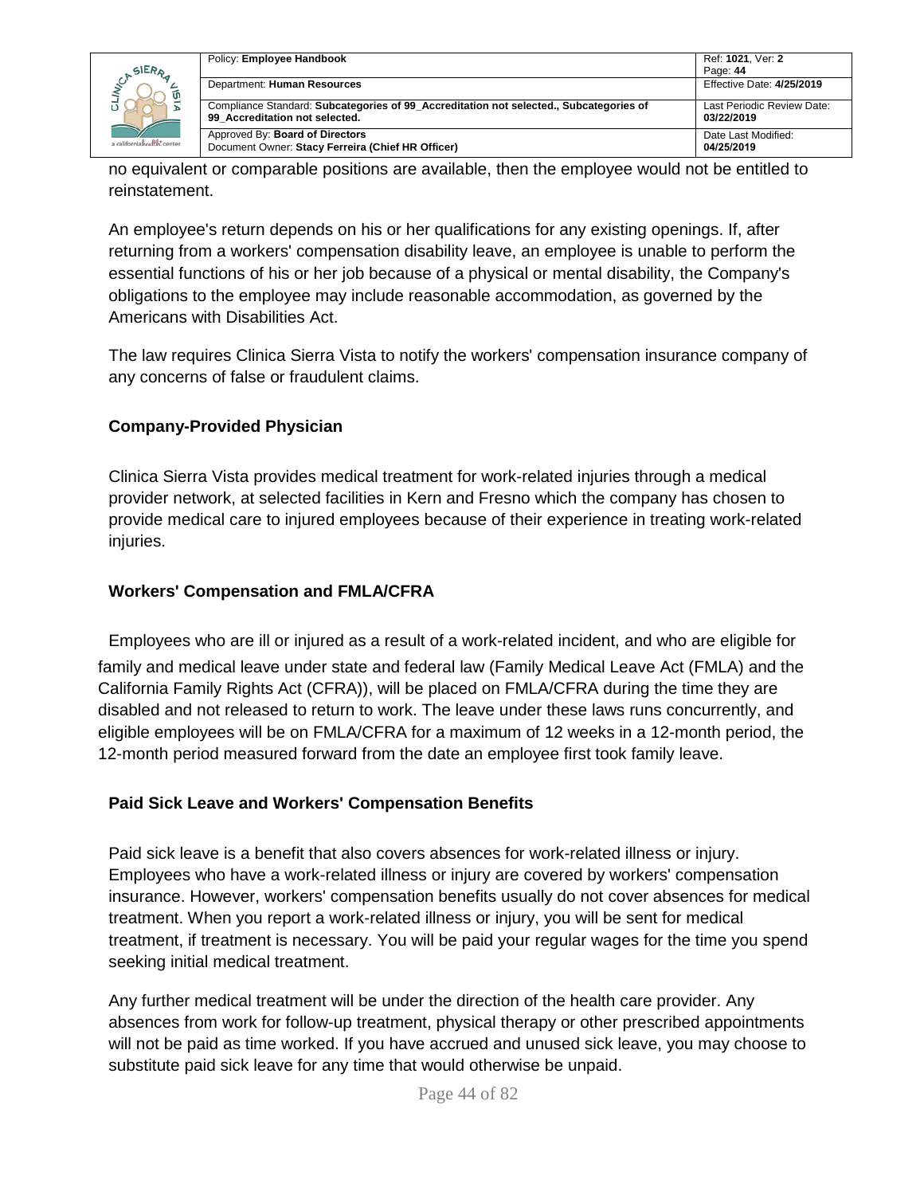no equivalent or comparable positions are available, then the employee would not be entitled to reinstatement.

An employee's return depends on his or her qualifications for any existing openings. If, after returning from a workers' compensation disability leave, an employee is unable to perform the essential functions of his or her job because of a physical or mental disability, the Company's obligations to the employee may include reasonable accommodation, as governed by the Americans with Disabilities Act.

The law requires Clinica Sierra Vista to notify the workers' compensation insurance company of any concerns of false or fraudulent claims.

### Company-Provided Physician

Clinica Sierra Vista provides medical treatment for work-related injuries through a medical provider network, at selected facilities in Kern and Fresno which the company has chosen to provide medical care to injured employees because of their experience in treating work-related injuries.

### Workers' Compensation and FMLA/CFRA

Employees who are ill or injured as a result of a work-related incident, and who are eligible for family and medical leave under state and federal law (Family Medical Leave Act (FMLA) and the California Family Rights Act (CFRA)), will be placed on FMLA/CFRA during the time they are disabled and not released to return to work. The leave under these laws runs concurrently, and eligible employees will be on FMLA/CFRA for a maximum of 12 weeks in a 12-month period, the 12-month period measured forward from the date an employee first took family leave.

### Paid Sick Leave and Workers' Compensation Benefits

Paid sick leave is a benefit that also covers absences for work-related illness or injury. Employees who have a work-related illness or injury are covered by workers' compensation insurance. However, workers' compensation benefits usually do not cover absences for medical treatment. When you report a work-related illness or injury, you will be sent for medical treatment, if treatment is necessary. You will be paid your regular wages for the time you spend seeking initial medical treatment.

Any further medical treatment will be under the direction of the health care provider. Any absences from work for follow-up treatment, physical therapy or other prescribed appointments will not be paid as time worked. If you have accrued and unused sick leave, you may choose to substitute paid sick leave for any time that would otherwise be unpaid.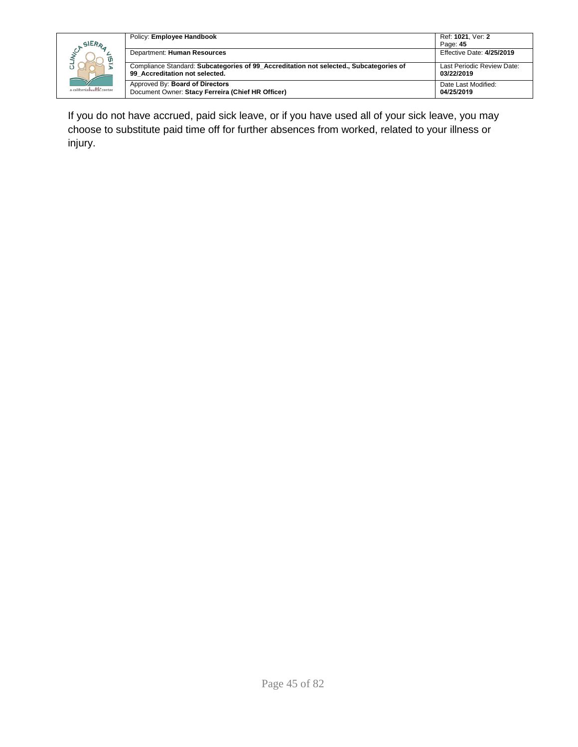If you do not have accrued, paid sick leave, or if you have used all of your sick leave, you may choose to substitute paid time off for further absences from worked, related to your illness or injury.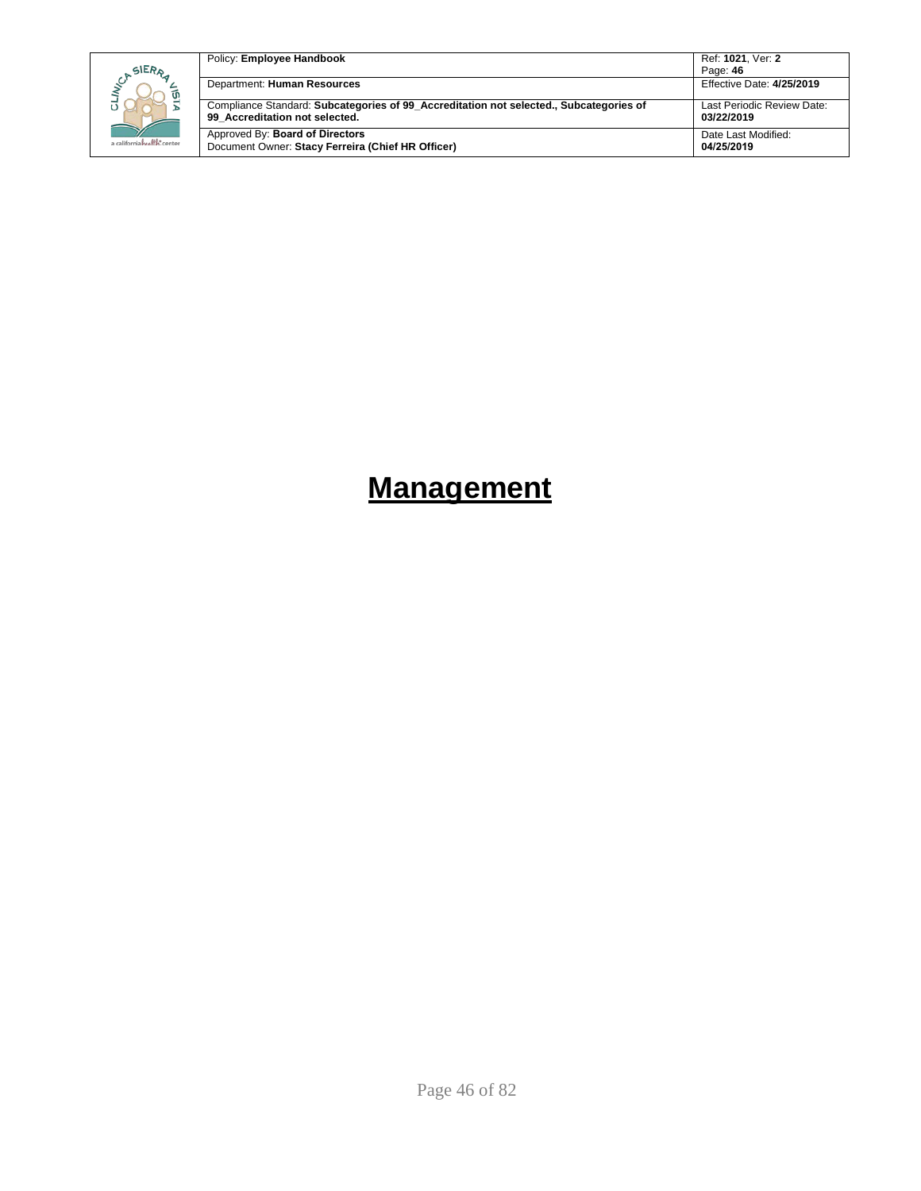# Management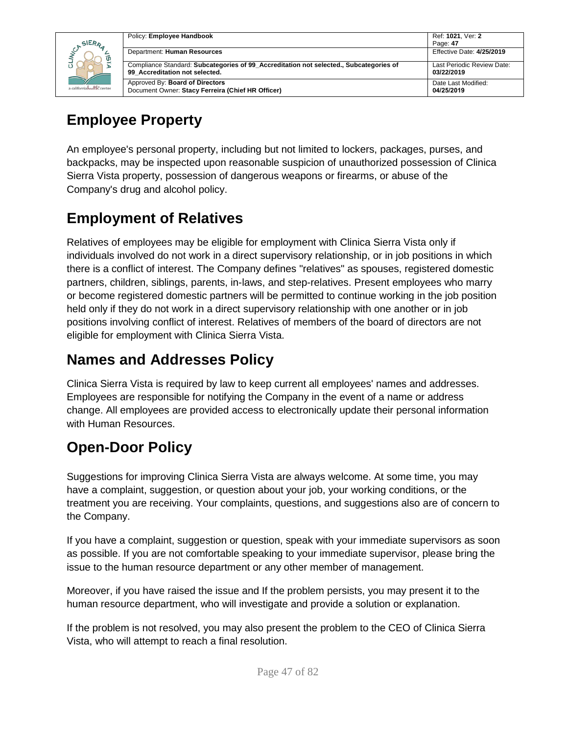## Employee Property

An employee's personal property, including but not limited to lockers, packages, purses, and backpacks, may be inspected upon reasonable suspicion of unauthorized possession of Clinica Sierra Vista property, possession of dangerous weapons or firearms, or abuse of the Company's drug and alcohol policy.

## Employment of Relatives

Relatives of employees may be eligible for employment with Clinica Sierra Vista only if individuals involved do not work in a direct supervisory relationship, or in job positions in which there is a conflict of interest. The Company defines "relatives" as spouses, registered domestic partners, children, siblings, parents, in-laws, and step-relatives. Present employees who marry or become registered domestic partners will be permitted to continue working in the job position held only if they do not work in a direct supervisory relationship with one another or in job positions involving conflict of interest. Relatives of members of the board of directors are not eligible for employment with Clinica Sierra Vista.

## Names and Addresses Policy

Clinica Sierra Vista is required by law to keep current all employees' names and addresses. Employees are responsible for notifying the Company in the event of a name or address change. All employees are provided access to electronically update their personal information with Human Resources.

## Open-Door Policy

Suggestions for improving Clinica Sierra Vista are always welcome. At some time, you may have a complaint, suggestion, or question about your job, your working conditions, or the treatment you are receiving. Your complaints, questions, and suggestions also are of concern to the Company.

If you have a complaint, suggestion or question, speak with your immediate supervisors as soon as possible. If you are not comfortable speaking to your immediate supervisor, please bring the issue to the human resource department or any other member of management.

Moreover, if you have raised the issue and If the problem persists, you may present it to the human resource department, who will investigate and provide a solution or explanation.

If the problem is not resolved, you may also present the problem to the CEO of Clinica Sierra Vista, who will attempt to reach a final resolution.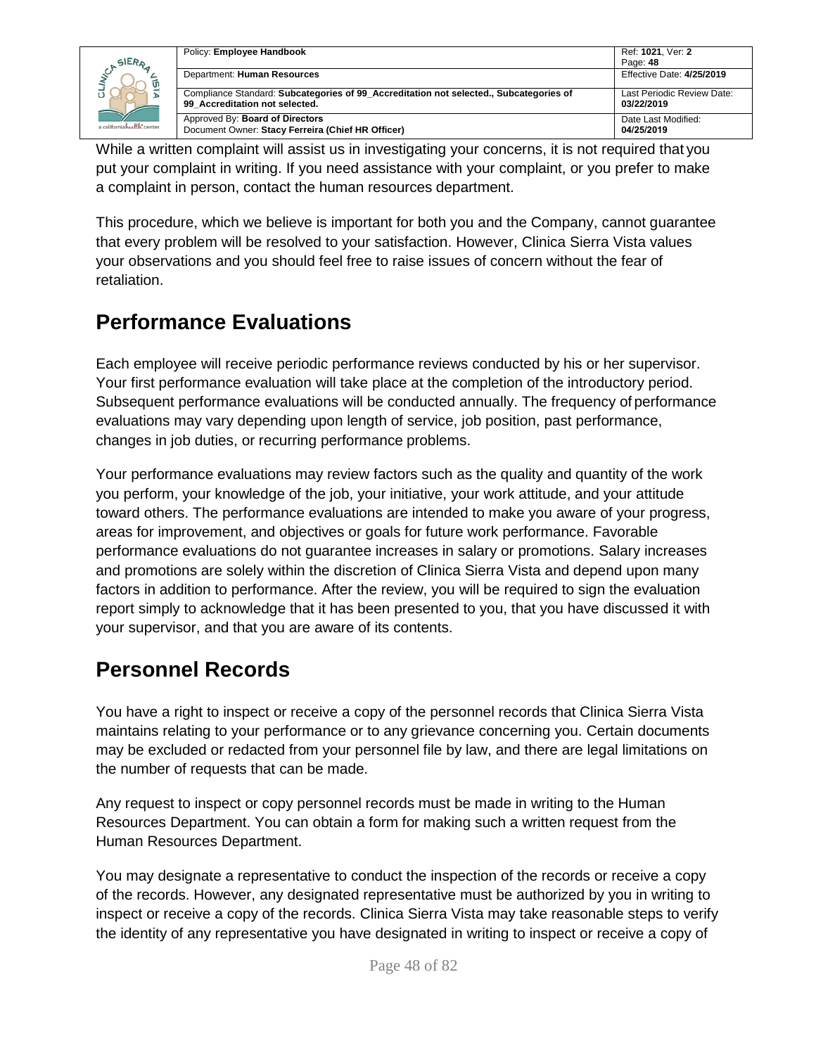While a written complaint will assist us in investigating your concerns, it is not required that you put your complaint in writing. If you need assistance with your complaint, or you prefer to make a complaint in person, contact the human resources department.

This procedure, which we believe is important for both you and the Company, cannot guarantee that every problem will be resolved to your satisfaction. However, Clinica Sierra Vista values your observations and you should feel free to raise issues of concern without the fear of retaliation.

## Performance Evaluations

Each employee will receive periodic performance reviews conducted by his or her supervisor. Your first performance evaluation will take place at the completion of the introductory period. Subsequent performance evaluations will be conducted annually. The frequency of performance evaluations may vary depending upon length of service, job position, past performance, changes in job duties, or recurring performance problems.

Your performance evaluations may review factors such as the quality and quantity of the work you perform, your knowledge of the job, your initiative, your work attitude, and your attitude toward others. The performance evaluations are intended to make you aware of your progress, areas for improvement, and objectives or goals for future work performance. Favorable performance evaluations do not guarantee increases in salary or promotions. Salary increases and promotions are solely within the discretion of Clinica Sierra Vista and depend upon many factors in addition to performance. After the review, you will be required to sign the evaluation report simply to acknowledge that it has been presented to you, that you have discussed it with your supervisor, and that you are aware of its contents.

## Personnel Records

You have a right to inspect or receive a copy of the personnel records that Clinica Sierra Vista maintains relating to your performance or to any grievance concerning you. Certain documents may be excluded or redacted from your personnel file by law, and there are legal limitations on the number of requests that can be made.

Any request to inspect or copy personnel records must be made in writing to the Human Resources Department. You can obtain a form for making such a written request from the Human Resources Department.

You may designate a representative to conduct the inspection of the records or receive a copy of the records. However, any designated representative must be authorized by you in writing to inspect or receive a copy of the records. Clinica Sierra Vista may take reasonable steps to verify the identity of any representative you have designated in writing to inspect or receive a copy of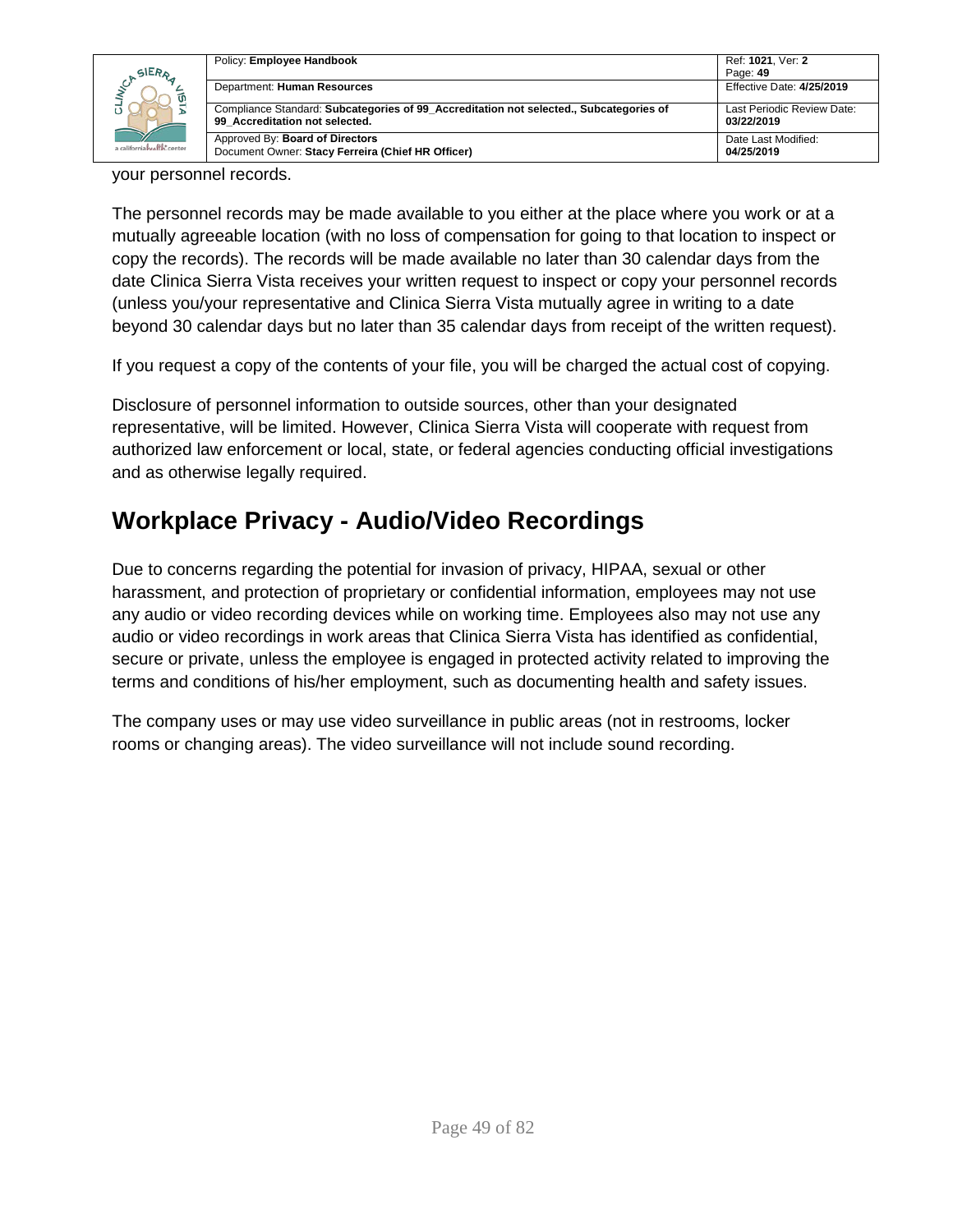your personnel records.

The personnel records may be made available to you either at the place where you work or at a mutually agreeable location (with no loss of compensation for going to that location to inspect or copy the records). The records will be made available no later than 30 calendar days from the date Clinica Sierra Vista receives your written request to inspect or copy your personnel records (unless you/your representative and Clinica Sierra Vista mutually agree in writing to a date beyond 30 calendar days but no later than 35 calendar days from receipt of the written request).

If you request a copy of the contents of your file, you will be charged the actual cost of copying.

Disclosure of personnel information to outside sources, other than your designated representative, will be limited. However, Clinica Sierra Vista will cooperate with request from authorized law enforcement or local, state, or federal agencies conducting official investigations and as otherwise legally required.

## Workplace Privacy - Audio/Video Recordings

Due to concerns regarding the potential for invasion of privacy, HIPAA, sexual or other harassment, and protection of proprietary or confidential information, employees may not use any audio or video recording devices while on working time. Employees also may not use any audio or video recordings in work areas that Clinica Sierra Vista has identified as confidential, secure or private, unless the employee is engaged in protected activity related to improving the terms and conditions of his/her employment, such as documenting health and safety issues.

The company uses or may use video surveillance in public areas (not in restrooms, locker rooms or changing areas). The video surveillance will not include sound recording.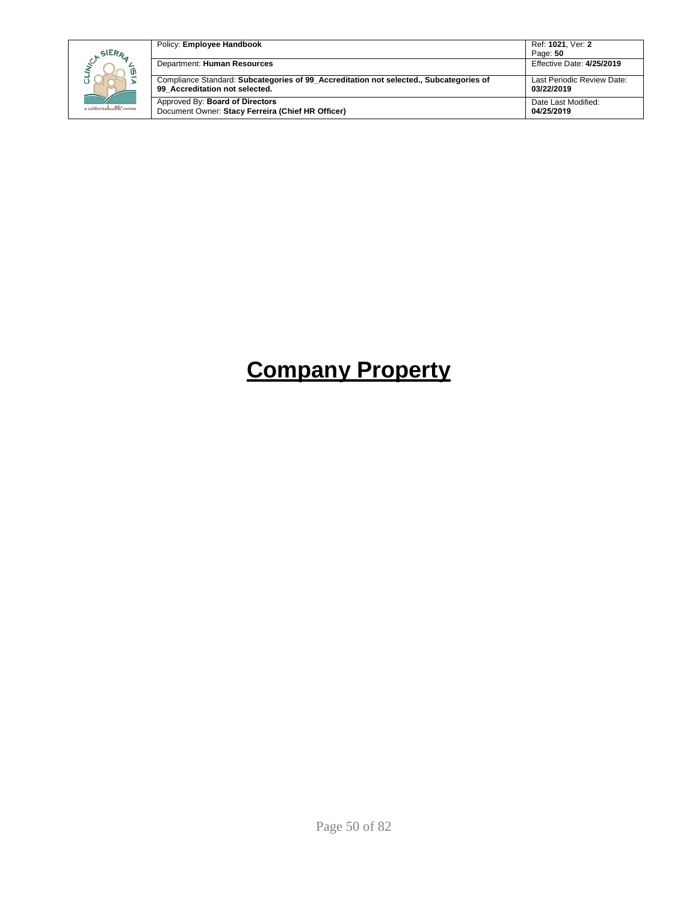# **Company Property**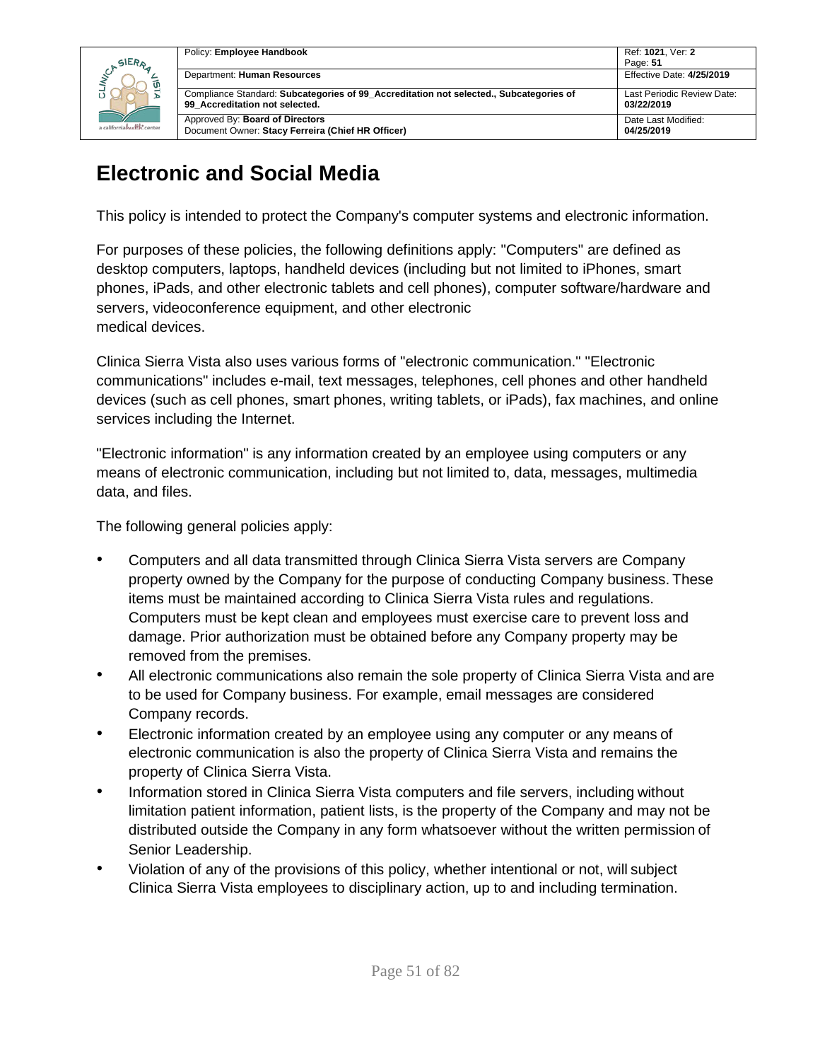# Electronic and Social Media

This policy is intended to protect the Company's computer systems and electronic information.

For purposes of these policies, the following definitions apply: "Computers" are defined as desktop computers, laptops, handheld devices (including but not limited to iPhones, smart phones, iPads, and other electronic tablets and cell phones), computer software/hardware and servers, videoconference equipment, and other electronic medical devices.

Clinica Sierra Vista also uses various forms of "electronic communication." "Electronic communications" includes e-mail, text messages, telephones, cell phones and other handheld devices (such as cell phones, smart phones, writing tablets, or iPads), fax machines, and online services including the Internet.

"Electronic information" is any information created by an employee using computers or any means of electronic communication, including but not limited to, data, messages, multimedia data, and files.

The following general policies apply:

- Computers and all data transmitted through Clinica Sierra Vista servers are Company property owned by the Company for the purpose of conducting Company business. These items must be maintained according to Clinica Sierra Vista rules and regulations. Computers must be kept clean and employees must exercise care to prevent loss and damage. Prior authorization must be obtained before any Company property may be removed from the premises.
- All electronic communications also remain the sole property of Clinica Sierra Vista and are to be used for Company business. For example, email messages are considered Company records.
- Electronic information created by an employee using any computer or any means of electronic communication is also the property of Clinica Sierra Vista and remains the property of Clinica Sierra Vista.
- Information stored in Clinica Sierra Vista computers and file servers, including without limitation patient information, patient lists, is the property of the Company and may not be distributed outside the Company in any form whatsoever without the written permission of Senior Leadership.
- Violation of any of the provisions of this policy, whether intentional or not, will subject Clinica Sierra Vista employees to disciplinary action, up to and including termination.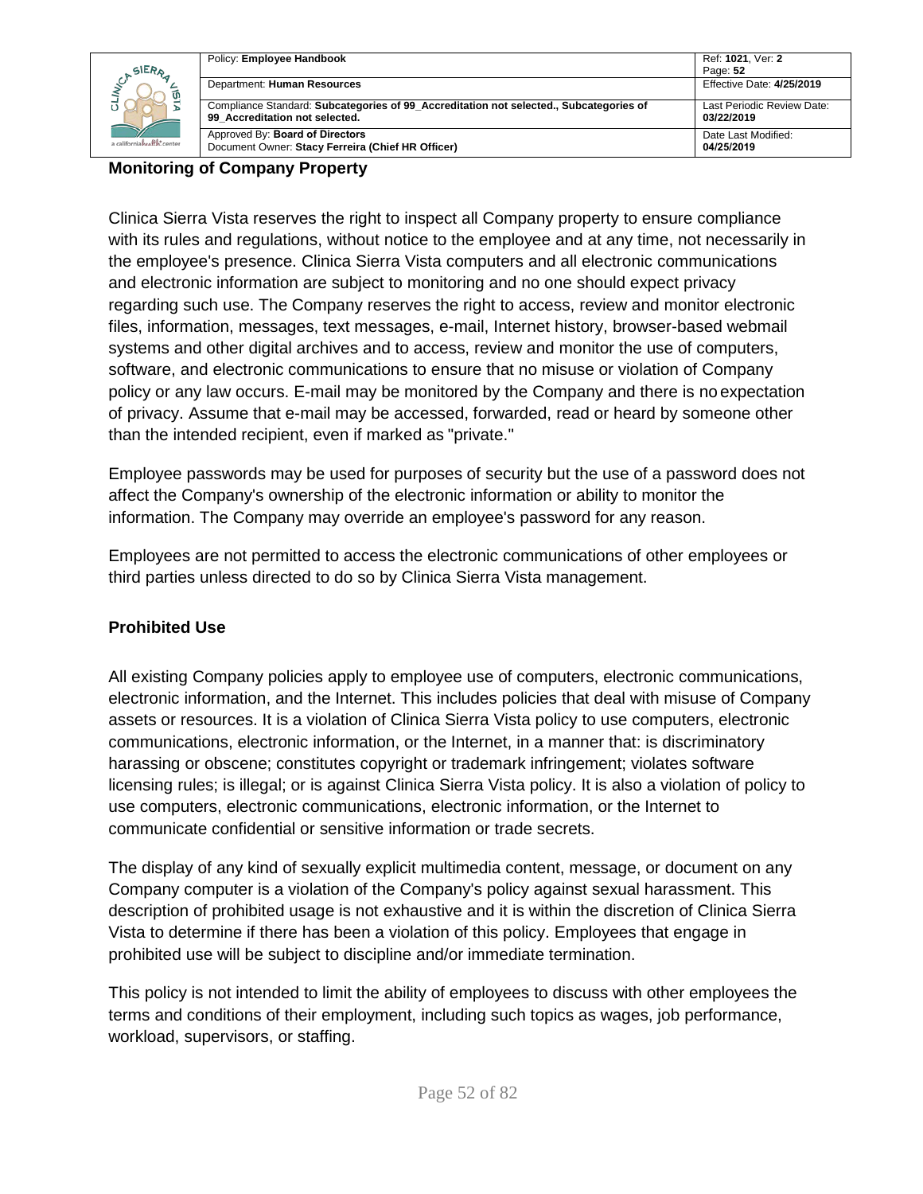## Monitoring of Company Property

Clinica Sierra Vista reserves the right to inspect all Company property to ensure compliance with its rules and regulations, without notice to the employee and at any time, not necessarily in the employee's presence. Clinica Sierra Vista computers and all electronic communications and electronic information are subject to monitoring and no one should expect privacy regarding such use. The Company reserves the right to access, review and monitor electronic files, information, messages, text messages, e-mail, Internet history, browser-based webmail systems and other digital archives and to access, review and monitor the use of computers, software, and electronic communications to ensure that no misuse or violation of Company policy or any law occurs. E-mail may be monitored by the Company and there is no expectation of privacy. Assume that e-mail may be accessed, forwarded, read or heard by someone other than the intended recipient, even if marked as "private."

Employee passwords may be used for purposes of security but the use of a password does not affect the Company's ownership of the electronic information or ability to monitor the information. The Company may override an employee's password for any reason.

Employees are not permitted to access the electronic communications of other employees or third parties unless directed to do so by Clinica Sierra Vista management.

## Prohibited Use

All existing Company policies apply to employee use of computers, electronic communications, electronic information, and the Internet. This includes policies that deal with misuse of Company assets or resources. It is a violation of Clinica Sierra Vista policy to use computers, electronic communications, electronic information, or the Internet, in a manner that: is discriminatory harassing or obscene; constitutes copyright or trademark infringement; violates software licensing rules; is illegal; or is against Clinica Sierra Vista policy. It is also a violation of policy to use computers, electronic communications, electronic information, or the Internet to communicate confidential or sensitive information or trade secrets.

The display of any kind of sexually explicit multimedia content, message, or document on any Company computer is a violation of the Company's policy against sexual harassment. This description of prohibited usage is not exhaustive and it is within the discretion of Clinica Sierra Vista to determine if there has been a violation of this policy. Employees that engage in prohibited use will be subject to discipline and/or immediate termination.

This policy is not intended to limit the ability of employees to discuss with other employees the terms and conditions of their employment, including such topics as wages, job performance, workload, supervisors, or staffing.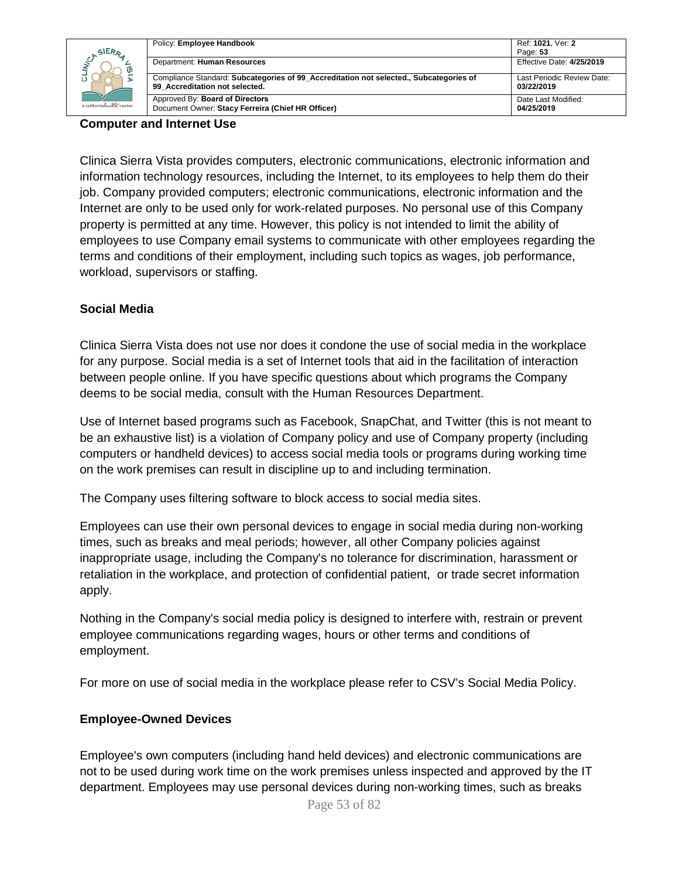## Computer and Internet Use

Clinica Sierra Vista provides computers, electronic communications, electronic information and information technology resources, including the Internet, to its employees to help them do their job. Company provided computers; electronic communications, electronic information and the Internet are only to be used only for work-related purposes. No personal use of this Company property is permitted at any time. However, this policy is not intended to limit the ability of employees to use Company email systems to communicate with other employees regarding the terms and conditions of their employment, including such topics as wages, job performance, workload, supervisors or staffing.

## Social Media

Clinica Sierra Vista does not use nor does it condone the use of social media in the workplace for any purpose. Social media is a set of Internet tools that aid in the facilitation of interaction between people online. If you have specific questions about which programs the Company deems to be social media, consult with the Human Resources Department.

Use of Internet based programs such as Facebook, SnapChat, and Twitter (this is not meant to be an exhaustive list) is a violation of Company policy and use of Company property (including computers or handheld devices) to access social media tools or programs during working time on the work premises can result in discipline up to and including termination.

The Company uses filtering software to block access to social media sites.

Employees can use their own personal devices to engage in social media during non-working times, such as breaks and meal periods; however, all other Company policies against inappropriate usage, including the Company's no tolerance for discrimination, harassment or retaliation in the workplace, and protection of confidential patient, or trade secret information apply.

Nothing in the Company's social media policy is designed to interfere with, restrain or prevent employee communications regarding wages, hours or other terms and conditions of employment.

For more on use of social media in the workplace please refer to CSV's Social Media Policy.

## Employee-Owned Devices

Employee's own computers (including hand held devices) and electronic communications are not to be used during work time on the work premises unless inspected and approved by the IT department. Employees may use personal devices during non-working times, such as breaks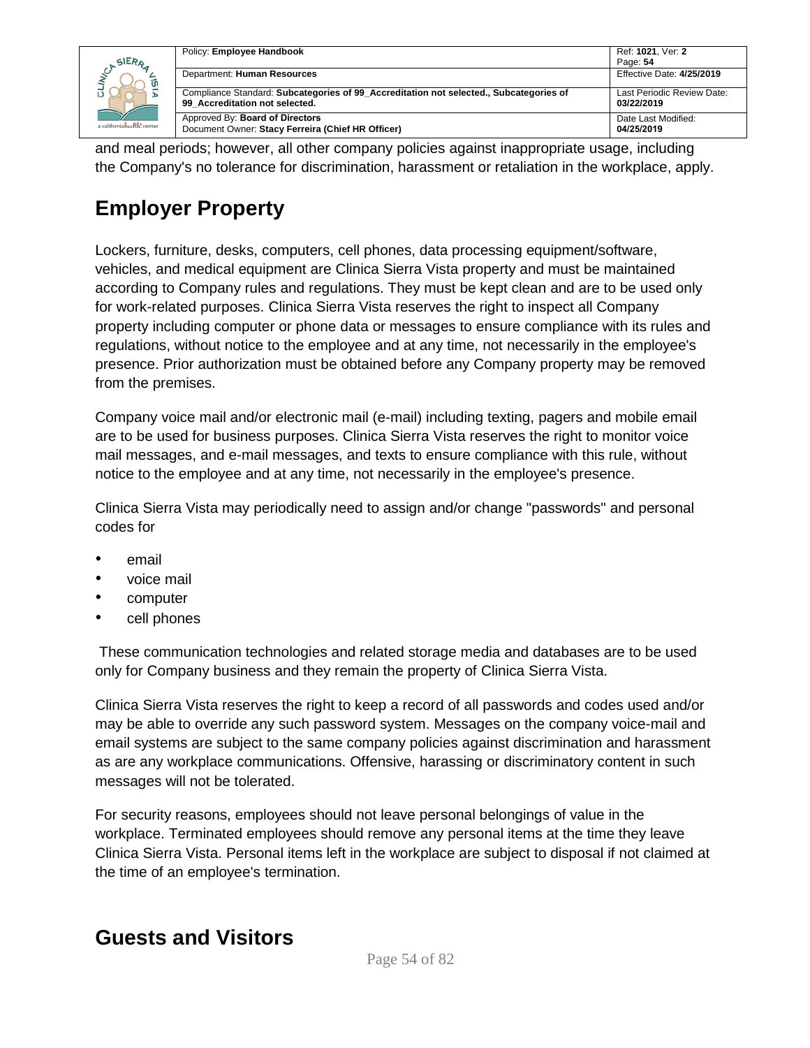and meal periods; however, all other company policies against inappropriate usage, including the Company's no tolerance for discrimination, harassment or retaliation in the workplace, apply.

## Employer Property

Lockers, furniture, desks, computers, cell phones, data processing equipment/software, vehicles, and medical equipment are Clinica Sierra Vista property and must be maintained according to Company rules and regulations. They must be kept clean and are to be used only for work-related purposes. Clinica Sierra Vista reserves the right to inspect all Company property including computer or phone data or messages to ensure compliance with its rules and regulations, without notice to the employee and at any time, not necessarily in the employee's presence. Prior authorization must be obtained before any Company property may be removed from the premises.

Company voice mail and/or electronic mail (e-mail) including texting, pagers and mobile email are to be used for business purposes. Clinica Sierra Vista reserves the right to monitor voice mail messages, and e-mail messages, and texts to ensure compliance with this rule, without notice to the employee and at any time, not necessarily in the employee's presence.

Clinica Sierra Vista may periodically need to assign and/or change "passwords" and personal codes for

- email
- voice mail
- computer
- cell phones

These communication technologies and related storage media and databases are to be used only for Company business and they remain the property of Clinica Sierra Vista.

Clinica Sierra Vista reserves the right to keep a record of all passwords and codes used and/or may be able to override any such password system. Messages on the company voice-mail and email systems are subject to the same company policies against discrimination and harassment as are any workplace communications. Offensive, harassing or discriminatory content in such messages will not be tolerated.

For security reasons, employees should not leave personal belongings of value in the workplace. Terminated employees should remove any personal items at the time they leave Clinica Sierra Vista. Personal items left in the workplace are subject to disposal if not claimed at the time of an employee's termination.

## Guests and Visitors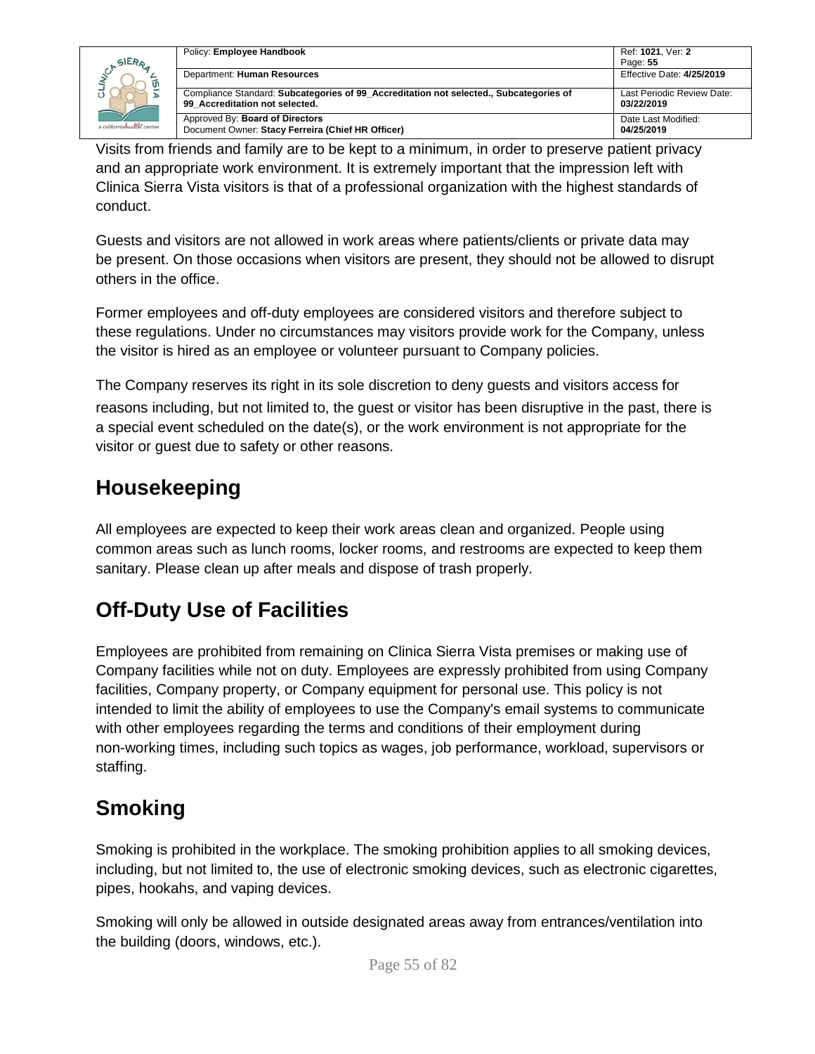Visits from friends and family are to be kept to a minimum, in order to preserve patient privacy and an appropriate work environment. It is extremely important that the impression left with Clinica Sierra Vista visitors is that of a professional organization with the highest standards of conduct.

Guests and visitors are not allowed in work areas where patients/clients or private data may be present. On those occasions when visitors are present, they should not be allowed to disrupt others in the office.

Former employees and off-duty employees are considered visitors and therefore subject to these regulations. Under no circumstances may visitors provide work for the Company, unless the visitor is hired as an employee or volunteer pursuant to Company policies.

The Company reserves its right in its sole discretion to deny guests and visitors access for reasons including, but not limited to, the guest or visitor has been disruptive in the past, there is a special event scheduled on the date(s), or the work environment is not appropriate for the visitor or guest due to safety or other reasons.

## Housekeeping

All employees are expected to keep their work areas clean and organized. People using common areas such as lunch rooms, locker rooms, and restrooms are expected to keep them sanitary. Please clean up after meals and dispose of trash properly.

## Off-Duty Use of Facilities

Employees are prohibited from remaining on Clinica Sierra Vista premises or making use of Company facilities while not on duty. Employees are expressly prohibited from using Company facilities, Company property, or Company equipment for personal use. This policy is not intended to limit the ability of employees to use the Company's email systems to communicate with other employees regarding the terms and conditions of their employment during non-working times, including such topics as wages, job performance, workload, supervisors or staffing.

## Smoking

Smoking is prohibited in the workplace. The smoking prohibition applies to all smoking devices, including, but not limited to, the use of electronic smoking devices, such as electronic cigarettes, pipes, hookahs, and vaping devices.

Smoking will only be allowed in outside designated areas away from entrances/ventilation into the building (doors, windows, etc.).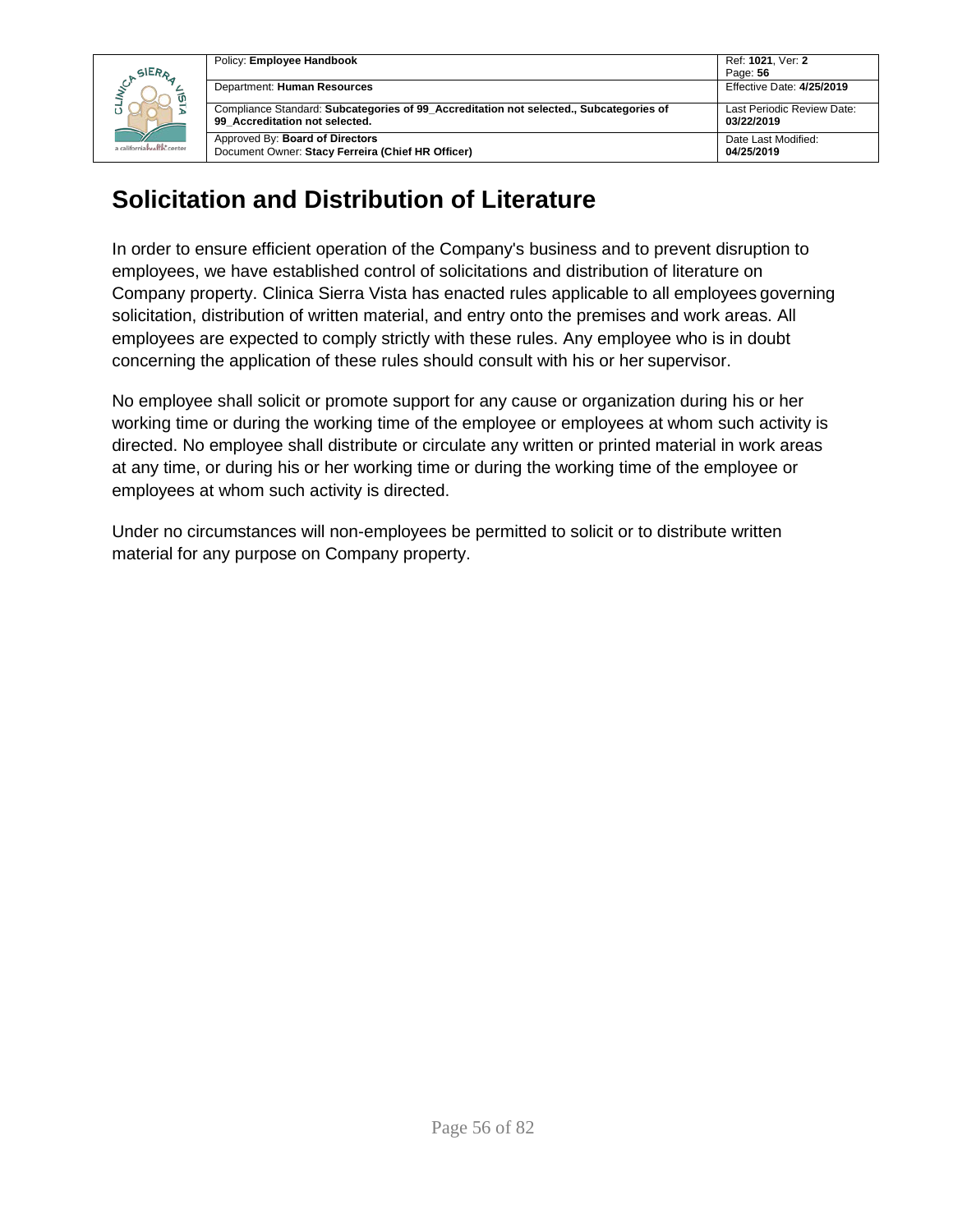# Solicitation and Distribution of Literature

In order to ensure efficient operation of the Company's business and to prevent disruption to employees, we have established control of solicitations and distribution of literature on Company property. Clinica Sierra Vista has enacted rules applicable to all employees governing solicitation, distribution of written material, and entry onto the premises and work areas. All employees are expected to comply strictly with these rules. Any employee who is in doubt concerning the application of these rules should consult with his or her supervisor.

No employee shall solicit or promote support for any cause or organization during his or her working time or during the working time of the employee or employees at whom such activity is directed. No employee shall distribute or circulate any written or printed material in work areas at any time, or during his or her working time or during the working time of the employee or employees at whom such activity is directed.

Under no circumstances will non-employees be permitted to solicit or to distribute written material for any purpose on Company property.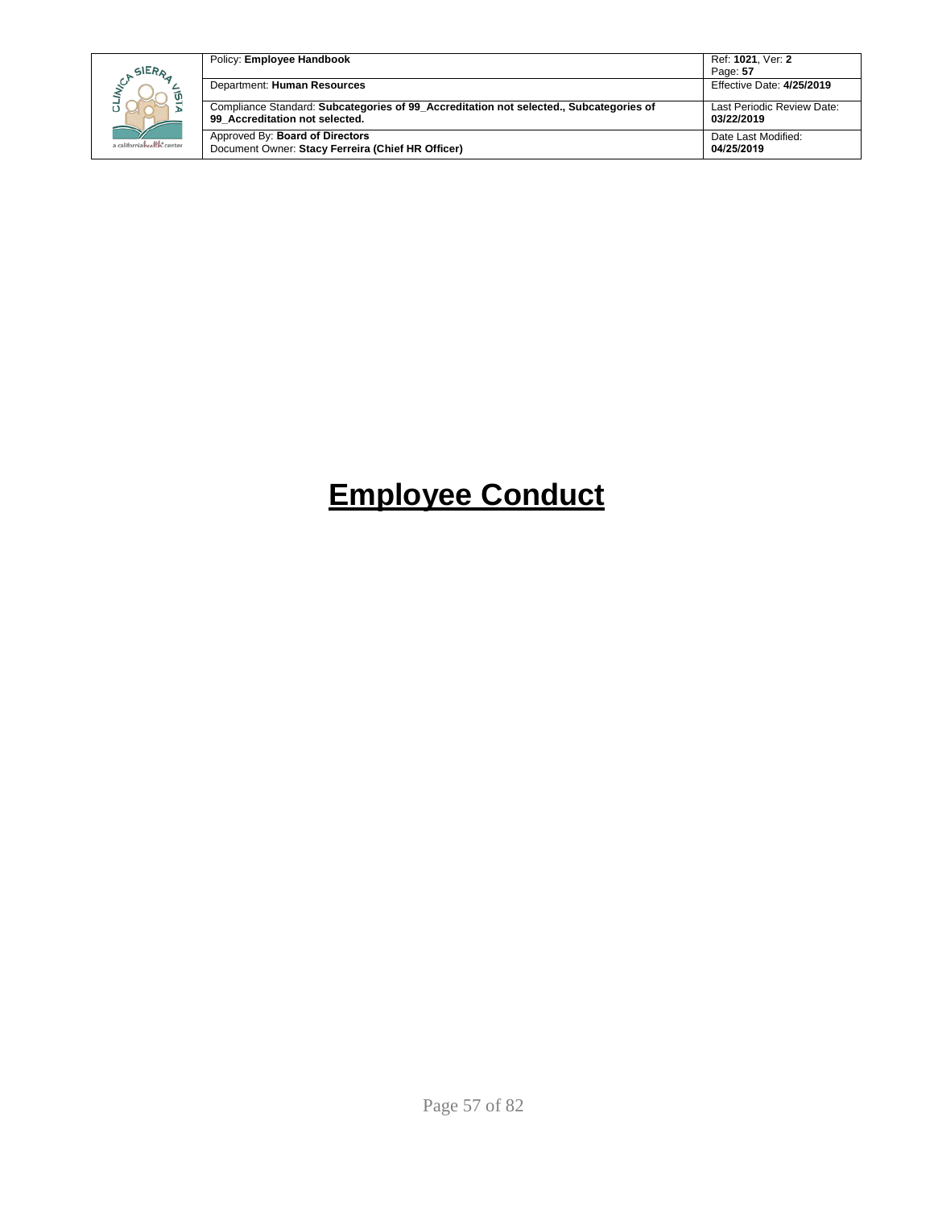# Employee Conduct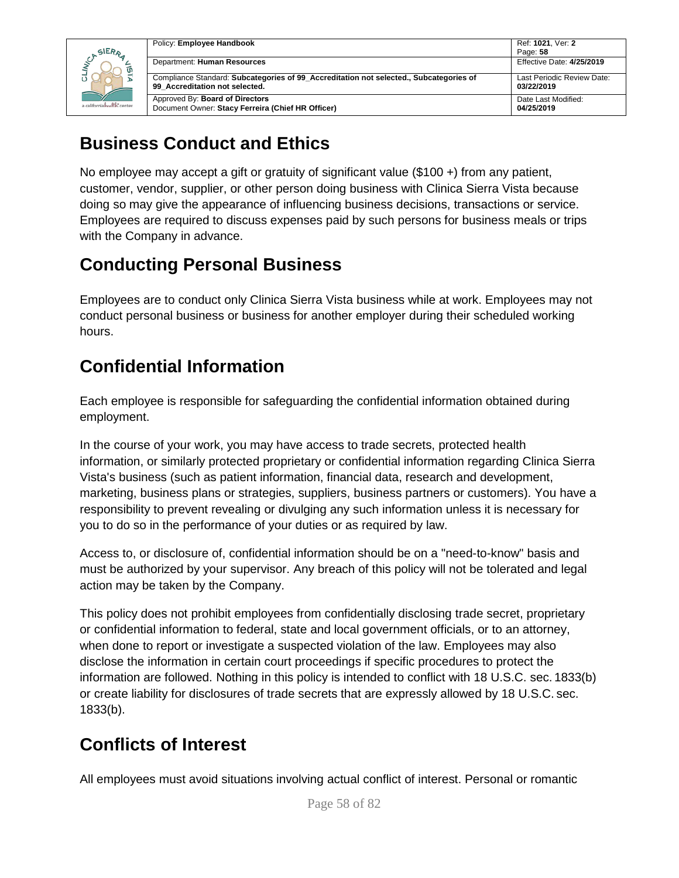## Business Conduct and Ethics

No employee may accept a gift or gratuity of significant value ($100 +) from any patient, customer, vendor, supplier, or other person doing business with Clinica Sierra Vista because doing so may give the appearance of influencing business decisions, transactions or service. Employees are required to discuss expenses paid by such persons for business meals or trips with the Company in advance.

## Conducting Personal Business

Employees are to conduct only Clinica Sierra Vista business while at work. Employees may not conduct personal business or business for another employer during their scheduled working hours.

## Confidential Information

Each employee is responsible for safeguarding the confidential information obtained during employment.

In the course of your work, you may have access to trade secrets, protected health information, or similarly protected proprietary or confidential information regarding Clinica Sierra Vista's business (such as patient information, financial data, research and development, marketing, business plans or strategies, suppliers, business partners or customers). You have a responsibility to prevent revealing or divulging any such information unless it is necessary for you to do so in the performance of your duties or as required by law.

Access to, or disclosure of, confidential information should be on a "need-to-know" basis and must be authorized by your supervisor. Any breach of this policy will not be tolerated and legal action may be taken by the Company.

This policy does not prohibit employees from confidentially disclosing trade secret, proprietary or confidential information to federal, state and local government officials, or to an attorney, when done to report or investigate a suspected violation of the law. Employees may also disclose the information in certain court proceedings if specific procedures to protect the information are followed. Nothing in this policy is intended to conflict with 18 U.S.C. sec. 1833(b) or create liability for disclosures of trade secrets that are expressly allowed by 18 U.S.C. sec. 1833(b).

## Conflicts of Interest

All employees must avoid situations involving actual conflict of interest. Personal or romantic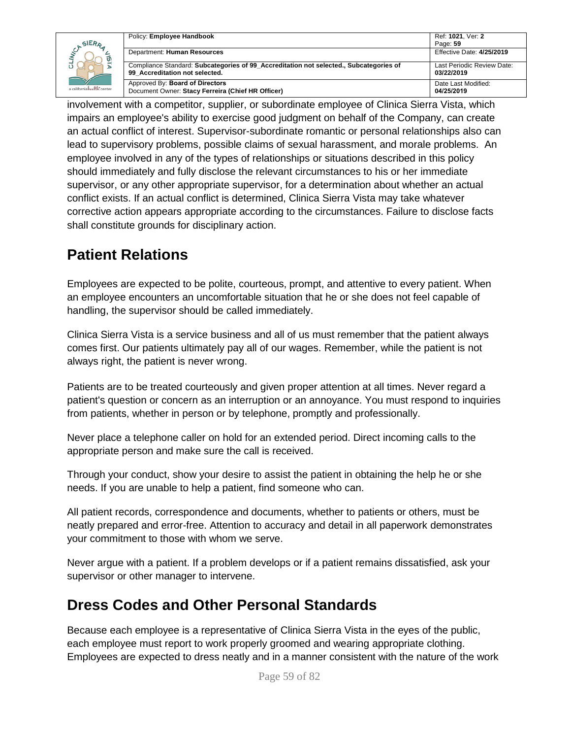involvement with a competitor, supplier, or subordinate employee of Clinica Sierra Vista, which impairs an employee's ability to exercise good judgment on behalf of the Company, can create an actual conflict of interest. Supervisor-subordinate romantic or personal relationships also can lead to supervisory problems, possible claims of sexual harassment, and morale problems. An employee involved in any of the types of relationships or situations described in this policy should immediately and fully disclose the relevant circumstances to his or her immediate supervisor, or any other appropriate supervisor, for a determination about whether an actual conflict exists. If an actual conflict is determined, Clinica Sierra Vista may take whatever corrective action appears appropriate according to the circumstances. Failure to disclose facts shall constitute grounds for disciplinary action.

## Patient Relations

Employees are expected to be polite, courteous, prompt, and attentive to every patient. When an employee encounters an uncomfortable situation that he or she does not feel capable of handling, the supervisor should be called immediately.

Clinica Sierra Vista is a service business and all of us must remember that the patient always comes first. Our patients ultimately pay all of our wages. Remember, while the patient is not always right, the patient is never wrong.

Patients are to be treated courteously and given proper attention at all times. Never regard a patient's question or concern as an interruption or an annoyance. You must respond to inquiries from patients, whether in person or by telephone, promptly and professionally.

Never place a telephone caller on hold for an extended period. Direct incoming calls to the appropriate person and make sure the call is received.

Through your conduct, show your desire to assist the patient in obtaining the help he or she needs. If you are unable to help a patient, find someone who can.

All patient records, correspondence and documents, whether to patients or others, must be neatly prepared and error-free. Attention to accuracy and detail in all paperwork demonstrates your commitment to those with whom we serve.

Never argue with a patient. If a problem develops or if a patient remains dissatisfied, ask your supervisor or other manager to intervene.

## Dress Codes and Other Personal Standards

Because each employee is a representative of Clinica Sierra Vista in the eyes of the public, each employee must report to work properly groomed and wearing appropriate clothing. Employees are expected to dress neatly and in a manner consistent with the nature of the work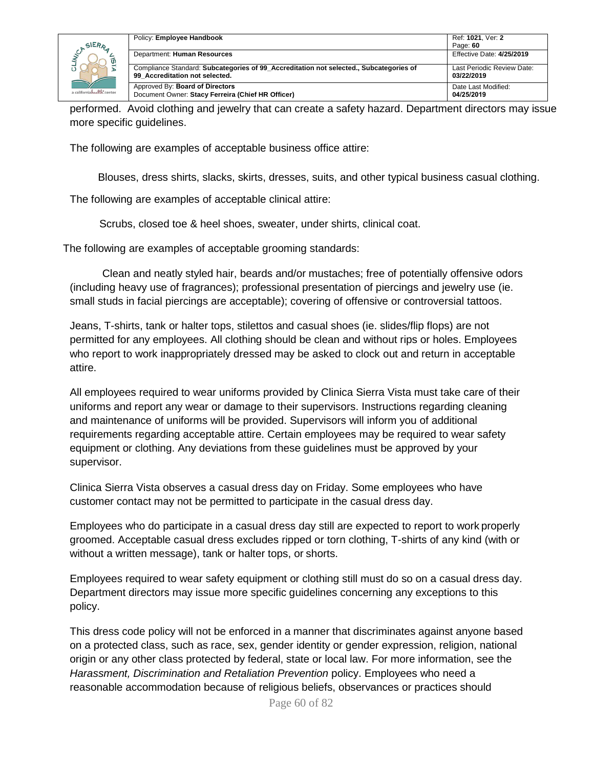performed. Avoid clothing and jewelry that can create a safety hazard. Department directors may issue more specific guidelines.

The following are examples of acceptable business office attire:

Blouses, dress shirts, slacks, skirts, dresses, suits, and other typical business casual clothing.

The following are examples of acceptable clinical attire:

Scrubs, closed toe & heel shoes, sweater, under shirts, clinical coat.

The following are examples of acceptable grooming standards:

Clean and neatly styled hair, beards and/or mustaches; free of potentially offensive odors (including heavy use of fragrances); professional presentation of piercings and jewelry use (ie. small studs in facial piercings are acceptable); covering of offensive or controversial tattoos.

Jeans, T-shirts, tank or halter tops, stilettos and casual shoes (ie. slides/flip flops) are not permitted for any employees. All clothing should be clean and without rips or holes. Employees who report to work inappropriately dressed may be asked to clock out and return in acceptable attire.

All employees required to wear uniforms provided by Clinica Sierra Vista must take care of their uniforms and report any wear or damage to their supervisors. Instructions regarding cleaning and maintenance of uniforms will be provided. Supervisors will inform you of additional requirements regarding acceptable attire. Certain employees may be required to wear safety equipment or clothing. Any deviations from these guidelines must be approved by your supervisor.

Clinica Sierra Vista observes a casual dress day on Friday. Some employees who have customer contact may not be permitted to participate in the casual dress day.

Employees who do participate in a casual dress day still are expected to report to work properly groomed. Acceptable casual dress excludes ripped or torn clothing, T-shirts of any kind (with or without a written message), tank or halter tops, or shorts.

Employees required to wear safety equipment or clothing still must do so on a casual dress day. Department directors may issue more specific guidelines concerning any exceptions to this policy.

This dress code policy will not be enforced in a manner that discriminates against anyone based on a protected class, such as race, sex, gender identity or gender expression, religion, national origin or any other class protected by federal, state or local law. For more information, see the *Harassment, Discrimination and Retaliation Prevention* policy. Employees who need a reasonable accommodation because of religious beliefs, observances or practices should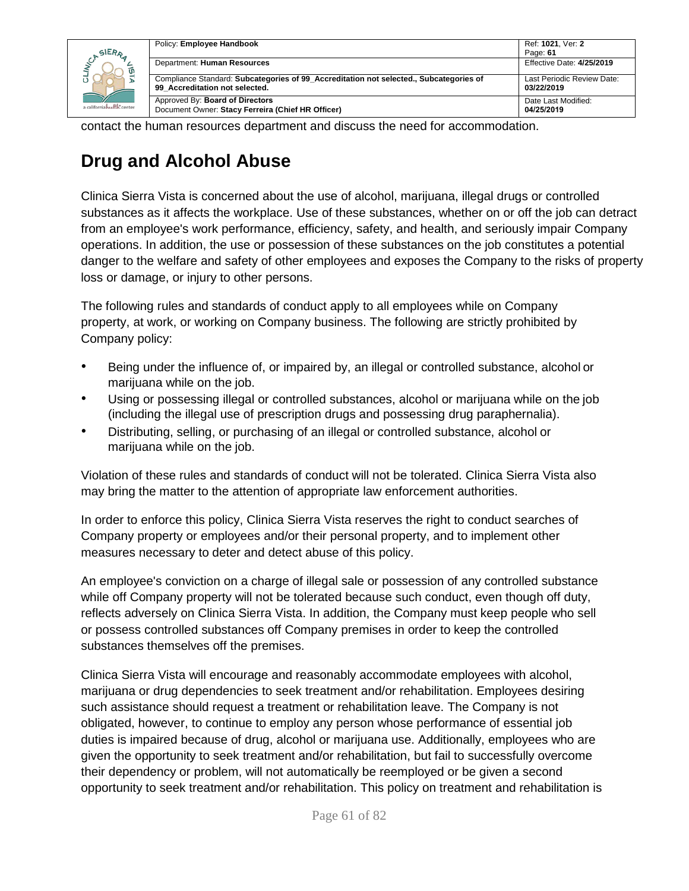contact the human resources department and discuss the need for accommodation.

## Drug and Alcohol Abuse

Clinica Sierra Vista is concerned about the use of alcohol, marijuana, illegal drugs or controlled substances as it affects the workplace. Use of these substances, whether on or off the job can detract from an employee's work performance, efficiency, safety, and health, and seriously impair Company operations. In addition, the use or possession of these substances on the job constitutes a potential danger to the welfare and safety of other employees and exposes the Company to the risks of property loss or damage, or injury to other persons.

The following rules and standards of conduct apply to all employees while on Company property, at work, or working on Company business. The following are strictly prohibited by Company policy:

- Being under the influence of, or impaired by, an illegal or controlled substance, alcohol or marijuana while on the job.
- Using or possessing illegal or controlled substances, alcohol or marijuana while on the job (including the illegal use of prescription drugs and possessing drug paraphernalia).
- Distributing, selling, or purchasing of an illegal or controlled substance, alcohol or marijuana while on the job.

Violation of these rules and standards of conduct will not be tolerated. Clinica Sierra Vista also may bring the matter to the attention of appropriate law enforcement authorities.

In order to enforce this policy, Clinica Sierra Vista reserves the right to conduct searches of Company property or employees and/or their personal property, and to implement other measures necessary to deter and detect abuse of this policy.

An employee's conviction on a charge of illegal sale or possession of any controlled substance while off Company property will not be tolerated because such conduct, even though off duty, reflects adversely on Clinica Sierra Vista. In addition, the Company must keep people who sell or possess controlled substances off Company premises in order to keep the controlled substances themselves off the premises.

Clinica Sierra Vista will encourage and reasonably accommodate employees with alcohol, marijuana or drug dependencies to seek treatment and/or rehabilitation. Employees desiring such assistance should request a treatment or rehabilitation leave. The Company is not obligated, however, to continue to employ any person whose performance of essential job duties is impaired because of drug, alcohol or marijuana use. Additionally, employees who are given the opportunity to seek treatment and/or rehabilitation, but fail to successfully overcome their dependency or problem, will not automatically be reemployed or be given a second opportunity to seek treatment and/or rehabilitation. This policy on treatment and rehabilitation is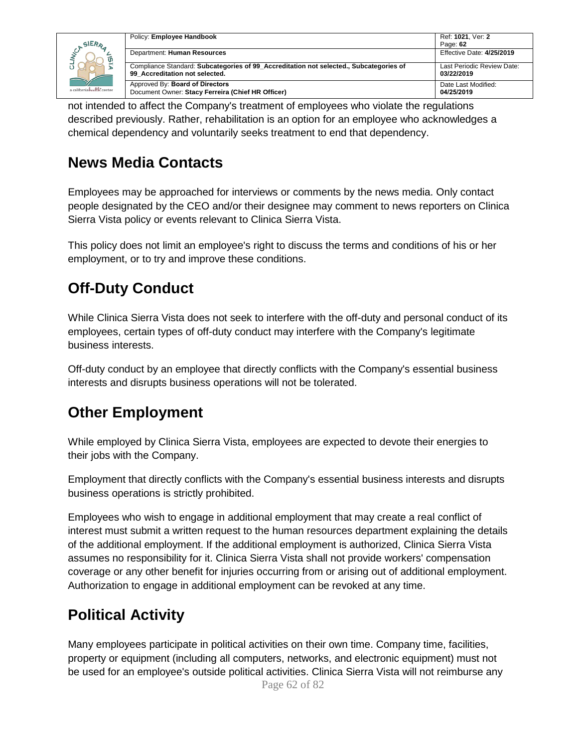not intended to affect the Company's treatment of employees who violate the regulations described previously. Rather, rehabilitation is an option for an employee who acknowledges a chemical dependency and voluntarily seeks treatment to end that dependency.

## News Media Contacts

Employees may be approached for interviews or comments by the news media. Only contact people designated by the CEO and/or their designee may comment to news reporters on Clinica Sierra Vista policy or events relevant to Clinica Sierra Vista.

This policy does not limit an employee's right to discuss the terms and conditions of his or her employment, or to try and improve these conditions.

## Off-Duty Conduct

While Clinica Sierra Vista does not seek to interfere with the off-duty and personal conduct of its employees, certain types of off-duty conduct may interfere with the Company's legitimate business interests.

Off-duty conduct by an employee that directly conflicts with the Company's essential business interests and disrupts business operations will not be tolerated.

## Other Employment

While employed by Clinica Sierra Vista, employees are expected to devote their energies to their jobs with the Company.

Employment that directly conflicts with the Company's essential business interests and disrupts business operations is strictly prohibited.

Employees who wish to engage in additional employment that may create a real conflict of interest must submit a written request to the human resources department explaining the details of the additional employment. If the additional employment is authorized, Clinica Sierra Vista assumes no responsibility for it. Clinica Sierra Vista shall not provide workers' compensation coverage or any other benefit for injuries occurring from or arising out of additional employment. Authorization to engage in additional employment can be revoked at any time.

## Political Activity

Many employees participate in political activities on their own time. Company time, facilities, property or equipment (including all computers, networks, and electronic equipment) must not be used for an employee's outside political activities. Clinica Sierra Vista will not reimburse any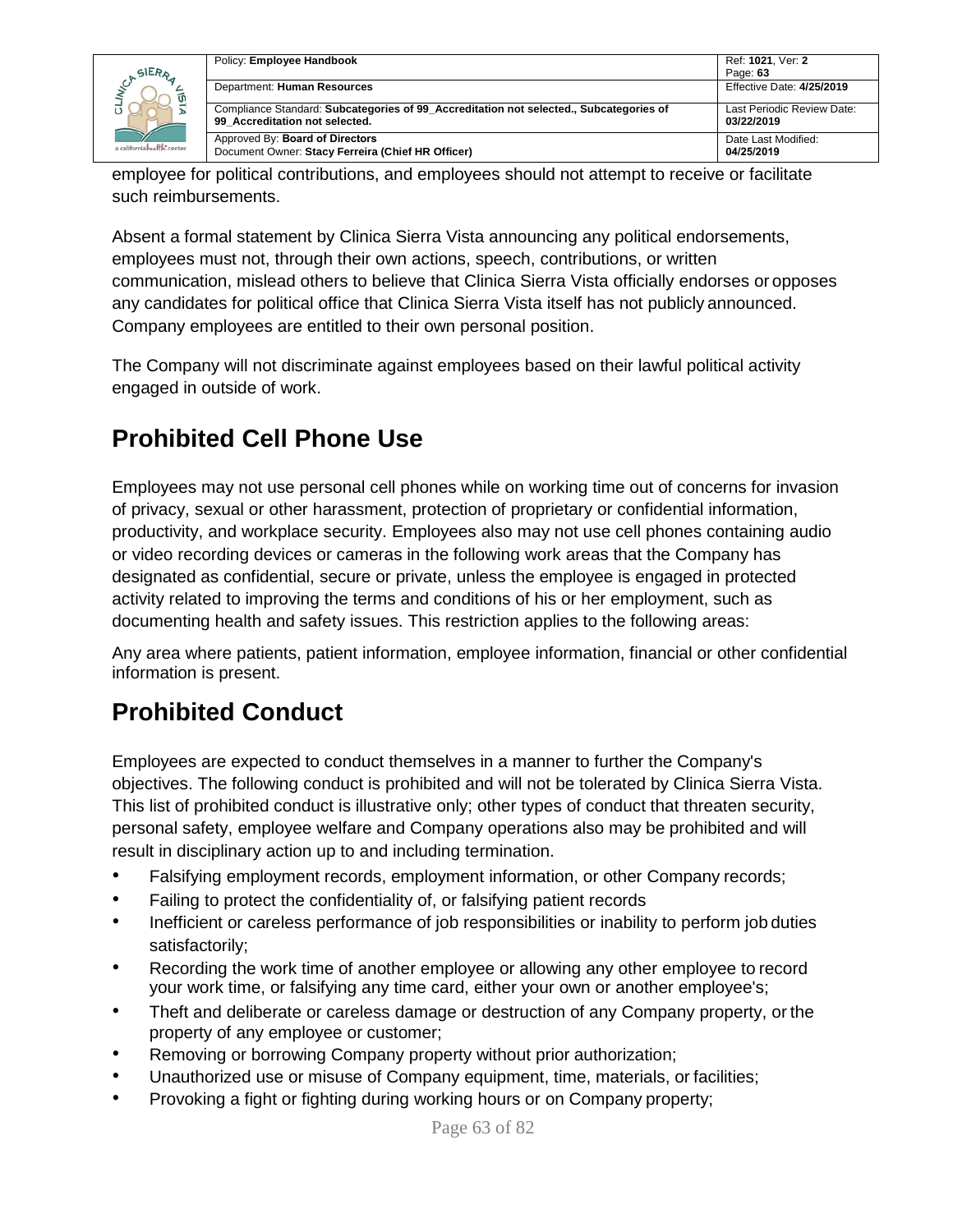employee for political contributions, and employees should not attempt to receive or facilitate such reimbursements.

Absent a formal statement by Clinica Sierra Vista announcing any political endorsements, employees must not, through their own actions, speech, contributions, or written communication, mislead others to believe that Clinica Sierra Vista officially endorses or opposes any candidates for political office that Clinica Sierra Vista itself has not publicly announced. Company employees are entitled to their own personal position.

The Company will not discriminate against employees based on their lawful political activity engaged in outside of work.

## Prohibited Cell Phone Use

Employees may not use personal cell phones while on working time out of concerns for invasion of privacy, sexual or other harassment, protection of proprietary or confidential information, productivity, and workplace security. Employees also may not use cell phones containing audio or video recording devices or cameras in the following work areas that the Company has designated as confidential, secure or private, unless the employee is engaged in protected activity related to improving the terms and conditions of his or her employment, such as documenting health and safety issues. This restriction applies to the following areas:

Any area where patients, patient information, employee information, financial or other confidential information is present.

## Prohibited Conduct

Employees are expected to conduct themselves in a manner to further the Company's objectives. The following conduct is prohibited and will not be tolerated by Clinica Sierra Vista. This list of prohibited conduct is illustrative only; other types of conduct that threaten security, personal safety, employee welfare and Company operations also may be prohibited and will result in disciplinary action up to and including termination.

- Falsifying employment records, employment information, or other Company records;
- Failing to protect the confidentiality of, or falsifying patient records
- Inefficient or careless performance of job responsibilities or inability to perform job duties satisfactorily;
- Recording the work time of another employee or allowing any other employee to record your work time, or falsifying any time card, either your own or another employee's;
- Theft and deliberate or careless damage or destruction of any Company property, or the property of any employee or customer;
- Removing or borrowing Company property without prior authorization;
- Unauthorized use or misuse of Company equipment, time, materials, or facilities;
- Provoking a fight or fighting during working hours or on Company property;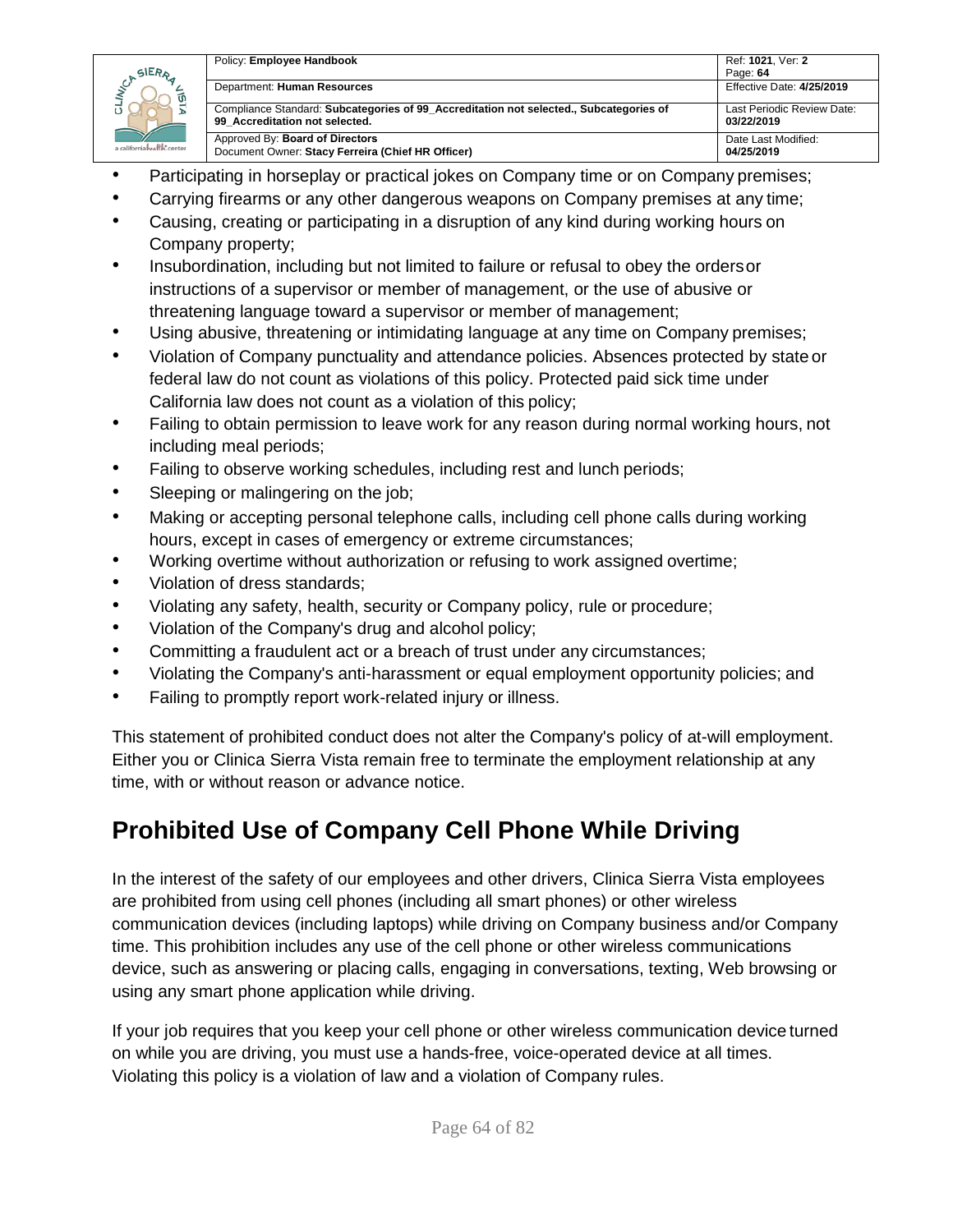- Participating in horseplay or practical jokes on Company time or on Company premises;
- Carrying firearms or any other dangerous weapons on Company premises at any time;
- Causing, creating or participating in a disruption of any kind during working hours on Company property;
- Insubordination, including but not limited to failure or refusal to obey the orders or instructions of a supervisor or member of management, or the use of abusive or threatening language toward a supervisor or member of management;
- Using abusive, threatening or intimidating language at any time on Company premises;
- Violation of Company punctuality and attendance policies. Absences protected by state or federal law do not count as violations of this policy. Protected paid sick time under California law does not count as a violation of this policy;
- Failing to obtain permission to leave work for any reason during normal working hours, not including meal periods;
- Failing to observe working schedules, including rest and lunch periods;
- Sleeping or malingering on the job;
- Making or accepting personal telephone calls, including cell phone calls during working hours, except in cases of emergency or extreme circumstances;
- Working overtime without authorization or refusing to work assigned overtime;
- Violation of dress standards;
- Violating any safety, health, security or Company policy, rule or procedure;
- Violation of the Company's drug and alcohol policy;
- Committing a fraudulent act or a breach of trust under any circumstances;
- Violating the Company's anti-harassment or equal employment opportunity policies; and
- Failing to promptly report work-related injury or illness.

This statement of prohibited conduct does not alter the Company's policy of at-will employment. Either you or Clinica Sierra Vista remain free to terminate the employment relationship at any time, with or without reason or advance notice.

## Prohibited Use of Company Cell Phone While Driving

In the interest of the safety of our employees and other drivers, Clinica Sierra Vista employees are prohibited from using cell phones (including all smart phones) or other wireless communication devices (including laptops) while driving on Company business and/or Company time. This prohibition includes any use of the cell phone or other wireless communications device, such as answering or placing calls, engaging in conversations, texting, Web browsing or using any smart phone application while driving.

If your job requires that you keep your cell phone or other wireless communication device turned on while you are driving, you must use a hands-free, voice-operated device at all times. Violating this policy is a violation of law and a violation of Company rules.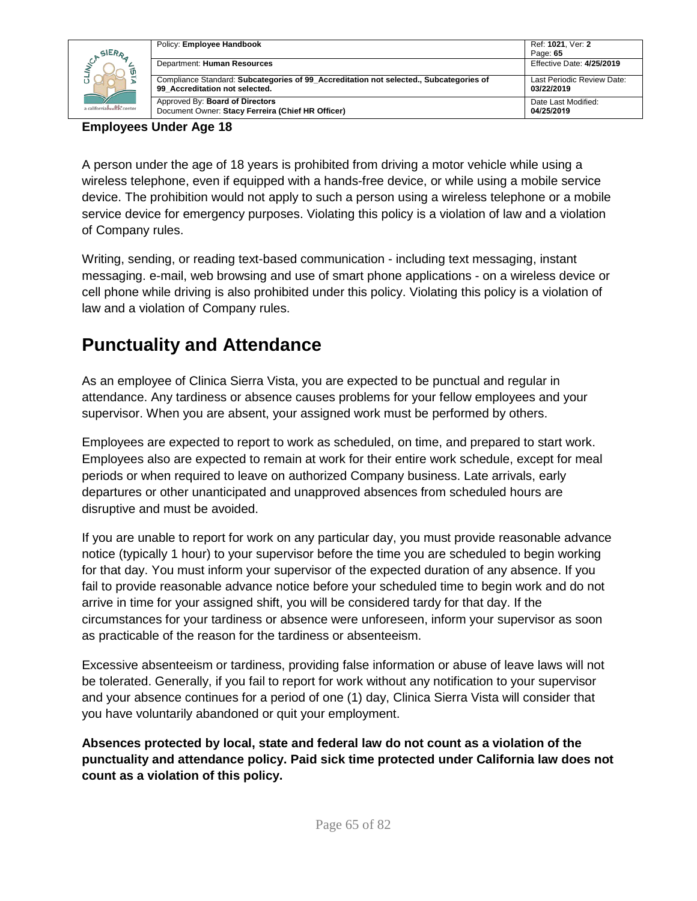**Employees Under Age 18**

A person under the age of 18 years is prohibited from driving a motor vehicle while using a wireless telephone, even if equipped with a hands-free device, or while using a mobile service device. The prohibition would not apply to such a person using a wireless telephone or a mobile service device for emergency purposes. Violating this policy is a violation of law and a violation of Company rules.

Writing, sending, or reading text-based communication - including text messaging, instant messaging. e-mail, web browsing and use of smart phone applications - on a wireless device or cell phone while driving is also prohibited under this policy. Violating this policy is a violation of law and a violation of Company rules.

# Punctuality and Attendance

As an employee of Clinica Sierra Vista, you are expected to be punctual and regular in attendance. Any tardiness or absence causes problems for your fellow employees and your supervisor. When you are absent, your assigned work must be performed by others.

Employees are expected to report to work as scheduled, on time, and prepared to start work. Employees also are expected to remain at work for their entire work schedule, except for meal periods or when required to leave on authorized Company business. Late arrivals, early departures or other unanticipated and unapproved absences from scheduled hours are disruptive and must be avoided.

If you are unable to report for work on any particular day, you must provide reasonable advance notice (typically 1 hour) to your supervisor before the time you are scheduled to begin working for that day. You must inform your supervisor of the expected duration of any absence. If you fail to provide reasonable advance notice before your scheduled time to begin work and do not arrive in time for your assigned shift, you will be considered tardy for that day. If the circumstances for your tardiness or absence were unforeseen, inform your supervisor as soon as practicable of the reason for the tardiness or absenteeism.

Excessive absenteeism or tardiness, providing false information or abuse of leave laws will not be tolerated. Generally, if you fail to report for work without any notification to your supervisor and your absence continues for a period of one (1) day, Clinica Sierra Vista will consider that you have voluntarily abandoned or quit your employment.

**Absences protected by local, state and federal law do not count as a violation of the punctuality and attendance policy. Paid sick time protected under California law does not count as a violation of this policy.**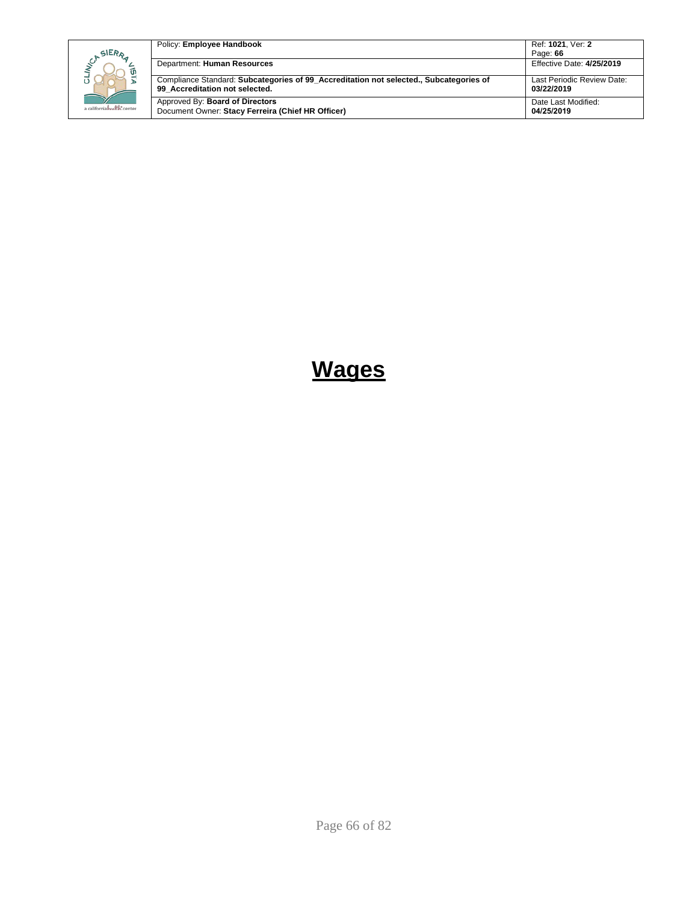# Wages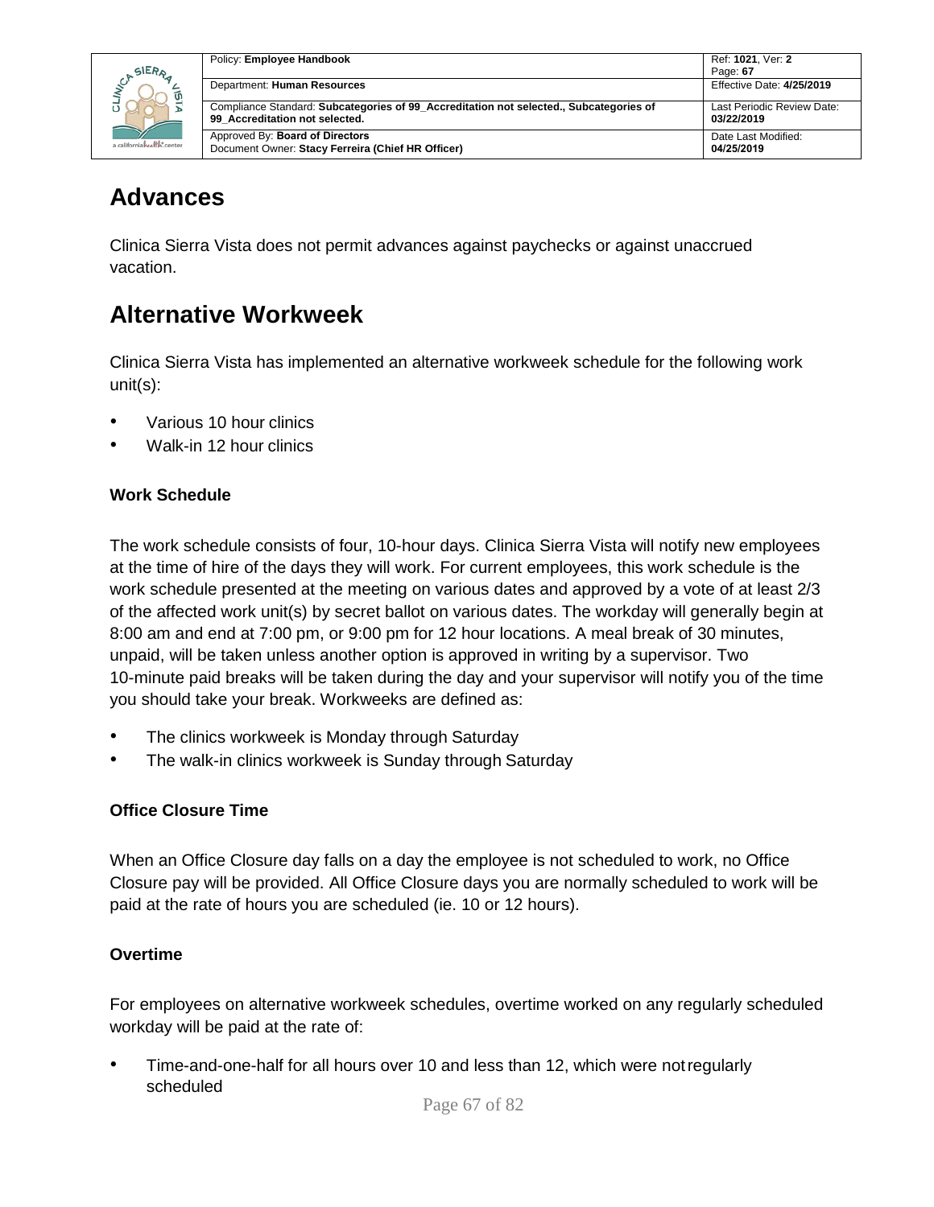# Advances

Clinica Sierra Vista does not permit advances against paychecks or against unaccrued vacation.

# Alternative Workweek

Clinica Sierra Vista has implemented an alternative workweek schedule for the following work unit(s):

- Various 10 hour clinics
- Walk-in 12 hour clinics

### Work Schedule

The work schedule consists of four, 10-hour days. Clinica Sierra Vista will notify new employees at the time of hire of the days they will work. For current employees, this work schedule is the work schedule presented at the meeting on various dates and approved by a vote of at least 2/3 of the affected work unit(s) by secret ballot on various dates. The workday will generally begin at 8:00 am and end at 7:00 pm, or 9:00 pm for 12 hour locations. A meal break of 30 minutes, unpaid, will be taken unless another option is approved in writing by a supervisor. Two 10-minute paid breaks will be taken during the day and your supervisor will notify you of the time you should take your break. Workweeks are defined as:

- The clinics workweek is Monday through Saturday
- The walk-in clinics workweek is Sunday through Saturday

### Office Closure Time

When an Office Closure day falls on a day the employee is not scheduled to work, no Office Closure pay will be provided. All Office Closure days you are normally scheduled to work will be paid at the rate of hours you are scheduled (ie. 10 or 12 hours).

### Overtime

For employees on alternative workweek schedules, overtime worked on any regularly scheduled workday will be paid at the rate of:

- Time-and-one-half for all hours over 10 and less than 12, which were not regularly scheduled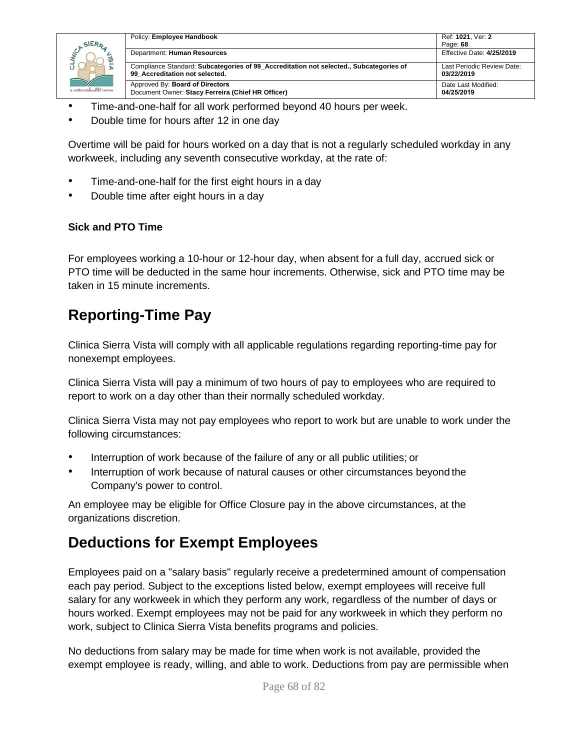- Time-and-one-half for all work performed beyond 40 hours per week.
- Double time for hours after 12 in one day

Overtime will be paid for hours worked on a day that is not a regularly scheduled workday in any workweek, including any seventh consecutive workday, at the rate of:

- Time-and-one-half for the first eight hours in a day
- Double time after eight hours in a day

**Sick and PTO Time**

For employees working a 10-hour or 12-hour day, when absent for a full day, accrued sick or PTO time will be deducted in the same hour increments. Otherwise, sick and PTO time may be taken in 15 minute increments.

## Reporting-Time Pay

Clinica Sierra Vista will comply with all applicable regulations regarding reporting-time pay for nonexempt employees.

Clinica Sierra Vista will pay a minimum of two hours of pay to employees who are required to report to work on a day other than their normally scheduled workday.

Clinica Sierra Vista may not pay employees who report to work but are unable to work under the following circumstances:

- Interruption of work because of the failure of any or all public utilities; or
- Interruption of work because of natural causes or other circumstances beyond the Company's power to control.

An employee may be eligible for Office Closure pay in the above circumstances, at the organizations discretion.

## Deductions for Exempt Employees

Employees paid on a "salary basis" regularly receive a predetermined amount of compensation each pay period. Subject to the exceptions listed below, exempt employees will receive full salary for any workweek in which they perform any work, regardless of the number of days or hours worked. Exempt employees may not be paid for any workweek in which they perform no work, subject to Clinica Sierra Vista benefits programs and policies.

No deductions from salary may be made for time when work is not available, provided the exempt employee is ready, willing, and able to work. Deductions from pay are permissible when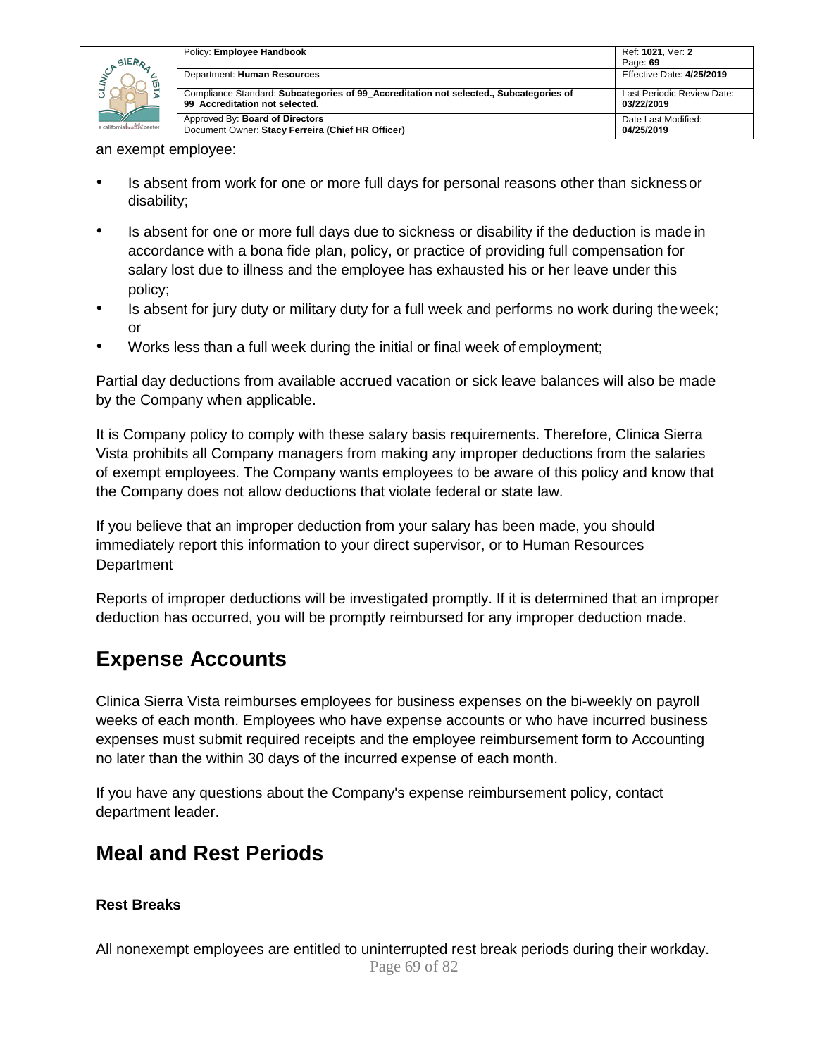an exempt employee:

- Is absent from work for one or more full days for personal reasons other than sickness or disability;
- Is absent for one or more full days due to sickness or disability if the deduction is made in accordance with a bona fide plan, policy, or practice of providing full compensation for salary lost due to illness and the employee has exhausted his or her leave under this policy;
- Is absent for jury duty or military duty for a full week and performs no work during the week; or
- Works less than a full week during the initial or final week of employment;

Partial day deductions from available accrued vacation or sick leave balances will also be made by the Company when applicable.

It is Company policy to comply with these salary basis requirements. Therefore, Clinica Sierra Vista prohibits all Company managers from making any improper deductions from the salaries of exempt employees. The Company wants employees to be aware of this policy and know that the Company does not allow deductions that violate federal or state law.

If you believe that an improper deduction from your salary has been made, you should immediately report this information to your direct supervisor, or to Human Resources Department

Reports of improper deductions will be investigated promptly. If it is determined that an improper deduction has occurred, you will be promptly reimbursed for any improper deduction made.

## Expense Accounts

Clinica Sierra Vista reimburses employees for business expenses on the bi-weekly on payroll weeks of each month. Employees who have expense accounts or who have incurred business expenses must submit required receipts and the employee reimbursement form to Accounting no later than the within 30 days of the incurred expense of each month.

If you have any questions about the Company's expense reimbursement policy, contact department leader.

## Meal and Rest Periods

### Rest Breaks

All nonexempt employees are entitled to uninterrupted rest break periods during their workday.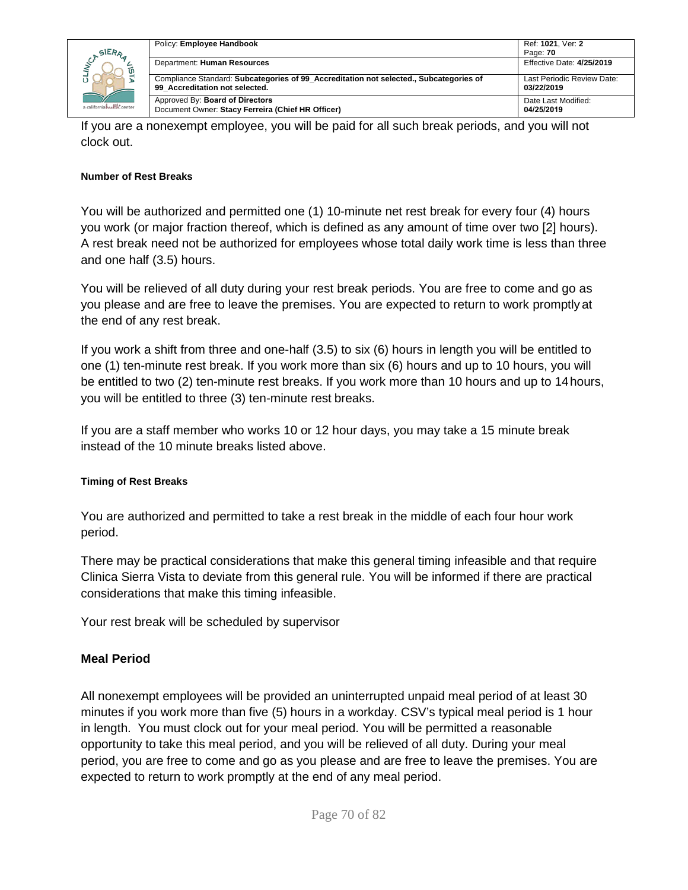If you are a nonexempt employee, you will be paid for all such break periods, and you will not clock out.

#### Number of Rest Breaks

You will be authorized and permitted one (1) 10-minute net rest break for every four (4) hours you work (or major fraction thereof, which is defined as any amount of time over two [2] hours). A rest break need not be authorized for employees whose total daily work time is less than three and one half (3.5) hours.

You will be relieved of all duty during your rest break periods. You are free to come and go as you please and are free to leave the premises. You are expected to return to work promptly at the end of any rest break.

If you work a shift from three and one-half (3.5) to six (6) hours in length you will be entitled to one (1) ten-minute rest break. If you work more than six (6) hours and up to 10 hours, you will be entitled to two (2) ten-minute rest breaks. If you work more than 10 hours and up to 14 hours, you will be entitled to three (3) ten-minute rest breaks.

If you are a staff member who works 10 or 12 hour days, you may take a 15 minute break instead of the 10 minute breaks listed above.

#### Timing of Rest Breaks

You are authorized and permitted to take a rest break in the middle of each four hour work period.

There may be practical considerations that make this general timing infeasible and that require Clinica Sierra Vista to deviate from this general rule. You will be informed if there are practical considerations that make this timing infeasible.

Your rest break will be scheduled by supervisor

### Meal Period

All nonexempt employees will be provided an uninterrupted unpaid meal period of at least 30 minutes if you work more than five (5) hours in a workday. CSV's typical meal period is 1 hour in length. You must clock out for your meal period. You will be permitted a reasonable opportunity to take this meal period, and you will be relieved of all duty. During your meal period, you are free to come and go as you please and are free to leave the premises. You are expected to return to work promptly at the end of any meal period.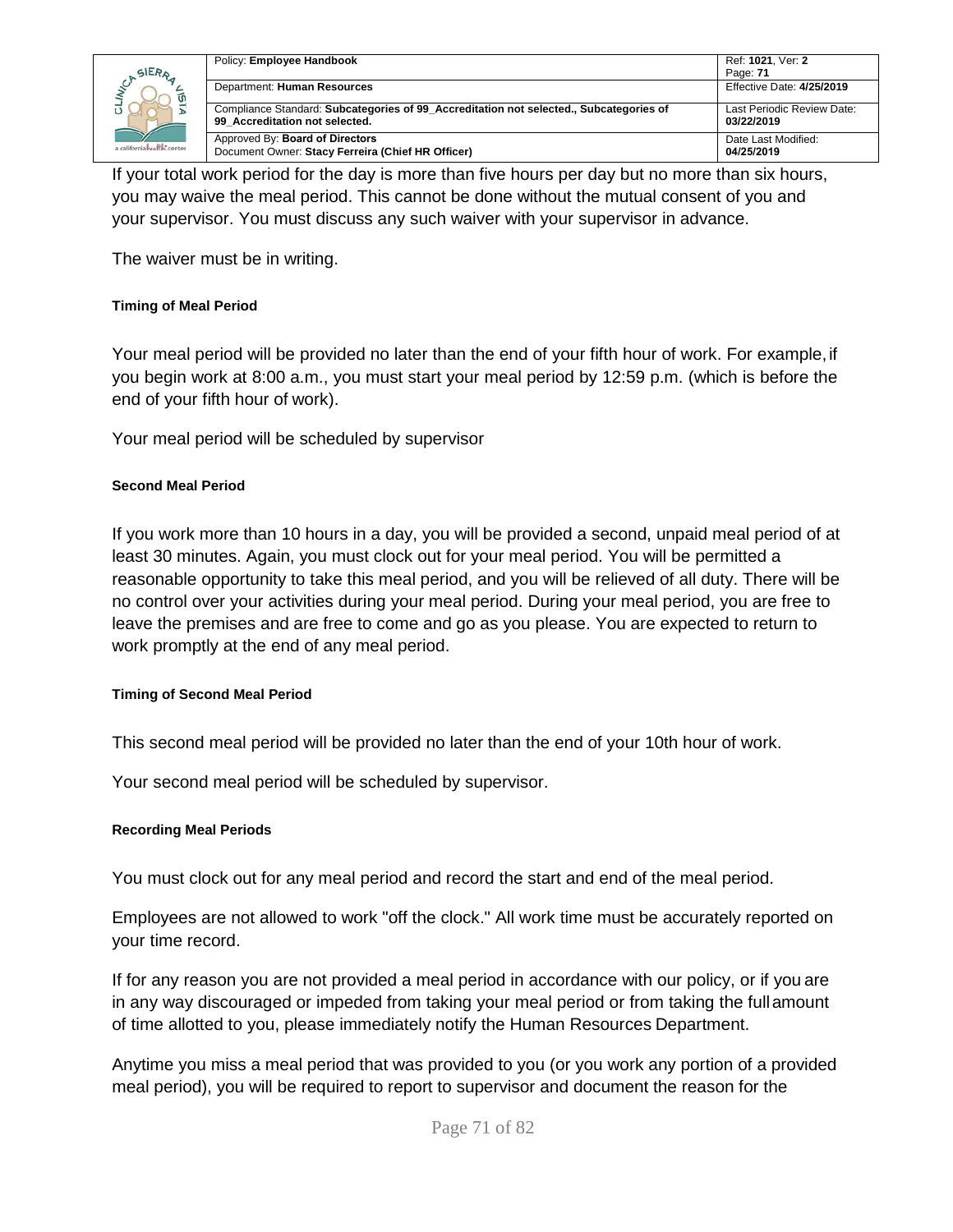If your total work period for the day is more than five hours per day but no more than six hours, you may waive the meal period. This cannot be done without the mutual consent of you and your supervisor. You must discuss any such waiver with your supervisor in advance.

The waiver must be in writing.

#### Timing of Meal Period

Your meal period will be provided no later than the end of your fifth hour of work. For example, if you begin work at 8:00 a.m., you must start your meal period by 12:59 p.m. (which is before the end of your fifth hour of work).

Your meal period will be scheduled by supervisor

#### Second Meal Period

If you work more than 10 hours in a day, you will be provided a second, unpaid meal period of at least 30 minutes. Again, you must clock out for your meal period. You will be permitted a reasonable opportunity to take this meal period, and you will be relieved of all duty. There will be no control over your activities during your meal period. During your meal period, you are free to leave the premises and are free to come and go as you please. You are expected to return to work promptly at the end of any meal period.

#### Timing of Second Meal Period

This second meal period will be provided no later than the end of your 10th hour of work.

Your second meal period will be scheduled by supervisor.

#### Recording Meal Periods

You must clock out for any meal period and record the start and end of the meal period.

Employees are not allowed to work "off the clock." All work time must be accurately reported on your time record.

If for any reason you are not provided a meal period in accordance with our policy, or if you are in any way discouraged or impeded from taking your meal period or from taking the full amount of time allotted to you, please immediately notify the Human Resources Department.

Anytime you miss a meal period that was provided to you (or you work any portion of a provided meal period), you will be required to report to supervisor and document the reason for the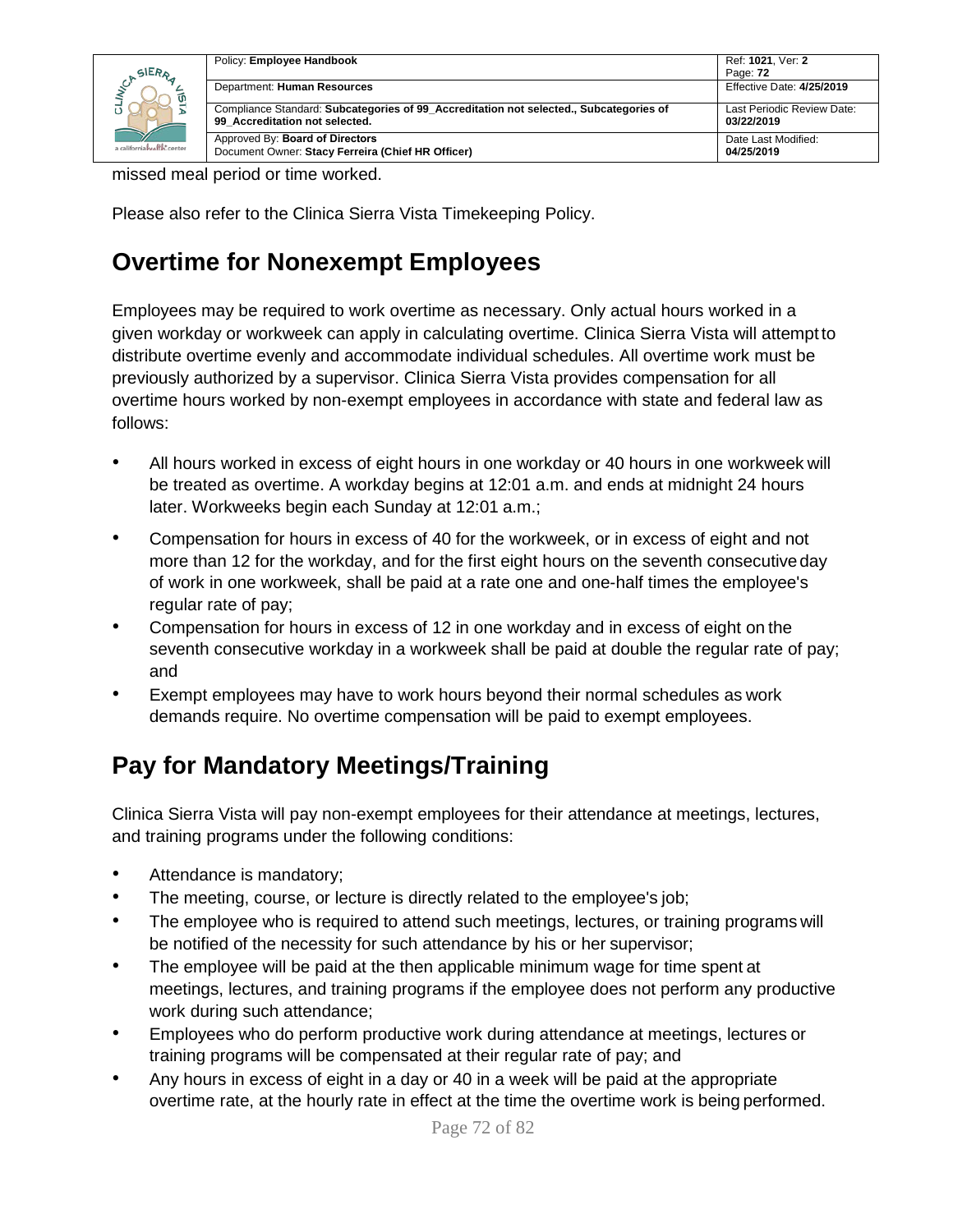missed meal period or time worked.

Please also refer to the Clinica Sierra Vista Timekeeping Policy.

## Overtime for Nonexempt Employees

Employees may be required to work overtime as necessary. Only actual hours worked in a given workday or workweek can apply in calculating overtime. Clinica Sierra Vista will attempt to distribute overtime evenly and accommodate individual schedules. All overtime work must be previously authorized by a supervisor. Clinica Sierra Vista provides compensation for all overtime hours worked by non-exempt employees in accordance with state and federal law as follows:

- All hours worked in excess of eight hours in one workday or 40 hours in one workweek will be treated as overtime. A workday begins at 12:01 a.m. and ends at midnight 24 hours later. Workweeks begin each Sunday at 12:01 a.m.;
- Compensation for hours in excess of 40 for the workweek, or in excess of eight and not more than 12 for the workday, and for the first eight hours on the seventh consecutive day of work in one workweek, shall be paid at a rate one and one-half times the employee's regular rate of pay;
- Compensation for hours in excess of 12 in one workday and in excess of eight on the seventh consecutive workday in a workweek shall be paid at double the regular rate of pay; and
- Exempt employees may have to work hours beyond their normal schedules as work demands require. No overtime compensation will be paid to exempt employees.

## Pay for Mandatory Meetings/Training

Clinica Sierra Vista will pay non-exempt employees for their attendance at meetings, lectures, and training programs under the following conditions:

- Attendance is mandatory;
- The meeting, course, or lecture is directly related to the employee's job;
- The employee who is required to attend such meetings, lectures, or training programs will be notified of the necessity for such attendance by his or her supervisor;
- The employee will be paid at the then applicable minimum wage for time spent at meetings, lectures, and training programs if the employee does not perform any productive work during such attendance;
- Employees who do perform productive work during attendance at meetings, lectures or training programs will be compensated at their regular rate of pay; and
- Any hours in excess of eight in a day or 40 in a week will be paid at the appropriate overtime rate, at the hourly rate in effect at the time the overtime work is being performed.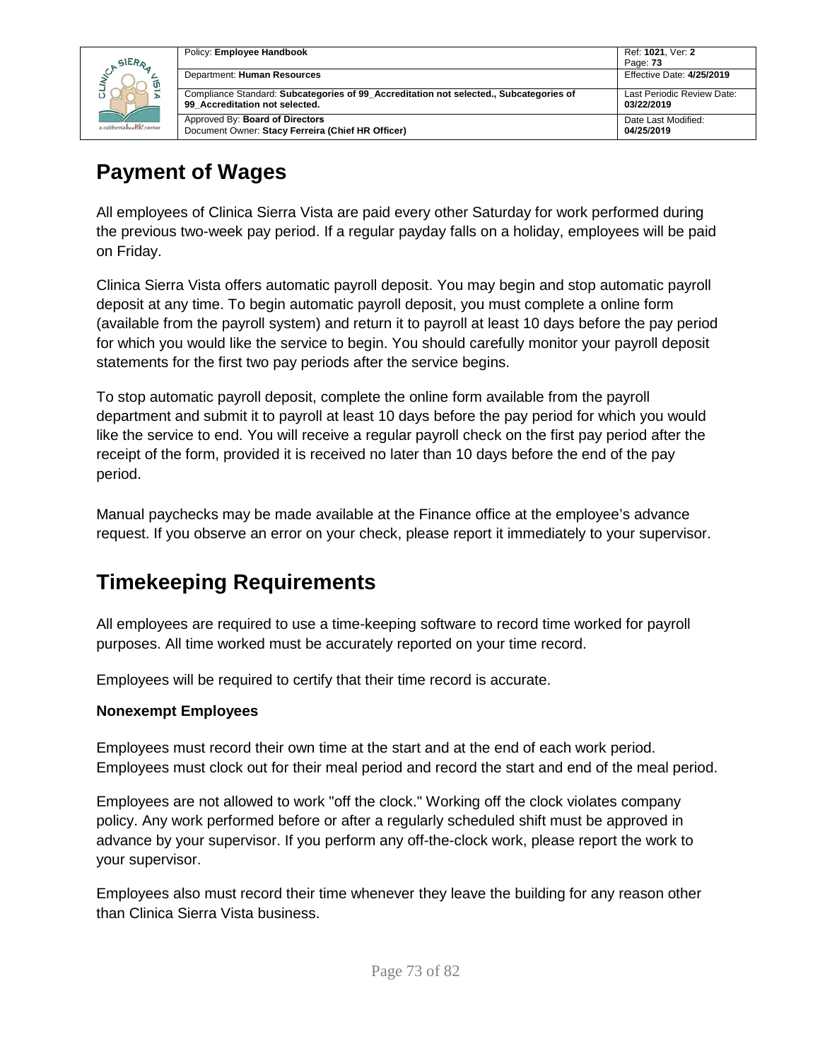# Payment of Wages

All employees of Clinica Sierra Vista are paid every other Saturday for work performed during the previous two-week pay period. If a regular payday falls on a holiday, employees will be paid on Friday.

Clinica Sierra Vista offers automatic payroll deposit. You may begin and stop automatic payroll deposit at any time. To begin automatic payroll deposit, you must complete a online form (available from the payroll system) and return it to payroll at least 10 days before the pay period for which you would like the service to begin. You should carefully monitor your payroll deposit statements for the first two pay periods after the service begins.

To stop automatic payroll deposit, complete the online form available from the payroll department and submit it to payroll at least 10 days before the pay period for which you would like the service to end. You will receive a regular payroll check on the first pay period after the receipt of the form, provided it is received no later than 10 days before the end of the pay period.

Manual paychecks may be made available at the Finance office at the employee's advance request. If you observe an error on your check, please report it immediately to your supervisor.

# Timekeeping Requirements

All employees are required to use a time-keeping software to record time worked for payroll purposes. All time worked must be accurately reported on your time record.

Employees will be required to certify that their time record is accurate.

**Nonexempt Employees**

Employees must record their own time at the start and at the end of each work period. Employees must clock out for their meal period and record the start and end of the meal period.

Employees are not allowed to work "off the clock." Working off the clock violates company policy. Any work performed before or after a regularly scheduled shift must be approved in advance by your supervisor. If you perform any off-the-clock work, please report the work to your supervisor.

Employees also must record their time whenever they leave the building for any reason other than Clinica Sierra Vista business.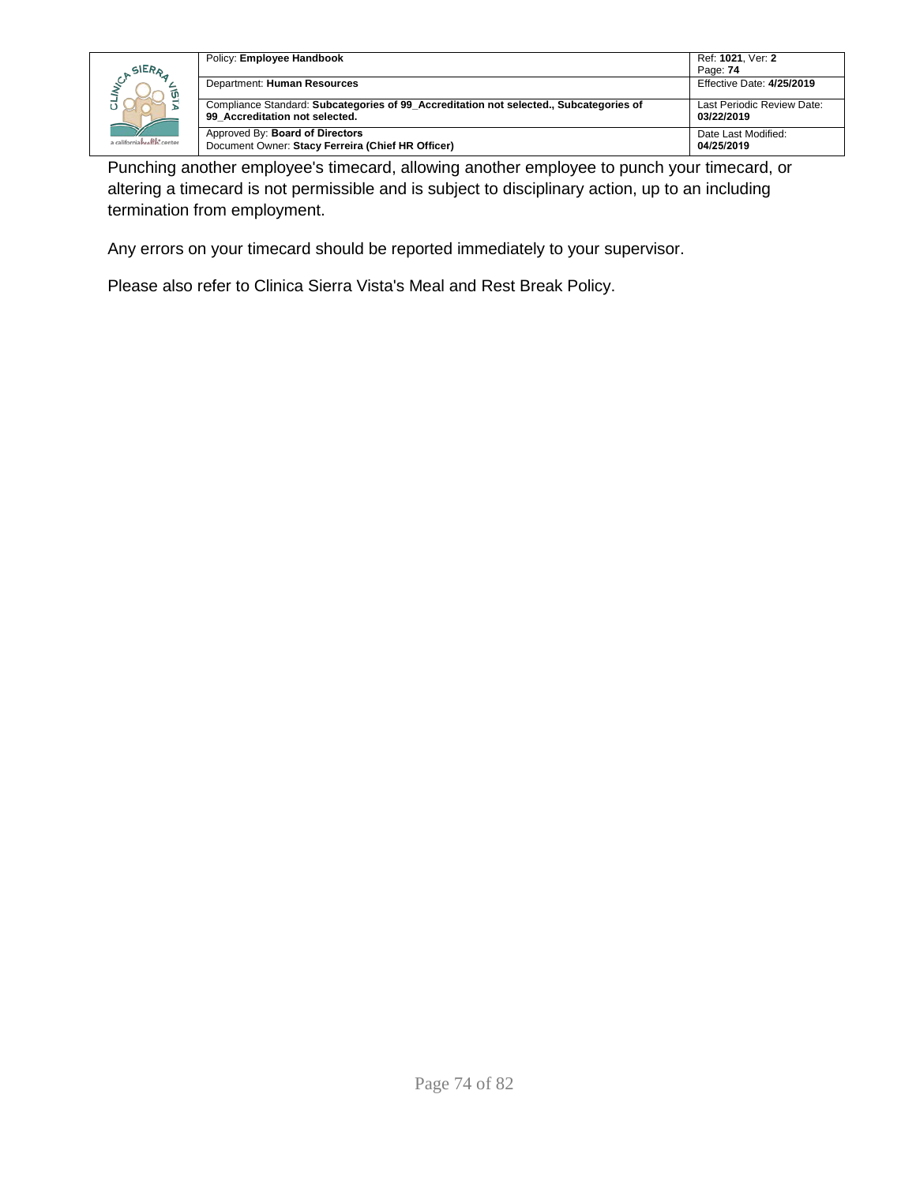Punching another employee's timecard, allowing another employee to punch your timecard, or altering a timecard is not permissible and is subject to disciplinary action, up to an including termination from employment.

Any errors on your timecard should be reported immediately to your supervisor.

Please also refer to Clinica Sierra Vista's Meal and Rest Break Policy.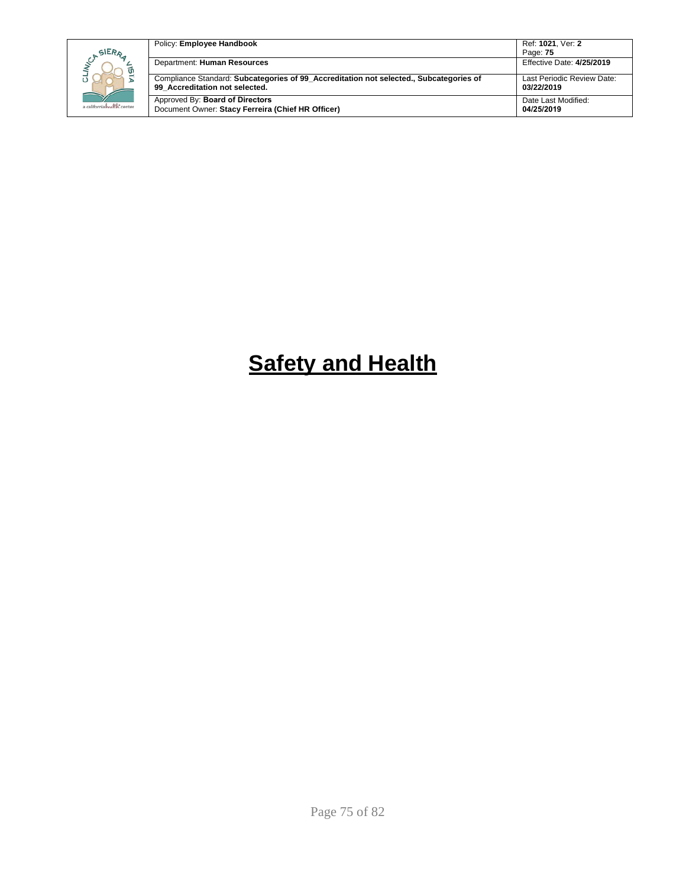# Safety and Health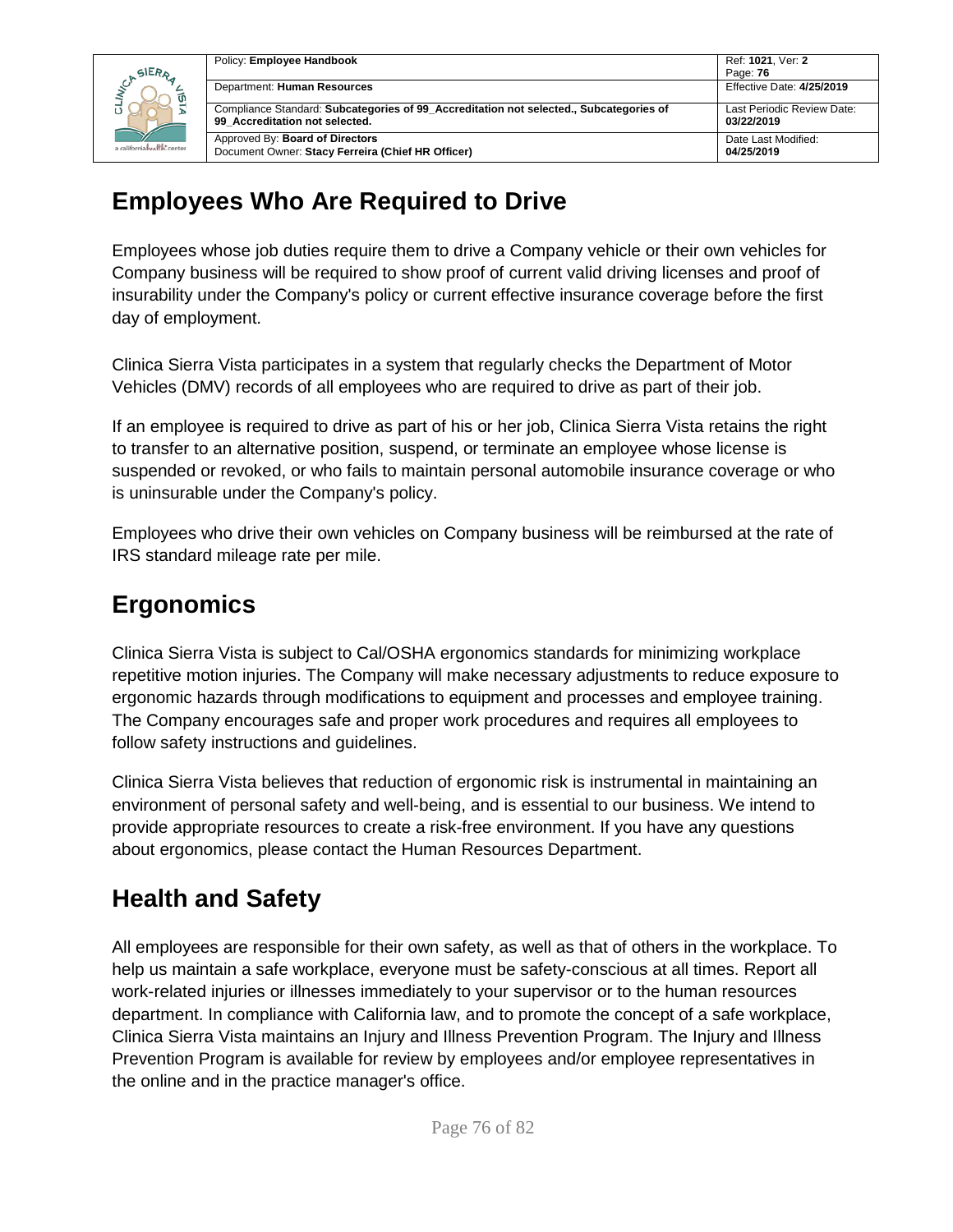## Employees Who Are Required to Drive

Employees whose job duties require them to drive a Company vehicle or their own vehicles for Company business will be required to show proof of current valid driving licenses and proof of insurability under the Company's policy or current effective insurance coverage before the first day of employment.

Clinica Sierra Vista participates in a system that regularly checks the Department of Motor Vehicles (DMV) records of all employees who are required to drive as part of their job.

If an employee is required to drive as part of his or her job, Clinica Sierra Vista retains the right to transfer to an alternative position, suspend, or terminate an employee whose license is suspended or revoked, or who fails to maintain personal automobile insurance coverage or who is uninsurable under the Company's policy.

Employees who drive their own vehicles on Company business will be reimbursed at the rate of IRS standard mileage rate per mile.

## Ergonomics

Clinica Sierra Vista is subject to Cal/OSHA ergonomics standards for minimizing workplace repetitive motion injuries. The Company will make necessary adjustments to reduce exposure to ergonomic hazards through modifications to equipment and processes and employee training. The Company encourages safe and proper work procedures and requires all employees to follow safety instructions and guidelines.

Clinica Sierra Vista believes that reduction of ergonomic risk is instrumental in maintaining an environment of personal safety and well-being, and is essential to our business. We intend to provide appropriate resources to create a risk-free environment. If you have any questions about ergonomics, please contact the Human Resources Department.

## Health and Safety

All employees are responsible for their own safety, as well as that of others in the workplace. To help us maintain a safe workplace, everyone must be safety-conscious at all times. Report all work-related injuries or illnesses immediately to your supervisor or to the human resources department. In compliance with California law, and to promote the concept of a safe workplace, Clinica Sierra Vista maintains an Injury and Illness Prevention Program. The Injury and Illness Prevention Program is available for review by employees and/or employee representatives in the online and in the practice manager's office.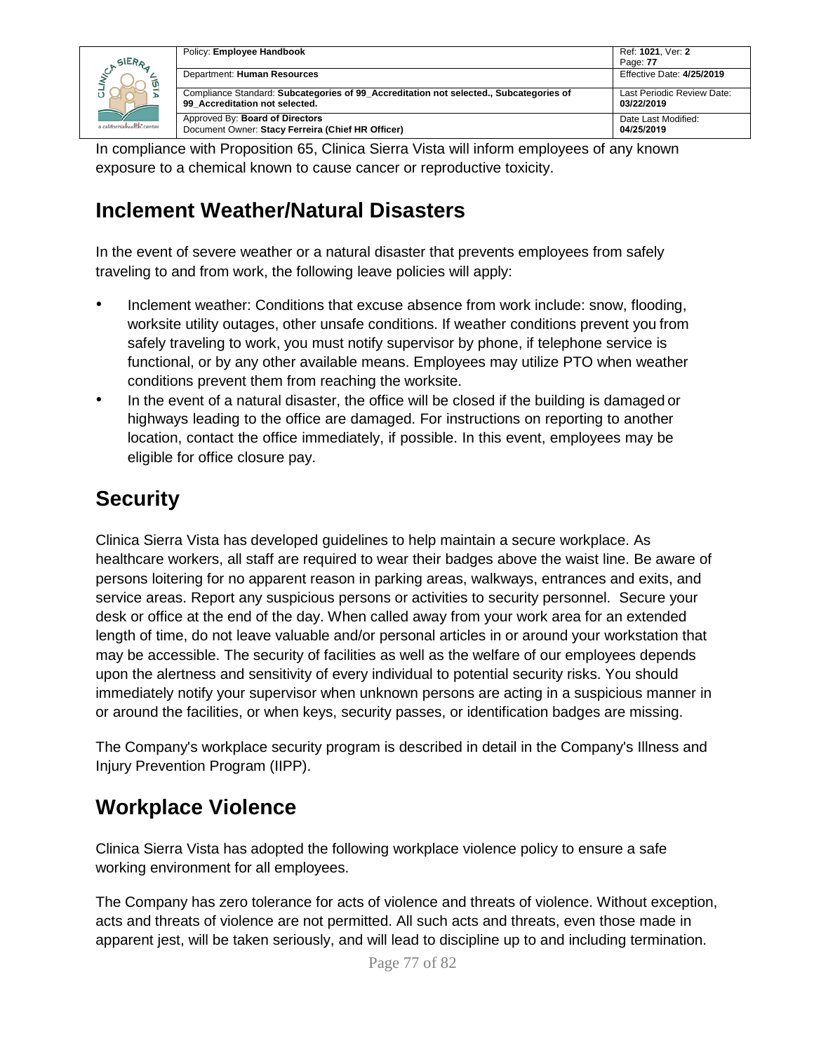In compliance with Proposition 65, Clinica Sierra Vista will inform employees of any known exposure to a chemical known to cause cancer or reproductive toxicity.

## Inclement Weather/Natural Disasters

In the event of severe weather or a natural disaster that prevents employees from safely traveling to and from work, the following leave policies will apply:

- Inclement weather: Conditions that excuse absence from work include: snow, flooding, worksite utility outages, other unsafe conditions. If weather conditions prevent you from safely traveling to work, you must notify supervisor by phone, if telephone service is functional, or by any other available means. Employees may utilize PTO when weather conditions prevent them from reaching the worksite.
- In the event of a natural disaster, the office will be closed if the building is damaged or highways leading to the office are damaged. For instructions on reporting to another location, contact the office immediately, if possible. In this event, employees may be eligible for office closure pay.

## Security

Clinica Sierra Vista has developed guidelines to help maintain a secure workplace. As healthcare workers, all staff are required to wear their badges above the waist line. Be aware of persons loitering for no apparent reason in parking areas, walkways, entrances and exits, and service areas. Report any suspicious persons or activities to security personnel. Secure your desk or office at the end of the day. When called away from your work area for an extended length of time, do not leave valuable and/or personal articles in or around your workstation that may be accessible. The security of facilities as well as the welfare of our employees depends upon the alertness and sensitivity of every individual to potential security risks. You should immediately notify your supervisor when unknown persons are acting in a suspicious manner in or around the facilities, or when keys, security passes, or identification badges are missing.

The Company's workplace security program is described in detail in the Company's Illness and Injury Prevention Program (IIPP).

## Workplace Violence

Clinica Sierra Vista has adopted the following workplace violence policy to ensure a safe working environment for all employees.

The Company has zero tolerance for acts of violence and threats of violence. Without exception, acts and threats of violence are not permitted. All such acts and threats, even those made in apparent jest, will be taken seriously, and will lead to discipline up to and including termination.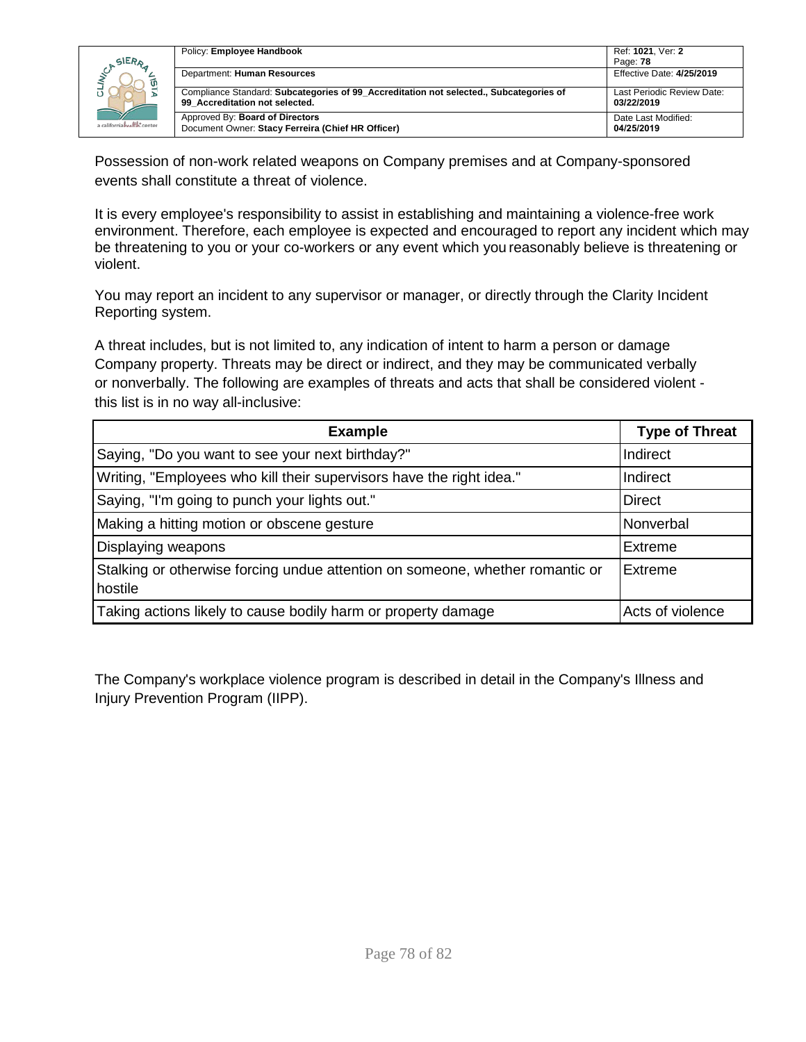Possession of non-work related weapons on Company premises and at Company-sponsored events shall constitute a threat of violence.

It is every employee's responsibility to assist in establishing and maintaining a violence-free work environment. Therefore, each employee is expected and encouraged to report any incident which may be threatening to you or your co-workers or any event which you reasonably believe is threatening or violent.

You may report an incident to any supervisor or manager, or directly through the Clarity Incident Reporting system.

A threat includes, but is not limited to, any indication of intent to harm a person or damage Company property. Threats may be direct or indirect, and they may be communicated verbally or nonverbally. The following are examples of threats and acts that shall be considered violent - this list is in no way all-inclusive:

| Example | Type of Threat |
| --- | --- |
| Saying, "Do you want to see your next birthday?" | Indirect |
| Writing, "Employees who kill their supervisors have the right idea." | Indirect |
| Saying, "I'm going to punch your lights out." | Direct |
| Making a hitting motion or obscene gesture | Nonverbal |
| Displaying weapons | Extreme |
| Stalking or otherwise forcing undue attention on someone, whether romantic or hostile | Extreme |
| Taking actions likely to cause bodily harm or property damage | Acts of violence |

The Company's workplace violence program is described in detail in the Company's Illness and Injury Prevention Program (IIPP).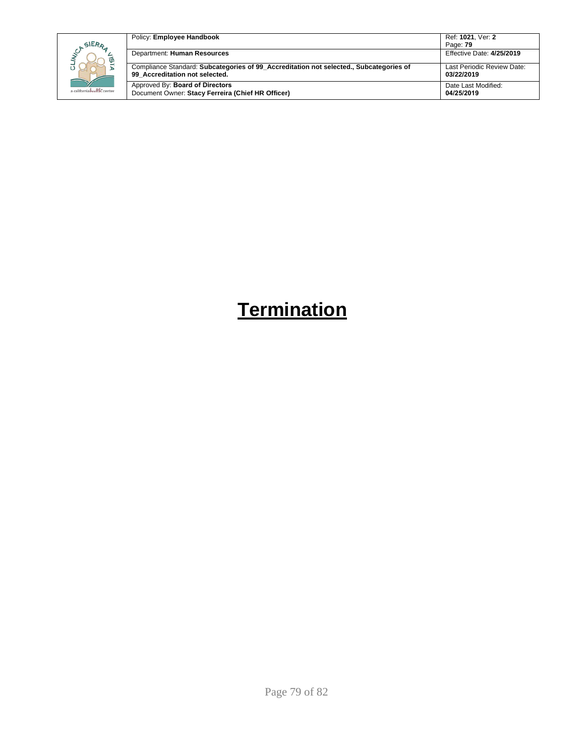# Termination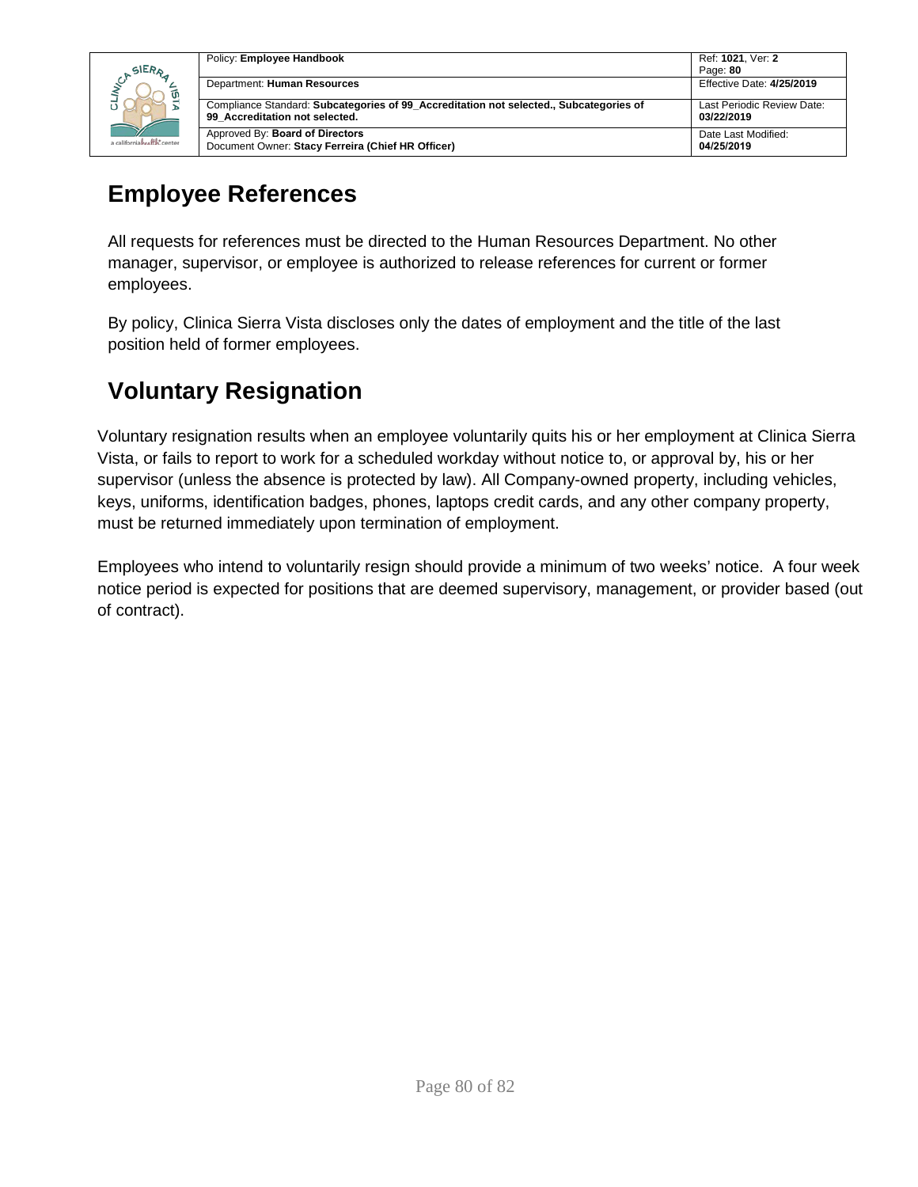## Employee References

All requests for references must be directed to the Human Resources Department. No other manager, supervisor, or employee is authorized to release references for current or former employees.

By policy, Clinica Sierra Vista discloses only the dates of employment and the title of the last position held of former employees.

## Voluntary Resignation

Voluntary resignation results when an employee voluntarily quits his or her employment at Clinica Sierra Vista, or fails to report to work for a scheduled workday without notice to, or approval by, his or her supervisor (unless the absence is protected by law). All Company-owned property, including vehicles, keys, uniforms, identification badges, phones, laptops credit cards, and any other company property, must be returned immediately upon termination of employment.

Employees who intend to voluntarily resign should provide a minimum of two weeks' notice. A four week notice period is expected for positions that are deemed supervisory, management, or provider based (out of contract).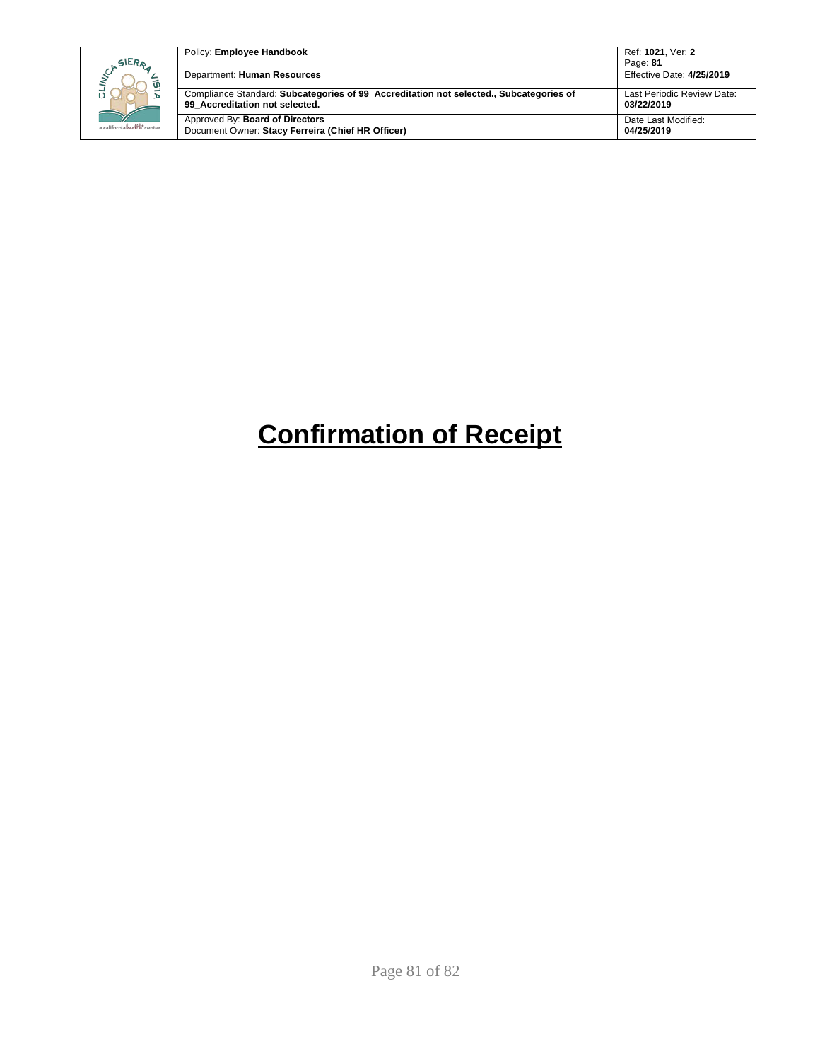# Confirmation of Receipt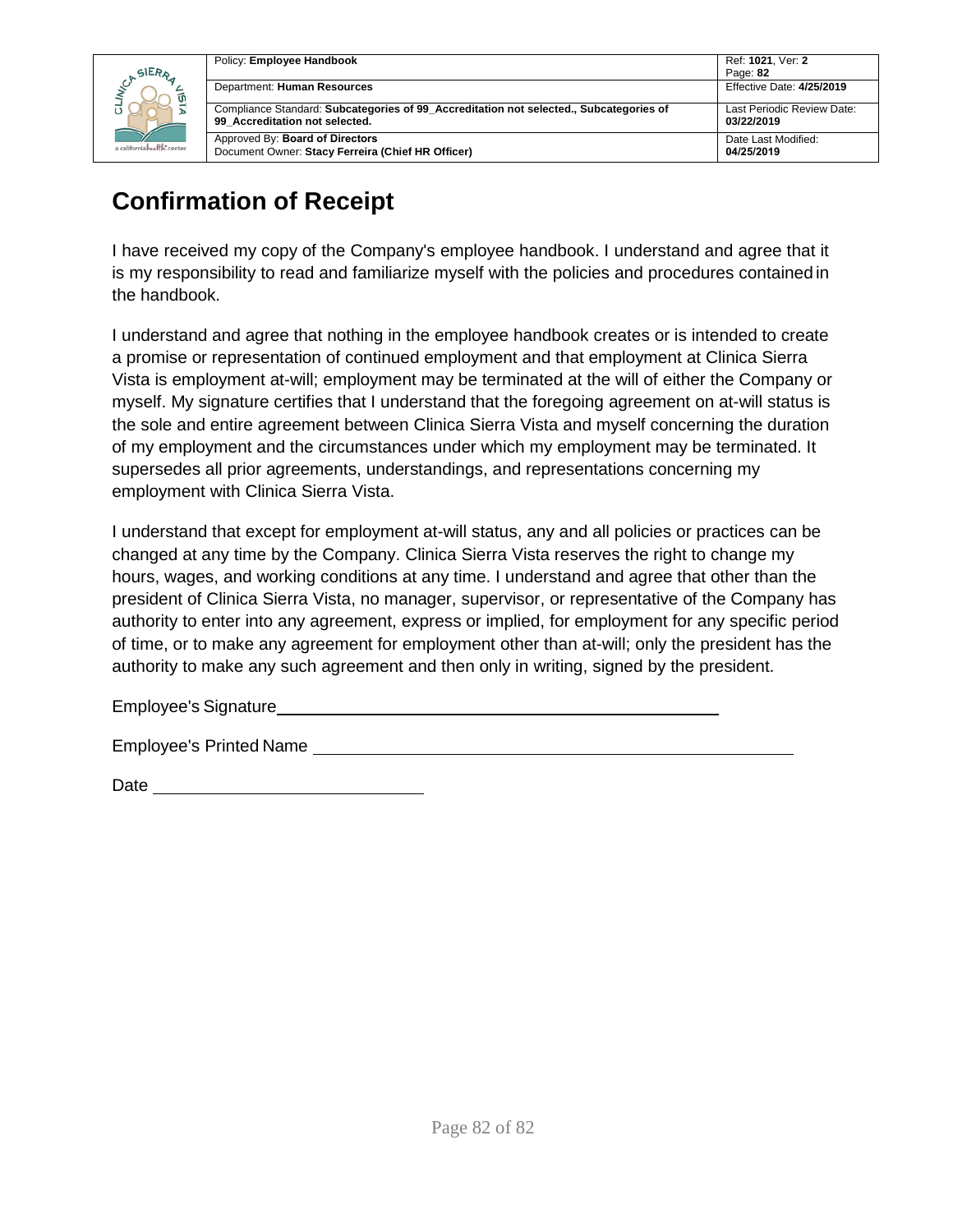# Confirmation of Receipt

I have received my copy of the Company's employee handbook. I understand and agree that it is my responsibility to read and familiarize myself with the policies and procedures contained in the handbook.

I understand and agree that nothing in the employee handbook creates or is intended to create a promise or representation of continued employment and that employment at Clinica Sierra Vista is employment at-will; employment may be terminated at the will of either the Company or myself. My signature certifies that I understand that the foregoing agreement on at-will status is the sole and entire agreement between Clinica Sierra Vista and myself concerning the duration of my employment and the circumstances under which my employment may be terminated. It supersedes all prior agreements, understandings, and representations concerning my employment with Clinica Sierra Vista.

I understand that except for employment at-will status, any and all policies or practices can be changed at any time by the Company. Clinica Sierra Vista reserves the right to change my hours, wages, and working conditions at any time. I understand and agree that other than the president of Clinica Sierra Vista, no manager, supervisor, or representative of the Company has authority to enter into any agreement, express or implied, for employment for any specific period of time, or to make any agreement for employment other than at-will; only the president has the authority to make any such agreement and then only in writing, signed by the president.

Employee's Signature\_\_\_\_\_\_\_\_\_\_\_\_\_\_\_\_\_\_\_\_\_\_\_\_\_\_\_\_\_\_\_\_\_\_\_\_\_\_\_\_

Employee's Printed Name \_\_\_\_\_\_\_\_\_\_\_\_\_\_\_\_\_\_\_\_\_\_\_\_\_\_\_\_\_\_\_\_\_\_\_\_\_\_\_\_\_\_

Date \_\_\_\_\_\_\_\_\_\_\_\_\_\_\_\_\_\_\_\_\_\_\_\_